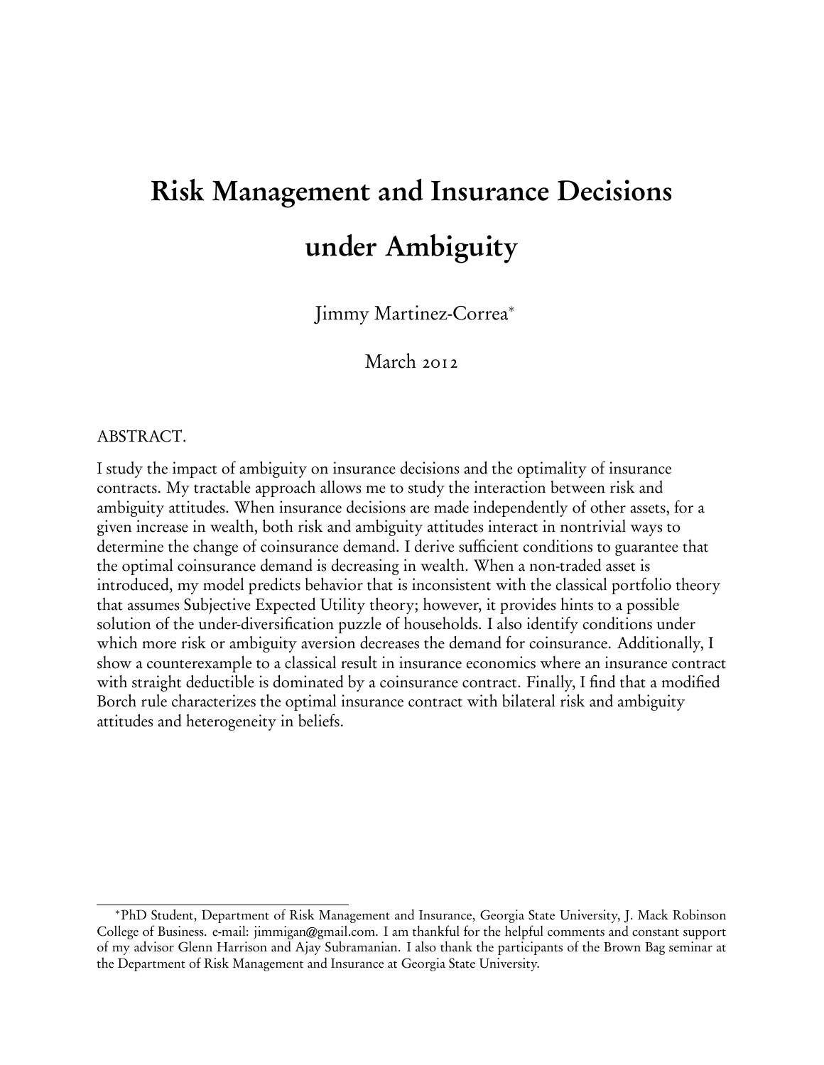# Risk Management and Insurance Decisions under Ambiguity

Jimmy Martinez-Correa*

March 2012

ABSTRACT.

I study the impact of ambiguity on insurance decisions and the optimality of insurance contracts. My tractable approach allows me to study the interaction between risk and ambiguity attitudes. When insurance decisions are made independently of other assets, for a given increase in wealth, both risk and ambiguity attitudes interact in nontrivial ways to determine the change of coinsurance demand. I derive sufficient conditions to guarantee that the optimal coinsurance demand is decreasing in wealth. When a non-traded asset is introduced, my model predicts behavior that is inconsistent with the classical portfolio theory that assumes Subjective Expected Utility theory; however, it provides hints to a possible solution of the under-diversification puzzle of households. I also identify conditions under which more risk or ambiguity aversion decreases the demand for coinsurance. Additionally, I show a counterexample to a classical result in insurance economics where an insurance contract with straight deductible is dominated by a coinsurance contract. Finally, I find that a modified Borch rule characterizes the optimal insurance contract with bilateral risk and ambiguity attitudes and heterogeneity in beliefs.

---

*PhD Student, Department of Risk Management and Insurance, Georgia State University, J. Mack Robinson College of Business. e-mail: jimmigan@gmail.com. I am thankful for the helpful comments and constant support of my advisor Glenn Harrison and Ajay Subramanian. I also thank the participants of the Brown Bag seminar at the Department of Risk Management and Insurance at Georgia State University.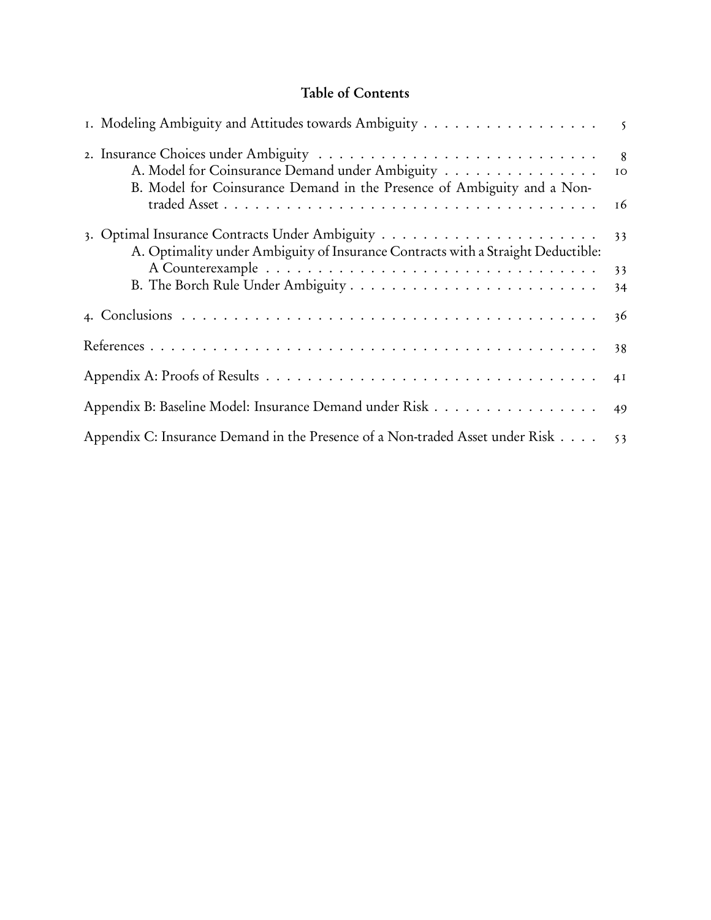## Table of Contents

1. Modeling Ambiguity and Attitudes towards Ambiguity . . . . . . . . . . . . . . . . . 5

2. Insurance Choices under Ambiguity . . . . . . . . . . . . . . . . . . . . . . . . . . . 8
   - A. Model for Coinsurance Demand under Ambiguity . . . . . . . . . . . . . . . 10
   - B. Model for Coinsurance Demand in the Presence of Ambiguity and a Non-traded Asset . . . . . . . . . . . . . . . . . . . . . . . . . . . . . . . . . 16

3. Optimal Insurance Contracts Under Ambiguity . . . . . . . . . . . . . . . . . . . . 33
   - A. Optimality under Ambiguity of Insurance Contracts with a Straight Deductible: A Counterexample . . . . . . . . . . . . . . . . . . . . . . . . . . . . . 33
   - B. The Borch Rule Under Ambiguity . . . . . . . . . . . . . . . . . . . . . . . 34

4. Conclusions . . . . . . . . . . . . . . . . . . . . . . . . . . . . . . . . . . . . . . 36

References . . . . . . . . . . . . . . . . . . . . . . . . . . . . . . . . . . . . . . . . 38

Appendix A: Proofs of Results . . . . . . . . . . . . . . . . . . . . . . . . . . . . . . 41

Appendix B: Baseline Model: Insurance Demand under Risk . . . . . . . . . . . . . . . . 49

Appendix C: Insurance Demand in the Presence of a Non-traded Asset under Risk . . . . 53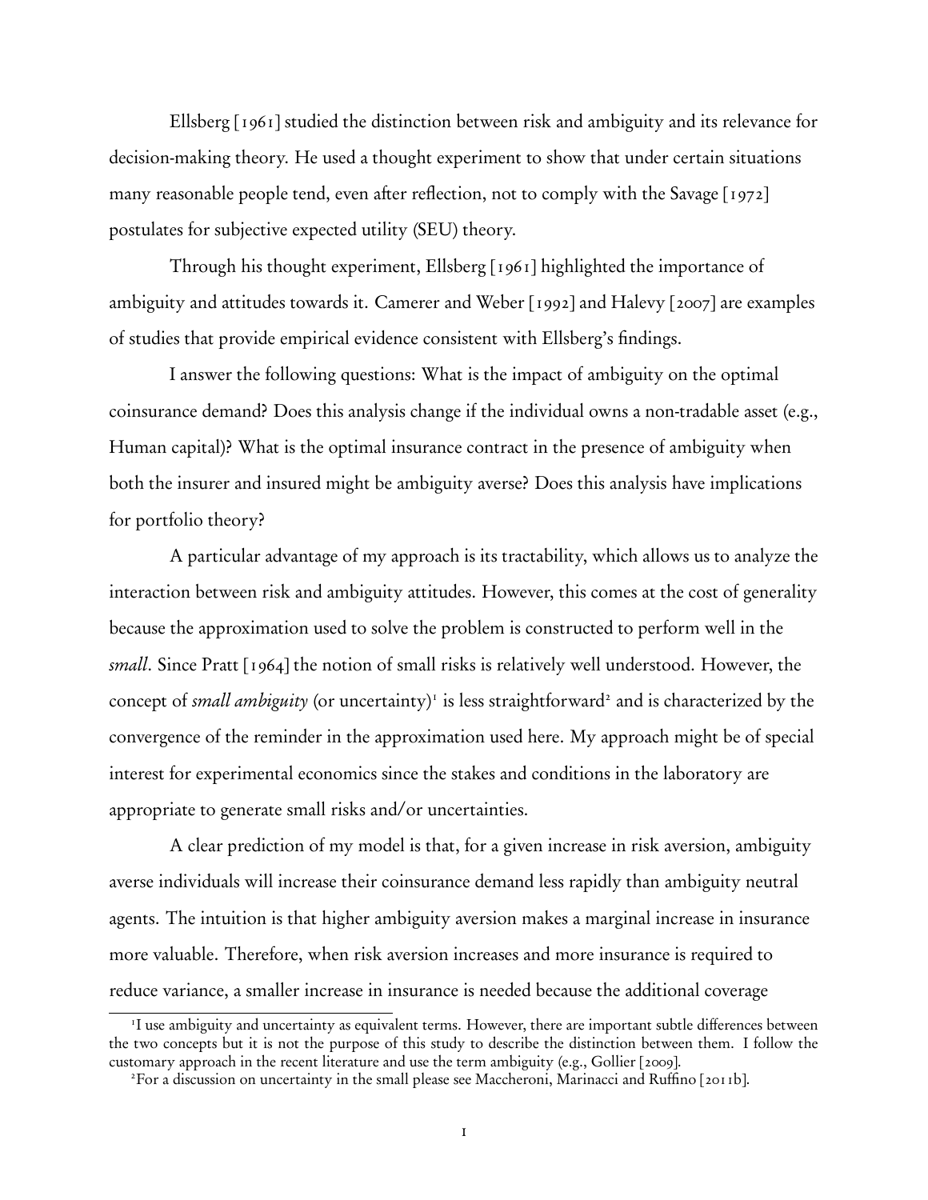Ellsberg [1961] studied the distinction between risk and ambiguity and its relevance for decision-making theory. He used a thought experiment to show that under certain situations many reasonable people tend, even after reflection, not to comply with the Savage [1972] postulates for subjective expected utility (SEU) theory.

Through his thought experiment, Ellsberg [1961] highlighted the importance of ambiguity and attitudes towards it. Camerer and Weber [1992] and Halevy [2007] are examples of studies that provide empirical evidence consistent with Ellsberg's findings.

I answer the following questions: What is the impact of ambiguity on the optimal coinsurance demand? Does this analysis change if the individual owns a non-tradable asset (e.g., Human capital)? What is the optimal insurance contract in the presence of ambiguity when both the insurer and insured might be ambiguity averse? Does this analysis have implications for portfolio theory?

A particular advantage of my approach is its tractability, which allows us to analyze the interaction between risk and ambiguity attitudes. However, this comes at the cost of generality because the approximation used to solve the problem is constructed to perform well in the *small*. Since Pratt [1964] the notion of small risks is relatively well understood. However, the concept of *small ambiguity* (or uncertainty)[1] is less straightforward[2] and is characterized by the convergence of the reminder in the approximation used here. My approach might be of special interest for experimental economics since the stakes and conditions in the laboratory are appropriate to generate small risks and/or uncertainties.

A clear prediction of my model is that, for a given increase in risk aversion, ambiguity averse individuals will increase their coinsurance demand less rapidly than ambiguity neutral agents. The intuition is that higher ambiguity aversion makes a marginal increase in insurance more valuable. Therefore, when risk aversion increases and more insurance is required to reduce variance, a smaller increase in insurance is needed because the additional coverage

[1] I use ambiguity and uncertainty as equivalent terms. However, there are important subtle differences between the two concepts but it is not the purpose of this study to describe the distinction between them. I follow the customary approach in the recent literature and use the term ambiguity (e.g., Gollier [2009].

[2] For a discussion on uncertainty in the small please see Maccheroni, Marinacci and Ruffino [2011b].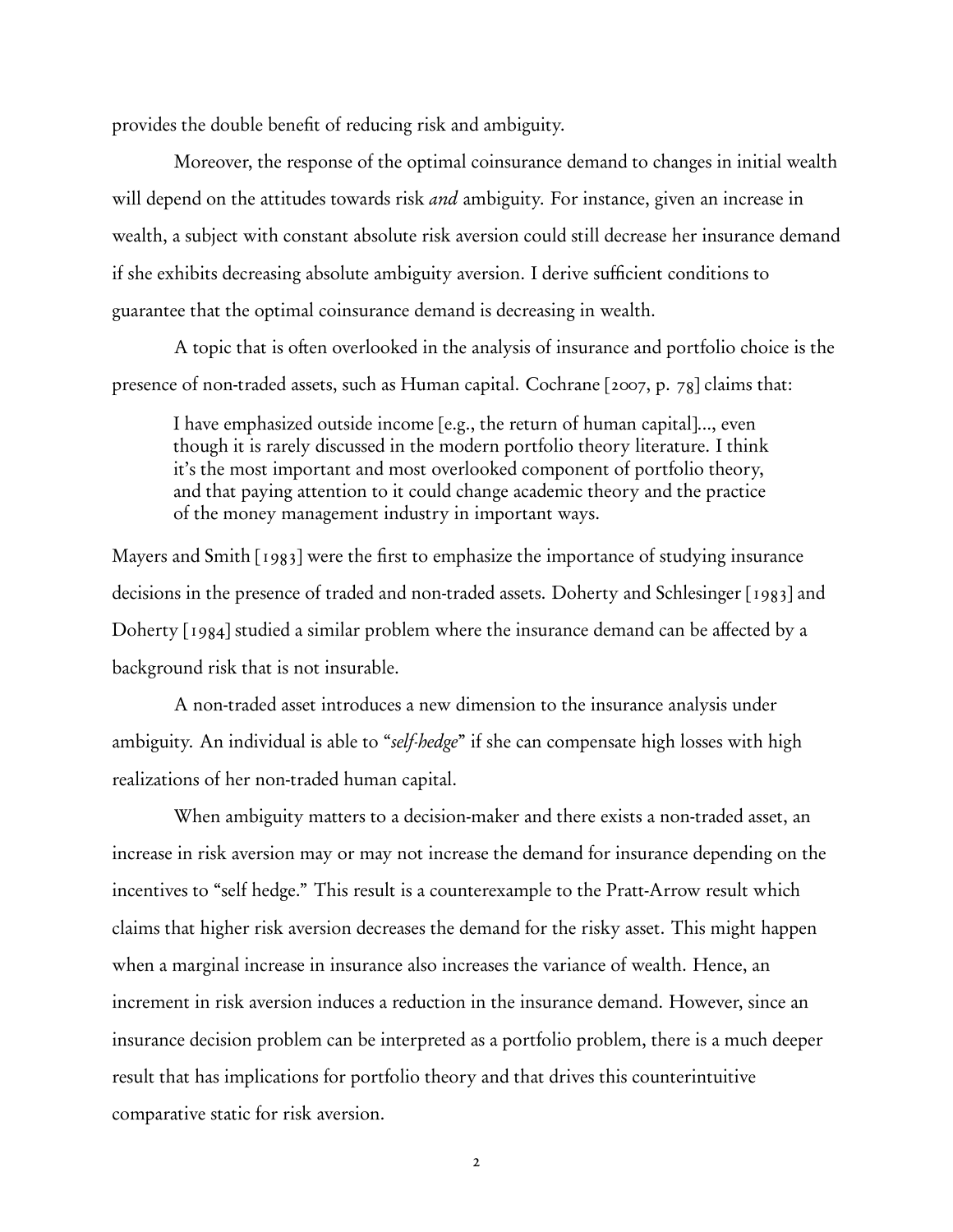provides the double benefit of reducing risk and ambiguity.

Moreover, the response of the optimal coinsurance demand to changes in initial wealth will depend on the attitudes towards risk *and* ambiguity. For instance, given an increase in wealth, a subject with constant absolute risk aversion could still decrease her insurance demand if she exhibits decreasing absolute ambiguity aversion. I derive sufficient conditions to guarantee that the optimal coinsurance demand is decreasing in wealth.

A topic that is often overlooked in the analysis of insurance and portfolio choice is the presence of non-traded assets, such as Human capital. Cochrane [2007, p. 78] claims that:

> I have emphasized outside income [e.g., the return of human capital]..., even though it is rarely discussed in the modern portfolio theory literature. I think it's the most important and most overlooked component of portfolio theory, and that paying attention to it could change academic theory and the practice of the money management industry in important ways.

Mayers and Smith [1983] were the first to emphasize the importance of studying insurance decisions in the presence of traded and non-traded assets. Doherty and Schlesinger [1983] and Doherty [1984] studied a similar problem where the insurance demand can be affected by a background risk that is not insurable.

A non-traded asset introduces a new dimension to the insurance analysis under ambiguity. An individual is able to "*self-hedge*" if she can compensate high losses with high realizations of her non-traded human capital.

When ambiguity matters to a decision-maker and there exists a non-traded asset, an increase in risk aversion may or may not increase the demand for insurance depending on the incentives to "self hedge." This result is a counterexample to the Pratt-Arrow result which claims that higher risk aversion decreases the demand for the risky asset. This might happen when a marginal increase in insurance also increases the variance of wealth. Hence, an increment in risk aversion induces a reduction in the insurance demand. However, since an insurance decision problem can be interpreted as a portfolio problem, there is a much deeper result that has implications for portfolio theory and that drives this counterintuitive comparative static for risk aversion.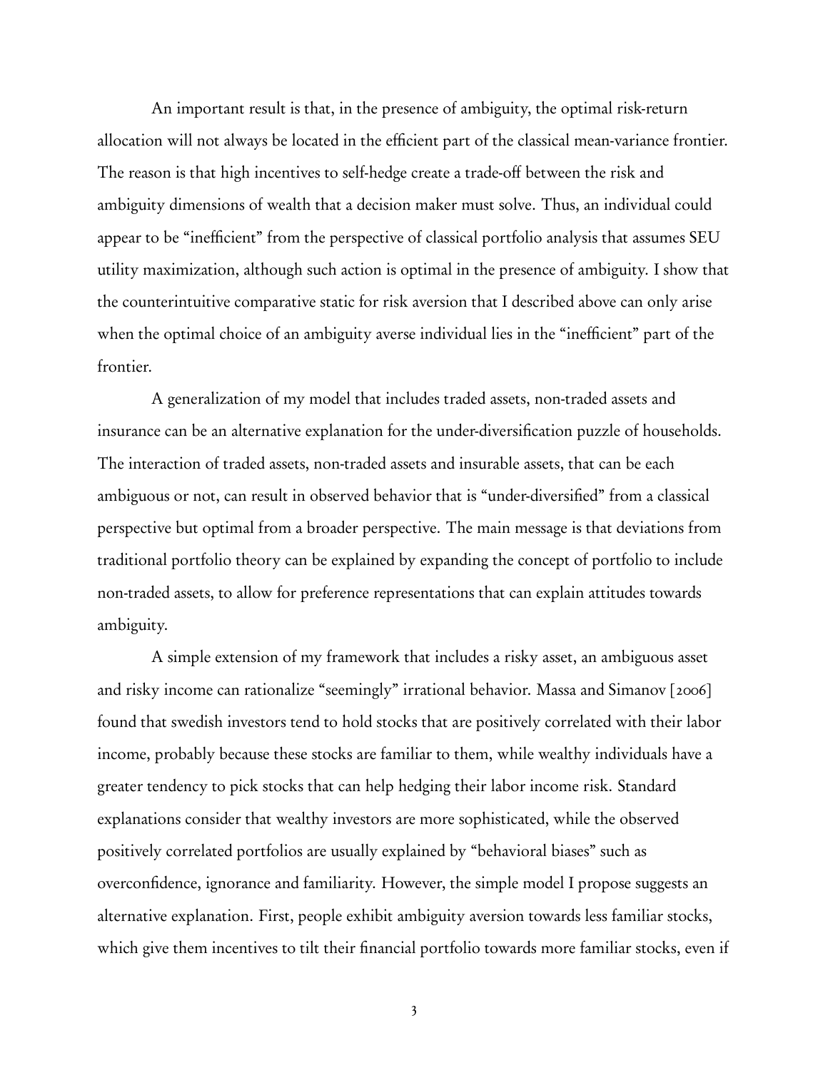An important result is that, in the presence of ambiguity, the optimal risk-return allocation will not always be located in the efficient part of the classical mean-variance frontier. The reason is that high incentives to self-hedge create a trade-off between the risk and ambiguity dimensions of wealth that a decision maker must solve. Thus, an individual could appear to be "inefficient" from the perspective of classical portfolio analysis that assumes SEU utility maximization, although such action is optimal in the presence of ambiguity. I show that the counterintuitive comparative static for risk aversion that I described above can only arise when the optimal choice of an ambiguity averse individual lies in the "inefficient" part of the frontier.

A generalization of my model that includes traded assets, non-traded assets and insurance can be an alternative explanation for the under-diversification puzzle of households. The interaction of traded assets, non-traded assets and insurable assets, that can be each ambiguous or not, can result in observed behavior that is "under-diversified" from a classical perspective but optimal from a broader perspective. The main message is that deviations from traditional portfolio theory can be explained by expanding the concept of portfolio to include non-traded assets, to allow for preference representations that can explain attitudes towards ambiguity.

A simple extension of my framework that includes a risky asset, an ambiguous asset and risky income can rationalize "seemingly" irrational behavior. Massa and Simanov [2006] found that swedish investors tend to hold stocks that are positively correlated with their labor income, probably because these stocks are familiar to them, while wealthy individuals have a greater tendency to pick stocks that can help hedging their labor income risk. Standard explanations consider that wealthy investors are more sophisticated, while the observed positively correlated portfolios are usually explained by "behavioral biases" such as overconfidence, ignorance and familiarity. However, the simple model I propose suggests an alternative explanation. First, people exhibit ambiguity aversion towards less familiar stocks, which give them incentives to tilt their financial portfolio towards more familiar stocks, even if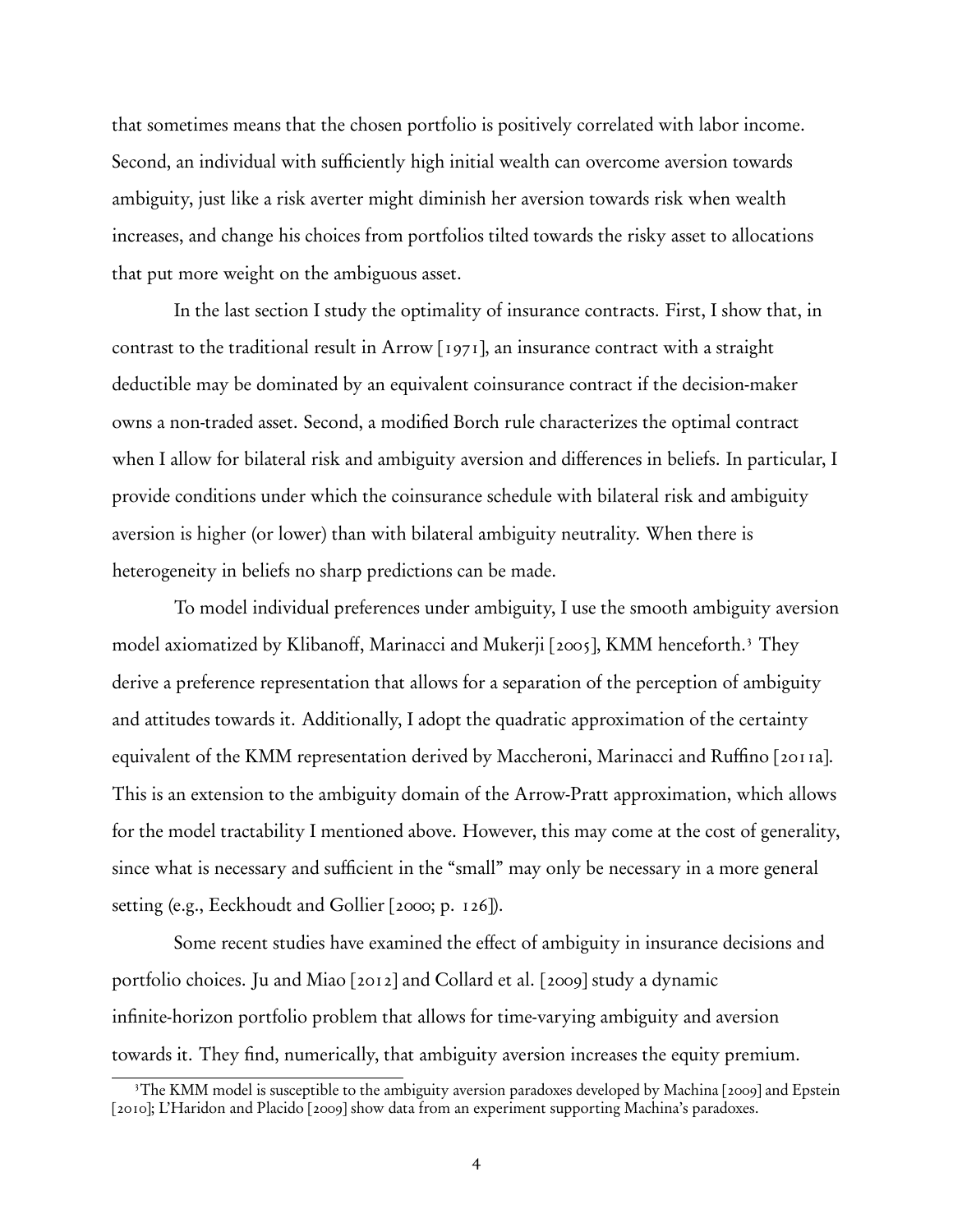that sometimes means that the chosen portfolio is positively correlated with labor income. Second, an individual with sufficiently high initial wealth can overcome aversion towards ambiguity, just like a risk averter might diminish her aversion towards risk when wealth increases, and change his choices from portfolios tilted towards the risky asset to allocations that put more weight on the ambiguous asset.

In the last section I study the optimality of insurance contracts. First, I show that, in contrast to the traditional result in Arrow [1971], an insurance contract with a straight deductible may be dominated by an equivalent coinsurance contract if the decision-maker owns a non-traded asset. Second, a modified Borch rule characterizes the optimal contract when I allow for bilateral risk and ambiguity aversion and differences in beliefs. In particular, I provide conditions under which the coinsurance schedule with bilateral risk and ambiguity aversion is higher (or lower) than with bilateral ambiguity neutrality. When there is heterogeneity in beliefs no sharp predictions can be made.

To model individual preferences under ambiguity, I use the smooth ambiguity aversion model axiomatized by Klibanoff, Marinacci and Mukerji [2005], KMM henceforth.[3] They derive a preference representation that allows for a separation of the perception of ambiguity and attitudes towards it. Additionally, I adopt the quadratic approximation of the certainty equivalent of the KMM representation derived by Maccheroni, Marinacci and Ruffino [2011a]. This is an extension to the ambiguity domain of the Arrow-Pratt approximation, which allows for the model tractability I mentioned above. However, this may come at the cost of generality, since what is necessary and sufficient in the "small" may only be necessary in a more general setting (e.g., Eeckhoudt and Gollier [2000; p. 126]).

Some recent studies have examined the effect of ambiguity in insurance decisions and portfolio choices. Ju and Miao [2012] and Collard et al. [2009] study a dynamic infinite-horizon portfolio problem that allows for time-varying ambiguity and aversion towards it. They find, numerically, that ambiguity aversion increases the equity premium.

[3] The KMM model is susceptible to the ambiguity aversion paradoxes developed by Machina [2009] and Epstein [2010]; L'Haridon and Placido [2009] show data from an experiment supporting Machina's paradoxes.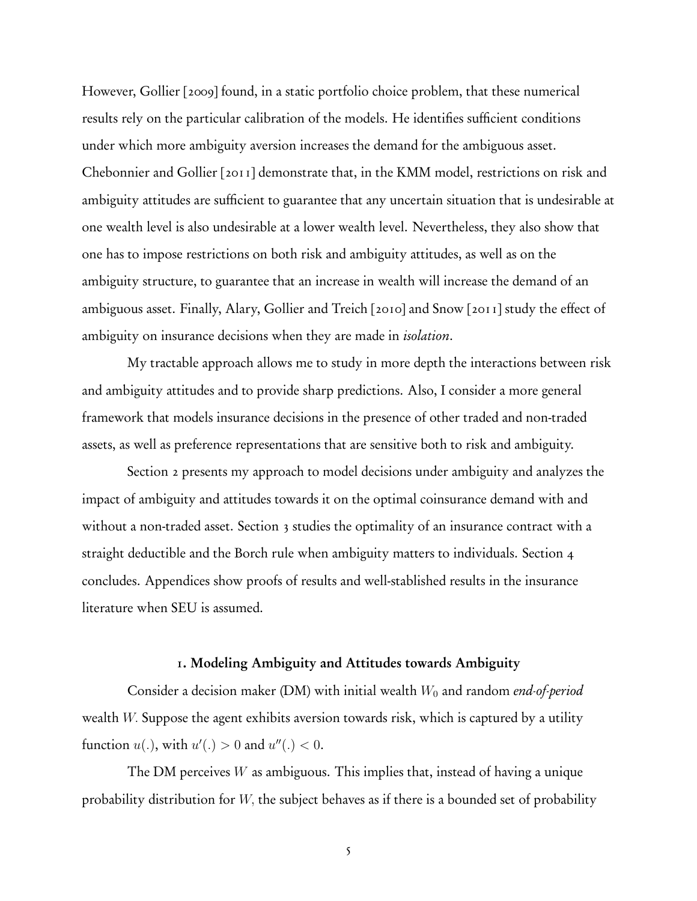However, Gollier [2009] found, in a static portfolio choice problem, that these numerical results rely on the particular calibration of the models. He identifies sufficient conditions under which more ambiguity aversion increases the demand for the ambiguous asset. Chebonnier and Gollier [2011] demonstrate that, in the KMM model, restrictions on risk and ambiguity attitudes are sufficient to guarantee that any uncertain situation that is undesirable at one wealth level is also undesirable at a lower wealth level. Nevertheless, they also show that one has to impose restrictions on both risk and ambiguity attitudes, as well as on the ambiguity structure, to guarantee that an increase in wealth will increase the demand of an ambiguous asset. Finally, Alary, Gollier and Treich [2010] and Snow [2011] study the effect of ambiguity on insurance decisions when they are made in *isolation*.

My tractable approach allows me to study in more depth the interactions between risk and ambiguity attitudes and to provide sharp predictions. Also, I consider a more general framework that models insurance decisions in the presence of other traded and non-traded assets, as well as preference representations that are sensitive both to risk and ambiguity.

Section 2 presents my approach to model decisions under ambiguity and analyzes the impact of ambiguity and attitudes towards it on the optimal coinsurance demand with and without a non-traded asset. Section 3 studies the optimality of an insurance contract with a straight deductible and the Borch rule when ambiguity matters to individuals. Section 4 concludes. Appendices show proofs of results and well-stablished results in the insurance literature when SEU is assumed.

## 1. Modeling Ambiguity and Attitudes towards Ambiguity

Consider a decision maker (DM) with initial wealth $W_0$ and random *end-of-period* wealth $W$. Suppose the agent exhibits aversion towards risk, which is captured by a utility function $u(.)$, with $u'(.) > 0$ and $u''(.) < 0$.

The DM perceives $W$ as ambiguous. This implies that, instead of having a unique probability distribution for $W$, the subject behaves as if there is a bounded set of probability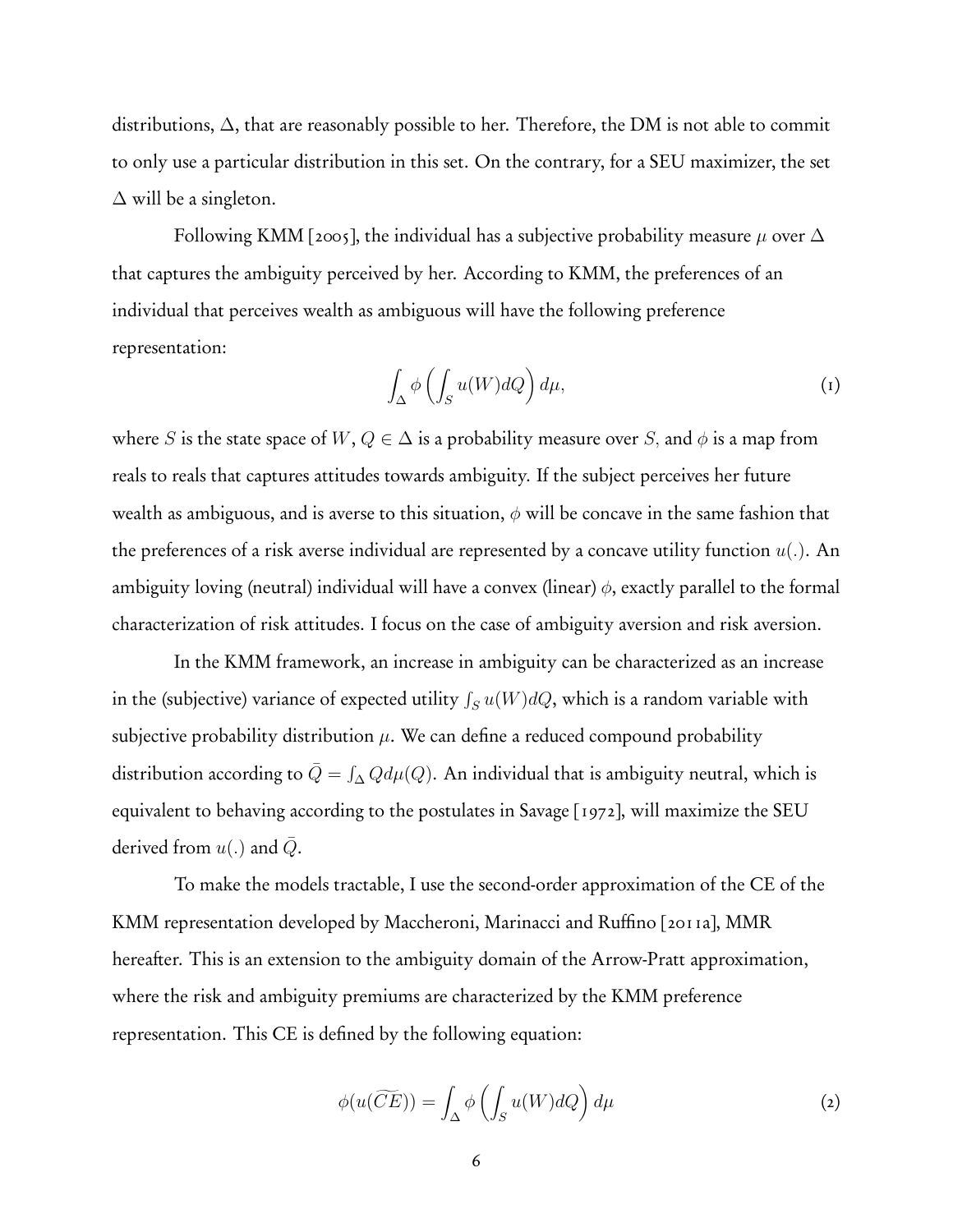distributions, $\Delta$, that are reasonably possible to her. Therefore, the DM is not able to commit to only use a particular distribution in this set. On the contrary, for a SEU maximizer, the set $\Delta$ will be a singleton.

Following KMM [2005], the individual has a subjective probability measure $\mu$ over $\Delta$ that captures the ambiguity perceived by her. According to KMM, the preferences of an individual that perceives wealth as ambiguous will have the following preference representation:

$$\int_{\Delta} \phi \left( \int_{S} u(W) dQ \right) d\mu, \tag{1}$$

where $S$ is the state space of $W$, $Q \in \Delta$ is a probability measure over $S$, and $\phi$ is a map from reals to reals that captures attitudes towards ambiguity. If the subject perceives her future wealth as ambiguous, and is averse to this situation, $\phi$ will be concave in the same fashion that the preferences of a risk averse individual are represented by a concave utility function $u(.)$. An ambiguity loving (neutral) individual will have a convex (linear) $\phi$, exactly parallel to the formal characterization of risk attitudes. I focus on the case of ambiguity aversion and risk aversion.

In the KMM framework, an increase in ambiguity can be characterized as an increase in the (subjective) variance of expected utility $\int_S u(W)dQ$, which is a random variable with subjective probability distribution $\mu$. We can define a reduced compound probability distribution according to $\bar{Q} = \int_{\Delta} Q d\mu(Q)$. An individual that is ambiguity neutral, which is equivalent to behaving according to the postulates in Savage [1972], will maximize the SEU derived from $u(.)$ and $\bar{Q}$.

To make the models tractable, I use the second-order approximation of the CE of the KMM representation developed by Maccheroni, Marinacci and Ruffino [2011a], MMR hereafter. This is an extension to the ambiguity domain of the Arrow-Pratt approximation, where the risk and ambiguity premiums are characterized by the KMM preference representation. This CE is defined by the following equation:

$$\phi(u(\widetilde{CE})) = \int_{\Delta} \phi \left( \int_{S} u(W) dQ \right) d\mu \tag{2}$$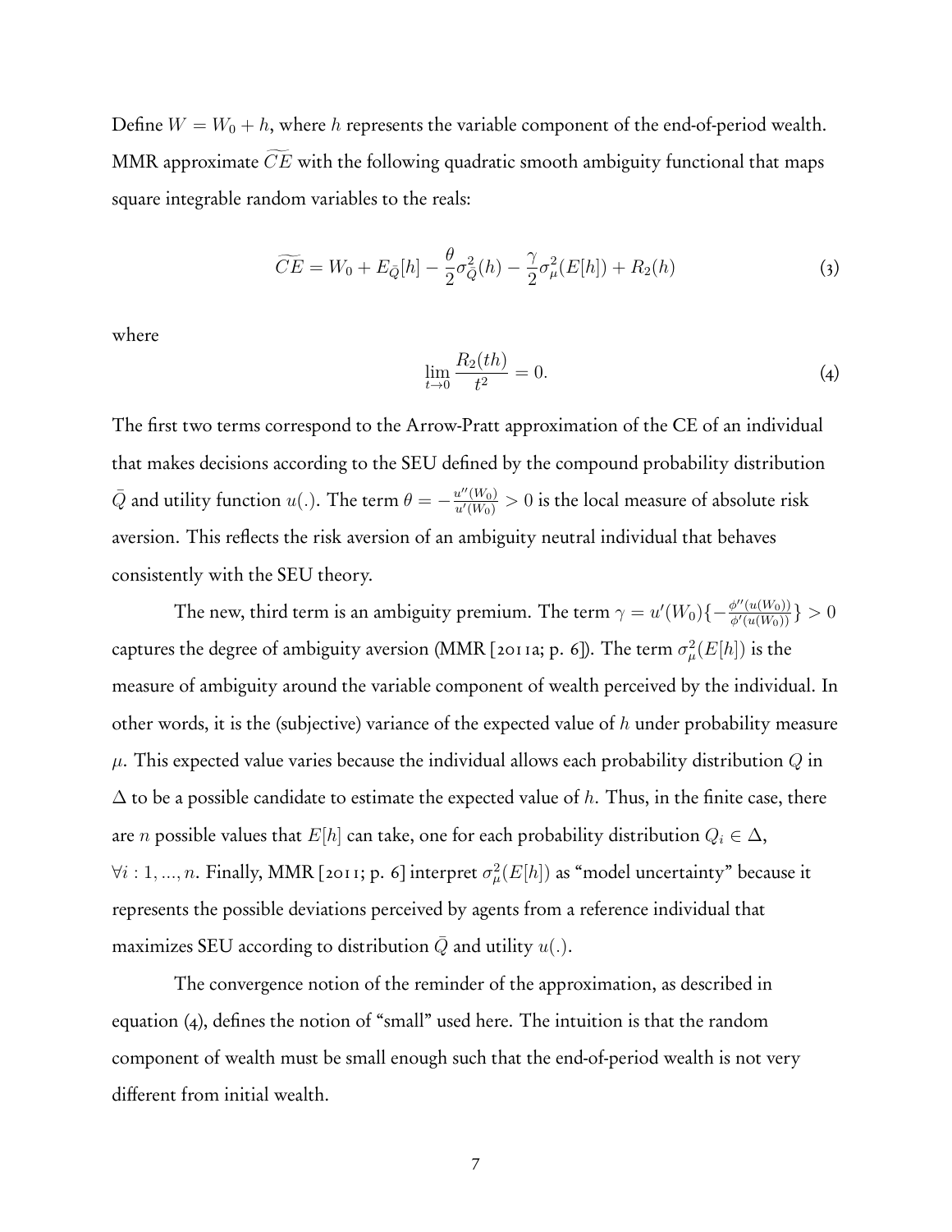Define $W = W_0 + h$, where $h$ represents the variable component of the end-of-period wealth. MMR approximate $\widetilde{CE}$ with the following quadratic smooth ambiguity functional that maps square integrable random variables to the reals:

$$\widetilde{CE} = W_0 + E_{\bar{Q}}[h] - \frac{\theta}{2}\sigma^2_{\bar{Q}}(h) - \frac{\gamma}{2}\sigma^2_{\mu}(E[h]) + R_2(h) \tag{3}$$

where

$$\lim_{t \to 0} \frac{R_2(th)}{t^2} = 0. \tag{4}$$

The first two terms correspond to the Arrow-Pratt approximation of the CE of an individual that makes decisions according to the SEU defined by the compound probability distribution $\bar{Q}$ and utility function $u(.)$. The term $\theta = -\frac{u''(W_0)}{u'(W_0)} > 0$ is the local measure of absolute risk aversion. This reflects the risk aversion of an ambiguity neutral individual that behaves consistently with the SEU theory.

The new, third term is an ambiguity premium. The term $\gamma = u'(W_0)\{-\frac{\phi''(u(W_0))}{\phi'(u(W_0))}\} > 0$ captures the degree of ambiguity aversion (MMR [2011a; p. 6]). The term $\sigma^2_{\mu}(E[h])$ is the measure of ambiguity around the variable component of wealth perceived by the individual. In other words, it is the (subjective) variance of the expected value of $h$ under probability measure $\mu$. This expected value varies because the individual allows each probability distribution $Q$ in $\Delta$ to be a possible candidate to estimate the expected value of $h$. Thus, in the finite case, there are $n$ possible values that $E[h]$ can take, one for each probability distribution $Q_i \in \Delta$, $\forall i : 1, ..., n$. Finally, MMR [2011; p. 6] interpret $\sigma^2_{\mu}(E[h])$ as "model uncertainty" because it represents the possible deviations perceived by agents from a reference individual that maximizes SEU according to distribution $\bar{Q}$ and utility $u(.)$.

The convergence notion of the reminder of the approximation, as described in equation (4), defines the notion of "small" used here. The intuition is that the random component of wealth must be small enough such that the end-of-period wealth is not very different from initial wealth.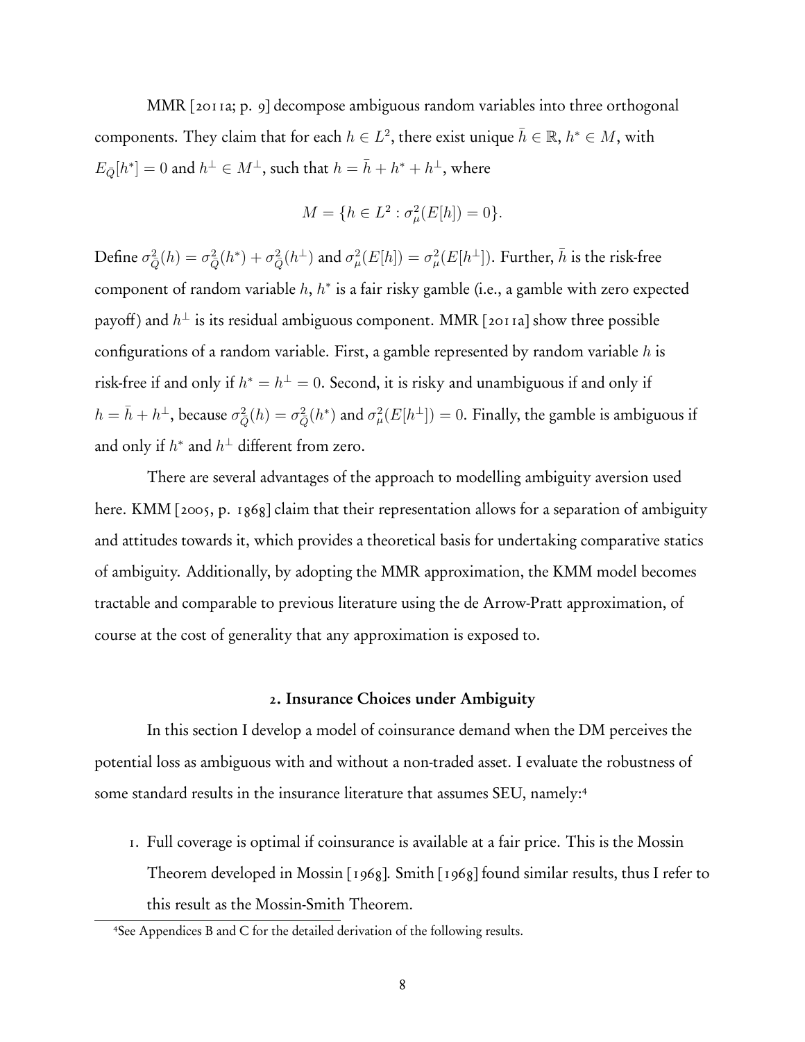MMR [2011a; p. 9] decompose ambiguous random variables into three orthogonal components. They claim that for each $h \in L^2$, there exist unique $\bar{h} \in \mathbb{R}$, $h^* \in M$, with $E_{\bar{Q}}[h^*] = 0$ and $h^{\perp} \in M^{\perp}$, such that $h = \bar{h} + h^* + h^{\perp}$, where

$$M = \{h \in L^2 : \sigma^2_{\mu}(E[h]) = 0\}.$$

Define $\sigma^2_{\bar{Q}}(h) = \sigma^2_{\bar{Q}}(h^*) + \sigma^2_{\bar{Q}}(h^{\perp})$ and $\sigma^2_{\mu}(E[h]) = \sigma^2_{\mu}(E[h^{\perp}])$. Further, $\bar{h}$ is the risk-free component of random variable $h$, $h^*$ is a fair risky gamble (i.e., a gamble with zero expected payoff) and $h^{\perp}$ is its residual ambiguous component. MMR [2011a] show three possible configurations of a random variable. First, a gamble represented by random variable $h$ is risk-free if and only if $h^* = h^{\perp} = 0$. Second, it is risky and unambiguous if and only if $h = \bar{h} + h^{\perp}$, because $\sigma^2_{\bar{Q}}(h) = \sigma^2_{\bar{Q}}(h^*)$ and $\sigma^2_{\mu}(E[h^{\perp}]) = 0$. Finally, the gamble is ambiguous if and only if $h^*$ and $h^{\perp}$ different from zero.

There are several advantages of the approach to modelling ambiguity aversion used here. KMM [2005, p. 1868] claim that their representation allows for a separation of ambiguity and attitudes towards it, which provides a theoretical basis for undertaking comparative statics of ambiguity. Additionally, by adopting the MMR approximation, the KMM model becomes tractable and comparable to previous literature using the de Arrow-Pratt approximation, of course at the cost of generality that any approximation is exposed to.

## 2. Insurance Choices under Ambiguity

In this section I develop a model of coinsurance demand when the DM perceives the potential loss as ambiguous with and without a non-traded asset. I evaluate the robustness of some standard results in the insurance literature that assumes SEU, namely:[4]

1. Full coverage is optimal if coinsurance is available at a fair price. This is the Mossin Theorem developed in Mossin [1968]. Smith [1968] found similar results, thus I refer to this result as the Mossin-Smith Theorem.

[4] See Appendices B and C for the detailed derivation of the following results.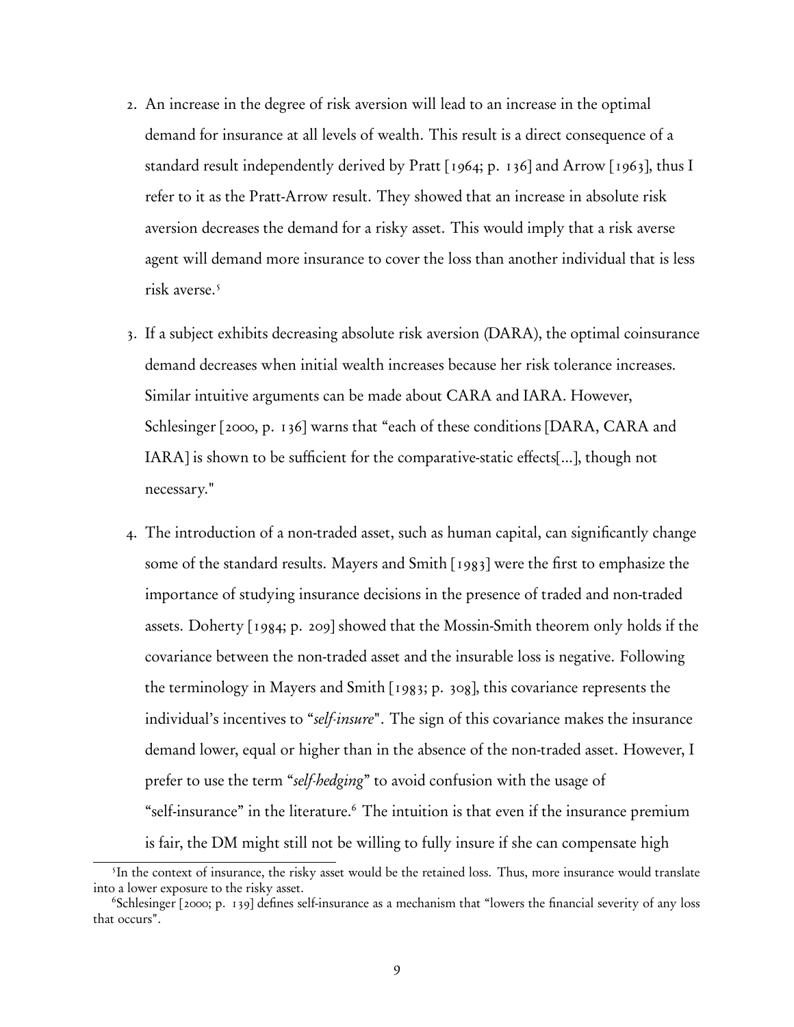2. An increase in the degree of risk aversion will lead to an increase in the optimal demand for insurance at all levels of wealth. This result is a direct consequence of a standard result independently derived by Pratt [1964; p. 136] and Arrow [1963], thus I refer to it as the Pratt-Arrow result. They showed that an increase in absolute risk aversion decreases the demand for a risky asset. This would imply that a risk averse agent will demand more insurance to cover the loss than another individual that is less risk averse.[5]

3. If a subject exhibits decreasing absolute risk aversion (DARA), the optimal coinsurance demand decreases when initial wealth increases because her risk tolerance increases. Similar intuitive arguments can be made about CARA and IARA. However, Schlesinger [2000, p. 136] warns that "each of these conditions [DARA, CARA and IARA] is shown to be sufficient for the comparative-static effects[...], though not necessary."

4. The introduction of a non-traded asset, such as human capital, can significantly change some of the standard results. Mayers and Smith [1983] were the first to emphasize the importance of studying insurance decisions in the presence of traded and non-traded assets. Doherty [1984; p. 209] showed that the Mossin-Smith theorem only holds if the covariance between the non-traded asset and the insurable loss is negative. Following the terminology in Mayers and Smith [1983; p. 308], this covariance represents the individual's incentives to "*self-insure*". The sign of this covariance makes the insurance demand lower, equal or higher than in the absence of the non-traded asset. However, I prefer to use the term "*self-hedging*" to avoid confusion with the usage of "self-insurance" in the literature.[6] The intuition is that even if the insurance premium is fair, the DM might still not be willing to fully insure if she can compensate high

[5] In the context of insurance, the risky asset would be the retained loss. Thus, more insurance would translate into a lower exposure to the risky asset.

[6] Schlesinger [2000; p. 139] defines self-insurance as a mechanism that "lowers the financial severity of any loss that occurs".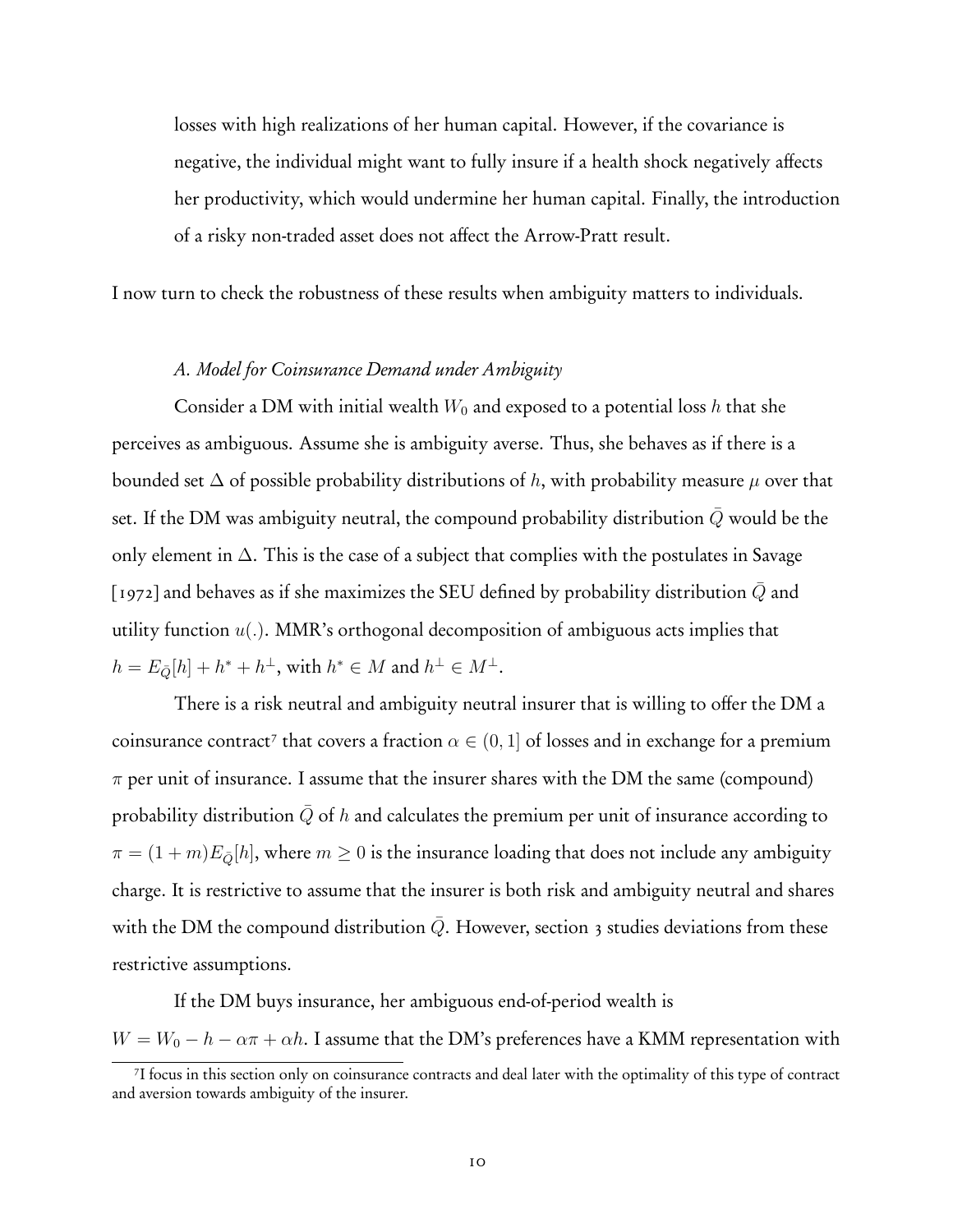losses with high realizations of her human capital. However, if the covariance is negative, the individual might want to fully insure if a health shock negatively affects her productivity, which would undermine her human capital. Finally, the introduction of a risky non-traded asset does not affect the Arrow-Pratt result.

I now turn to check the robustness of these results when ambiguity matters to individuals.

### *A. Model for Coinsurance Demand under Ambiguity*

Consider a DM with initial wealth $W_0$ and exposed to a potential loss $h$ that she perceives as ambiguous. Assume she is ambiguity averse. Thus, she behaves as if there is a bounded set $\Delta$ of possible probability distributions of $h$, with probability measure $\mu$ over that set. If the DM was ambiguity neutral, the compound probability distribution $\bar{Q}$ would be the only element in $\Delta$. This is the case of a subject that complies with the postulates in Savage [1972] and behaves as if she maximizes the SEU defined by probability distribution $\bar{Q}$ and utility function $u(.)$. MMR's orthogonal decomposition of ambiguous acts implies that $h = E_{\bar{Q}}[h] + h^* + h^{\perp}$, with $h^* \in M$ and $h^{\perp} \in M^{\perp}$.

There is a risk neutral and ambiguity neutral insurer that is willing to offer the DM a coinsurance contract[7] that covers a fraction $\alpha \in (0, 1]$ of losses and in exchange for a premium $\pi$ per unit of insurance. I assume that the insurer shares with the DM the same (compound) probability distribution $\bar{Q}$ of $h$ and calculates the premium per unit of insurance according to $\pi = (1 + m)E_{\bar{Q}}[h]$, where $m \geq 0$ is the insurance loading that does not include any ambiguity charge. It is restrictive to assume that the insurer is both risk and ambiguity neutral and shares with the DM the compound distribution $\bar{Q}$. However, section 3 studies deviations from these restrictive assumptions.

If the DM buys insurance, her ambiguous end-of-period wealth is $W = W_0 - h - \alpha\pi + \alpha h$. I assume that the DM's preferences have a KMM representation with

[7] I focus in this section only on coinsurance contracts and deal later with the optimality of this type of contract and aversion towards ambiguity of the insurer.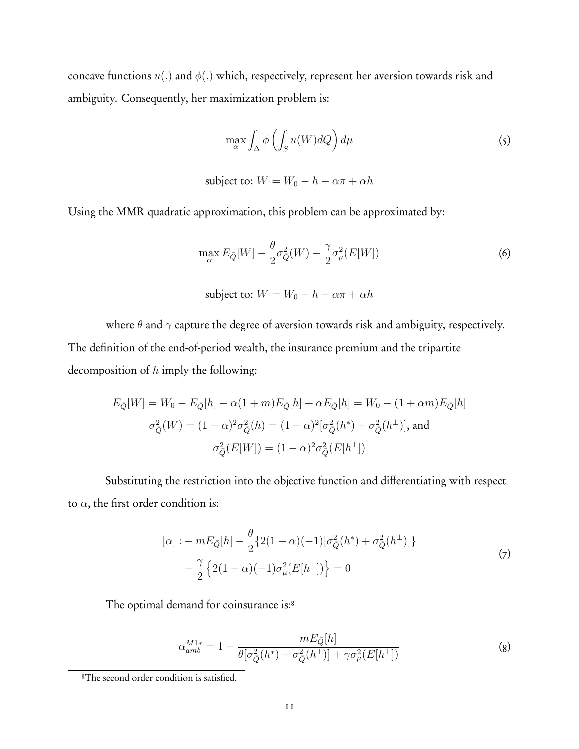concave functions $u(.)$ and $\phi(.)$ which, respectively, represent her aversion towards risk and ambiguity. Consequently, her maximization problem is:

$$\max_{\alpha} \int_{\Delta} \phi\left(\int_{S} u(W) dQ\right) d\mu \tag{5}$$

$$\text{subject to: } W = W_0 - h - \alpha\pi + \alpha h$$

Using the MMR quadratic approximation, this problem can be approximated by:

$$\max_{\alpha} E_{\bar{Q}}[W] - \frac{\theta}{2}\sigma^2_{\bar{Q}}(W) - \frac{\gamma}{2}\sigma^2_{\mu}(E[W]) \tag{6}$$

$$\text{subject to: } W = W_0 - h - \alpha\pi + \alpha h$$

where $\theta$ and $\gamma$ capture the degree of aversion towards risk and ambiguity, respectively. The definition of the end-of-period wealth, the insurance premium and the tripartite decomposition of $h$ imply the following:

$$E_{\bar{Q}}[W] = W_0 - E_{\bar{Q}}[h] - \alpha(1+m)E_{\bar{Q}}[h] + \alpha E_{\bar{Q}}[h] = W_0 - (1+\alpha m)E_{\bar{Q}}[h]$$

$$\sigma^2_{\bar{Q}}(W) = (1-\alpha)^2\sigma^2_{\bar{Q}}(h) = (1-\alpha)^2[\sigma^2_{\bar{Q}}(h^*) + \sigma^2_{\bar{Q}}(h^{\perp})], \text{ and}$$

$$\sigma^2_{\bar{Q}}(E[W]) = (1-\alpha)^2\sigma^2_{\bar{Q}}(E[h^{\perp}])$$

Substituting the restriction into the objective function and differentiating with respect to $\alpha$, the first order condition is:

$$\begin{aligned}[\alpha] : -mE_{\bar{Q}}[h] &- \frac{\theta}{2}\{2(1-\alpha)(-1)[\sigma^2_{\bar{Q}}(h^*) + \sigma^2_{\bar{Q}}(h^{\perp})]\} \\ &- \frac{\gamma}{2}\left\{2(1-\alpha)(-1)\sigma^2_{\mu}(E[h^{\perp}])\right\} = 0\end{aligned} \tag{7}$$

The optimal demand for coinsurance is:[8]

$$\alpha^{M1*}_{amb} = 1 - \frac{mE_{\bar{Q}}[h]}{\theta[\sigma^2_{\bar{Q}}(h^*) + \sigma^2_{\bar{Q}}(h^{\perp})] + \gamma\sigma^2_{\mu}(E[h^{\perp}])} \tag{8}$$

[8] The second order condition is satisfied.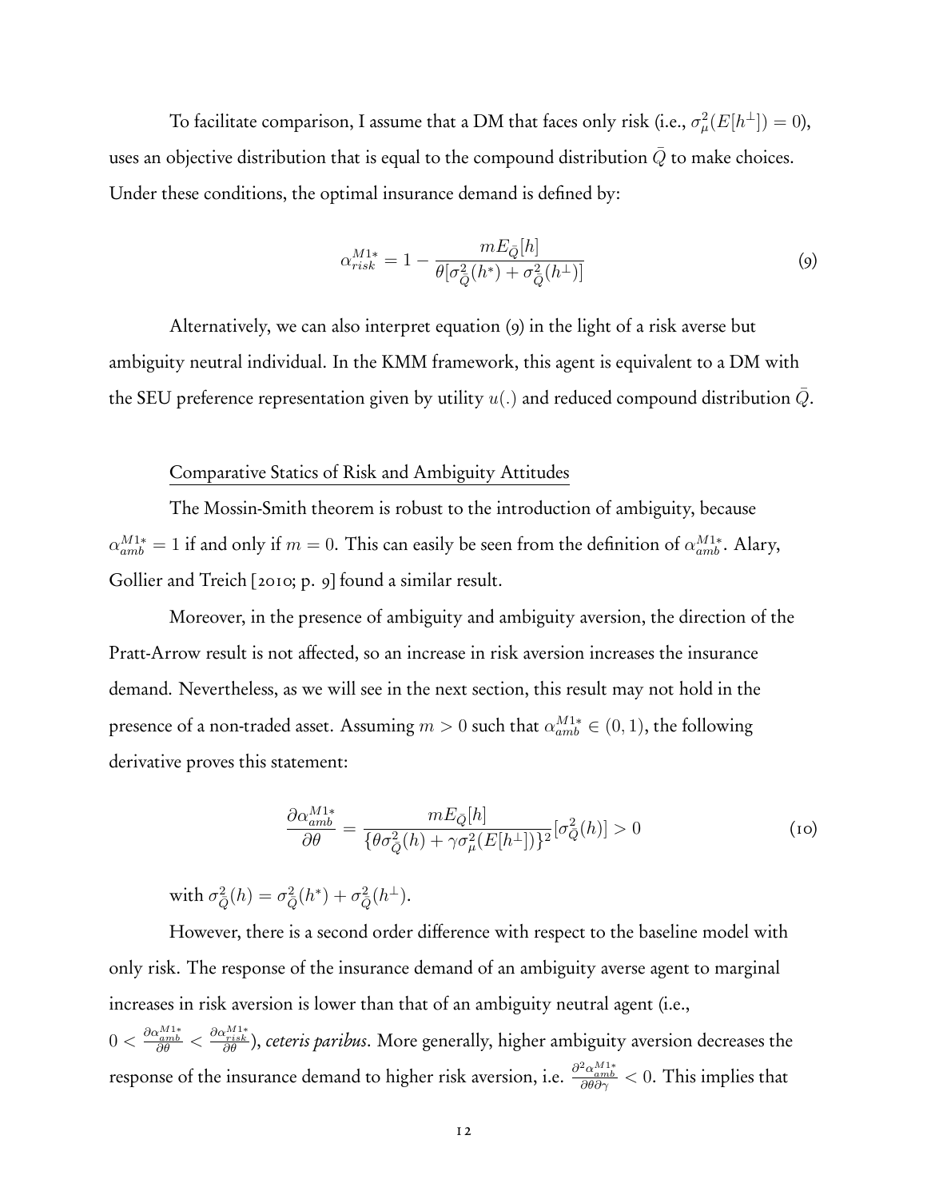To facilitate comparison, I assume that a DM that faces only risk (i.e., $\sigma^2_\mu(E[h^\perp]) = 0$), uses an objective distribution that is equal to the compound distribution $\bar{Q}$ to make choices. Under these conditions, the optimal insurance demand is defined by:

$$\alpha^{M1*}_{risk} = 1 - \frac{mE_{\bar{Q}}[h]}{\theta[\sigma^2_{\bar{Q}}(h^*) + \sigma^2_{\bar{Q}}(h^\perp)]} \tag{9}$$

Alternatively, we can also interpret equation (9) in the light of a risk averse but ambiguity neutral individual. In the KMM framework, this agent is equivalent to a DM with the SEU preference representation given by utility $u(.)$ and reduced compound distribution $\bar{Q}$.

Comparative Statics of Risk and Ambiguity Attitudes

The Mossin-Smith theorem is robust to the introduction of ambiguity, because $\alpha^{M1*}_{amb} = 1$ if and only if $m = 0$. This can easily be seen from the definition of $\alpha^{M1*}_{amb}$. Alary, Gollier and Treich [2010; p. 9] found a similar result.

Moreover, in the presence of ambiguity and ambiguity aversion, the direction of the Pratt-Arrow result is not affected, so an increase in risk aversion increases the insurance demand. Nevertheless, as we will see in the next section, this result may not hold in the presence of a non-traded asset. Assuming $m > 0$ such that $\alpha^{M1*}_{amb} \in (0, 1)$, the following derivative proves this statement:

$$\frac{\partial \alpha^{M1*}_{amb}}{\partial \theta} = \frac{mE_{\bar{Q}}[h]}{\{\theta\sigma^2_{\bar{Q}}(h) + \gamma\sigma^2_\mu(E[h^\perp])\}^2}[\sigma^2_{\bar{Q}}(h)] > 0 \tag{10}$$

with $\sigma^2_{\bar{Q}}(h) = \sigma^2_{\bar{Q}}(h^*) + \sigma^2_{\bar{Q}}(h^\perp)$.

However, there is a second order difference with respect to the baseline model with only risk. The response of the insurance demand of an ambiguity averse agent to marginal increases in risk aversion is lower than that of an ambiguity neutral agent (i.e., $0 < \frac{\partial \alpha^{M1*}_{amb}}{\partial \theta} < \frac{\partial \alpha^{M1*}_{risk}}{\partial \theta}$), *ceteris paribus*. More generally, higher ambiguity aversion decreases the response of the insurance demand to higher risk aversion, i.e. $\frac{\partial^2 \alpha^{M1*}_{amb}}{\partial \theta \partial \gamma} < 0$. This implies that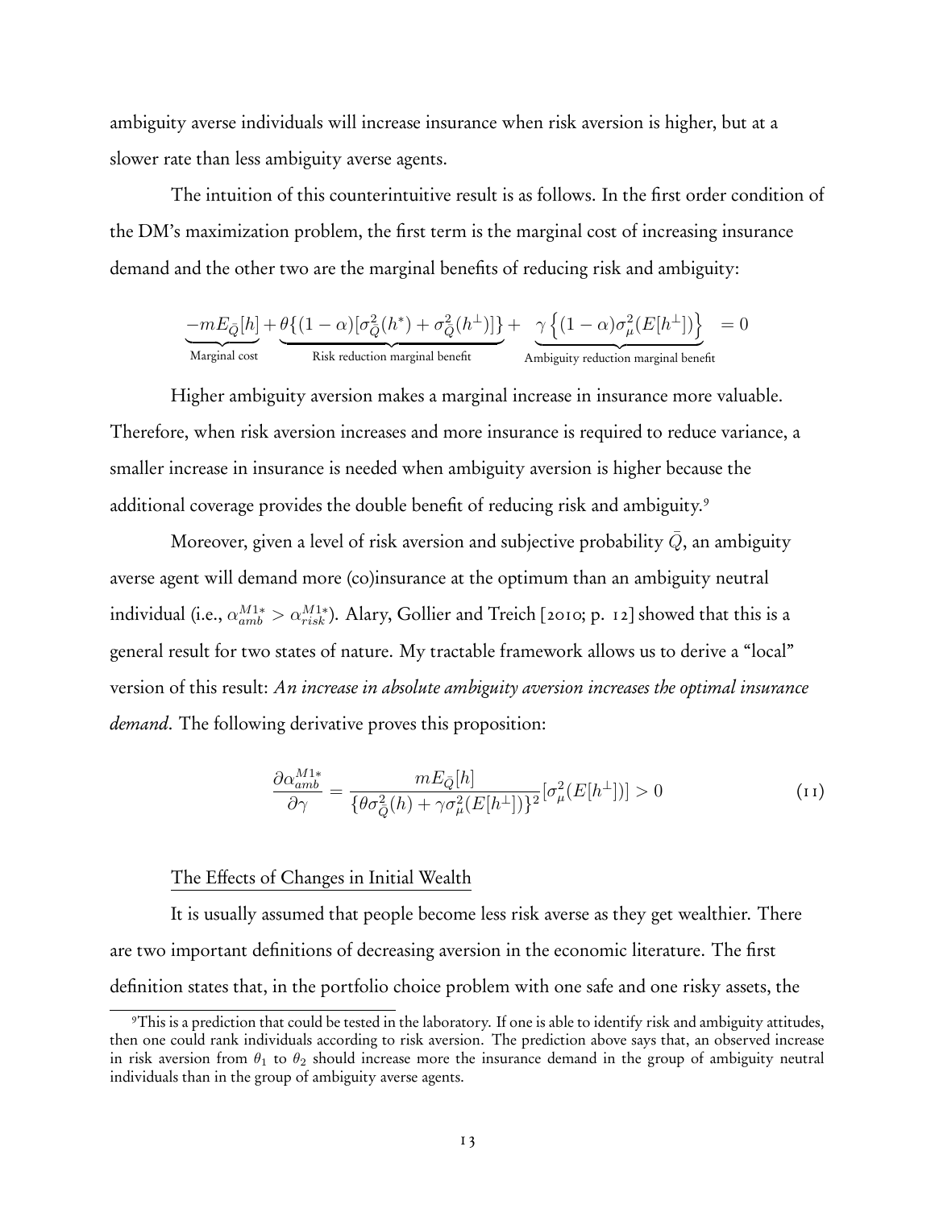ambiguity averse individuals will increase insurance when risk aversion is higher, but at a slower rate than less ambiguity averse agents.

The intuition of this counterintuitive result is as follows. In the first order condition of the DM's maximization problem, the first term is the marginal cost of increasing insurance demand and the other two are the marginal benefits of reducing risk and ambiguity:

$$\underbrace{-mE_{\bar{Q}}[h]}_{\text{Marginal cost}} + \underbrace{\theta\{(1-\alpha)[\sigma^2_{\bar{Q}}(h^*) + \sigma^2_{\bar{Q}}(h^{\perp})]\}}_{\text{Risk reduction marginal benefit}} + \underbrace{\gamma\left\{(1-\alpha)\sigma^2_{\mu}(E[h^{\perp}])\right\}}_{\text{Ambiguity reduction marginal benefit}} = 0$$

Higher ambiguity aversion makes a marginal increase in insurance more valuable. Therefore, when risk aversion increases and more insurance is required to reduce variance, a smaller increase in insurance is needed when ambiguity aversion is higher because the additional coverage provides the double benefit of reducing risk and ambiguity.[9]

Moreover, given a level of risk aversion and subjective probability $\bar{Q}$, an ambiguity averse agent will demand more (co)insurance at the optimum than an ambiguity neutral individual (i.e., $\alpha^{M1*}_{amb} > \alpha^{M1*}_{risk}$). Alary, Gollier and Treich [2010; p. 12] showed that this is a general result for two states of nature. My tractable framework allows us to derive a "local" version of this result: *An increase in absolute ambiguity aversion increases the optimal insurance demand*. The following derivative proves this proposition:

$$\frac{\partial \alpha^{M1*}_{amb}}{\partial \gamma} = \frac{mE_{\bar{Q}}[h]}{\{\theta\sigma^2_{\bar{Q}}(h) + \gamma\sigma^2_{\mu}(E[h^{\perp}])\}^2}[\sigma^2_{\mu}(E[h^{\perp}])] > 0 \tag{11}$$

The Effects of Changes in Initial Wealth

It is usually assumed that people become less risk averse as they get wealthier. There are two important definitions of decreasing aversion in the economic literature. The first definition states that, in the portfolio choice problem with one safe and one risky assets, the

[9] This is a prediction that could be tested in the laboratory. If one is able to identify risk and ambiguity attitudes, then one could rank individuals according to risk aversion. The prediction above says that, an observed increase in risk aversion from $\theta_1$ to $\theta_2$ should increase more the insurance demand in the group of ambiguity neutral individuals than in the group of ambiguity averse agents.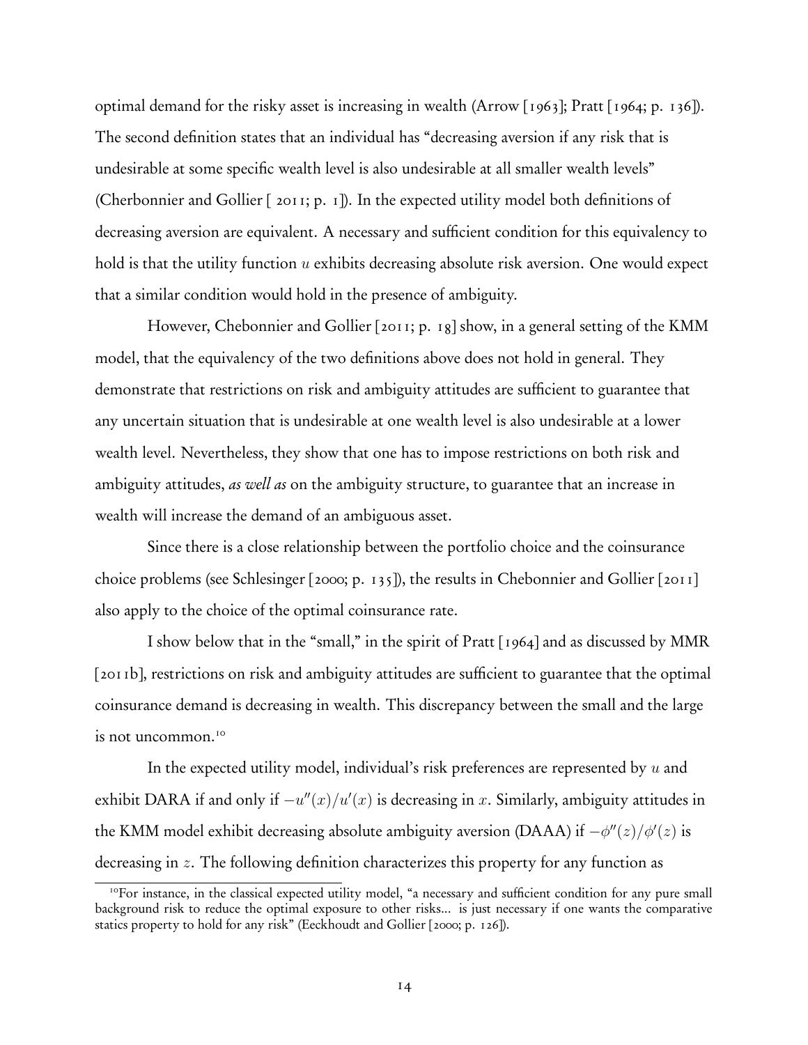optimal demand for the risky asset is increasing in wealth (Arrow [1963]; Pratt [1964; p. 136]). The second definition states that an individual has "decreasing aversion if any risk that is undesirable at some specific wealth level is also undesirable at all smaller wealth levels" (Cherbonnier and Gollier [ 2011; p. 1]). In the expected utility model both definitions of decreasing aversion are equivalent. A necessary and sufficient condition for this equivalency to hold is that the utility function $u$ exhibits decreasing absolute risk aversion. One would expect that a similar condition would hold in the presence of ambiguity.

However, Chebonnier and Gollier [2011; p. 18] show, in a general setting of the KMM model, that the equivalency of the two definitions above does not hold in general. They demonstrate that restrictions on risk and ambiguity attitudes are sufficient to guarantee that any uncertain situation that is undesirable at one wealth level is also undesirable at a lower wealth level. Nevertheless, they show that one has to impose restrictions on both risk and ambiguity attitudes, *as well as* on the ambiguity structure, to guarantee that an increase in wealth will increase the demand of an ambiguous asset.

Since there is a close relationship between the portfolio choice and the coinsurance choice problems (see Schlesinger [2000; p. 135]), the results in Chebonnier and Gollier [2011] also apply to the choice of the optimal coinsurance rate.

I show below that in the "small," in the spirit of Pratt [1964] and as discussed by MMR [2011b], restrictions on risk and ambiguity attitudes are sufficient to guarantee that the optimal coinsurance demand is decreasing in wealth. This discrepancy between the small and the large is not uncommon.[10]

In the expected utility model, individual's risk preferences are represented by $u$ and exhibit DARA if and only if $-u''(x)/u'(x)$ is decreasing in $x$. Similarly, ambiguity attitudes in the KMM model exhibit decreasing absolute ambiguity aversion (DAAA) if $-\phi''(z)/\phi'(z)$ is decreasing in $z$. The following definition characterizes this property for any function as

[10] For instance, in the classical expected utility model, "a necessary and sufficient condition for any pure small background risk to reduce the optimal exposure to other risks... is just necessary if one wants the comparative statics property to hold for any risk" (Eeckhoudt and Gollier [2000; p. 126]).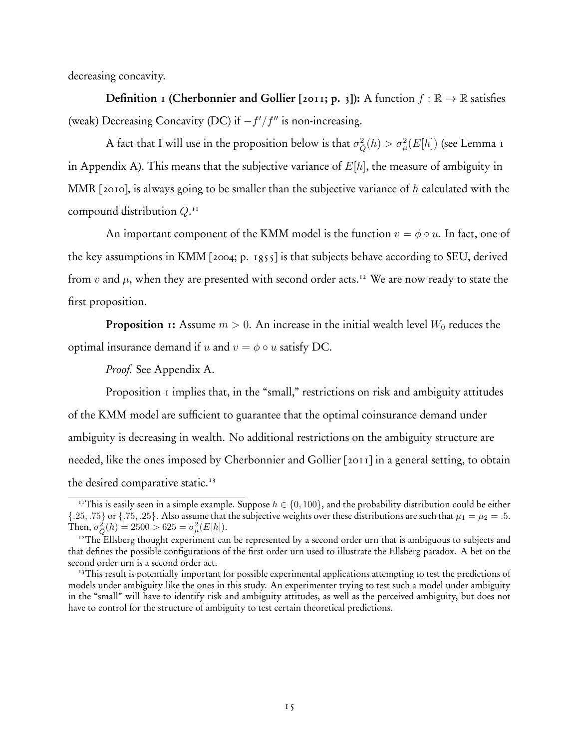decreasing concavity.

**Definition 1 (Cherbonnier and Gollier [2011; p. 3]):** A function $f : \mathbb{R} \to \mathbb{R}$ satisfies (weak) Decreasing Concavity (DC) if $-f'/f''$ is non-increasing.

A fact that I will use in the proposition below is that $\sigma^2_{\bar{Q}}(h) > \sigma^2_{\mu}(E[h])$ (see Lemma 1 in Appendix A). This means that the subjective variance of $E[h]$, the measure of ambiguity in MMR [2010], is always going to be smaller than the subjective variance of $h$ calculated with the compound distribution $\bar{Q}$.[11]

An important component of the KMM model is the function $v = \phi \circ u$. In fact, one of the key assumptions in KMM [2004; p. 1855] is that subjects behave according to SEU, derived from $v$ and $\mu$, when they are presented with second order acts.[12] We are now ready to state the first proposition.

**Proposition 1:** Assume $m > 0$. An increase in the initial wealth level $W_0$ reduces the optimal insurance demand if $u$ and $v = \phi \circ u$ satisfy DC.

*Proof.* See Appendix A.

Proposition 1 implies that, in the "small," restrictions on risk and ambiguity attitudes of the KMM model are sufficient to guarantee that the optimal coinsurance demand under ambiguity is decreasing in wealth. No additional restrictions on the ambiguity structure are needed, like the ones imposed by Cherbonnier and Gollier [2011] in a general setting, to obtain the desired comparative static.[13]

---

[11] This is easily seen in a simple example. Suppose $h \in \{0, 100\}$, and the probability distribution could be either $\{.25, .75\}$ or $\{.75, .25\}$. Also assume that the subjective weights over these distributions are such that $\mu_1 = \mu_2 = .5$. Then, $\sigma^2_{\bar{Q}}(h) = 2500 > 625 = \sigma^2_{\mu}(E[h])$.

[12] The Ellsberg thought experiment can be represented by a second order urn that is ambiguous to subjects and that defines the possible configurations of the first order urn used to illustrate the Ellsberg paradox. A bet on the second order urn is a second order act.

[13] This result is potentially important for possible experimental applications attempting to test the predictions of models under ambiguity like the ones in this study. An experimenter trying to test such a model under ambiguity in the "small" will have to identify risk and ambiguity attitudes, as well as the perceived ambiguity, but does not have to control for the structure of ambiguity to test certain theoretical predictions.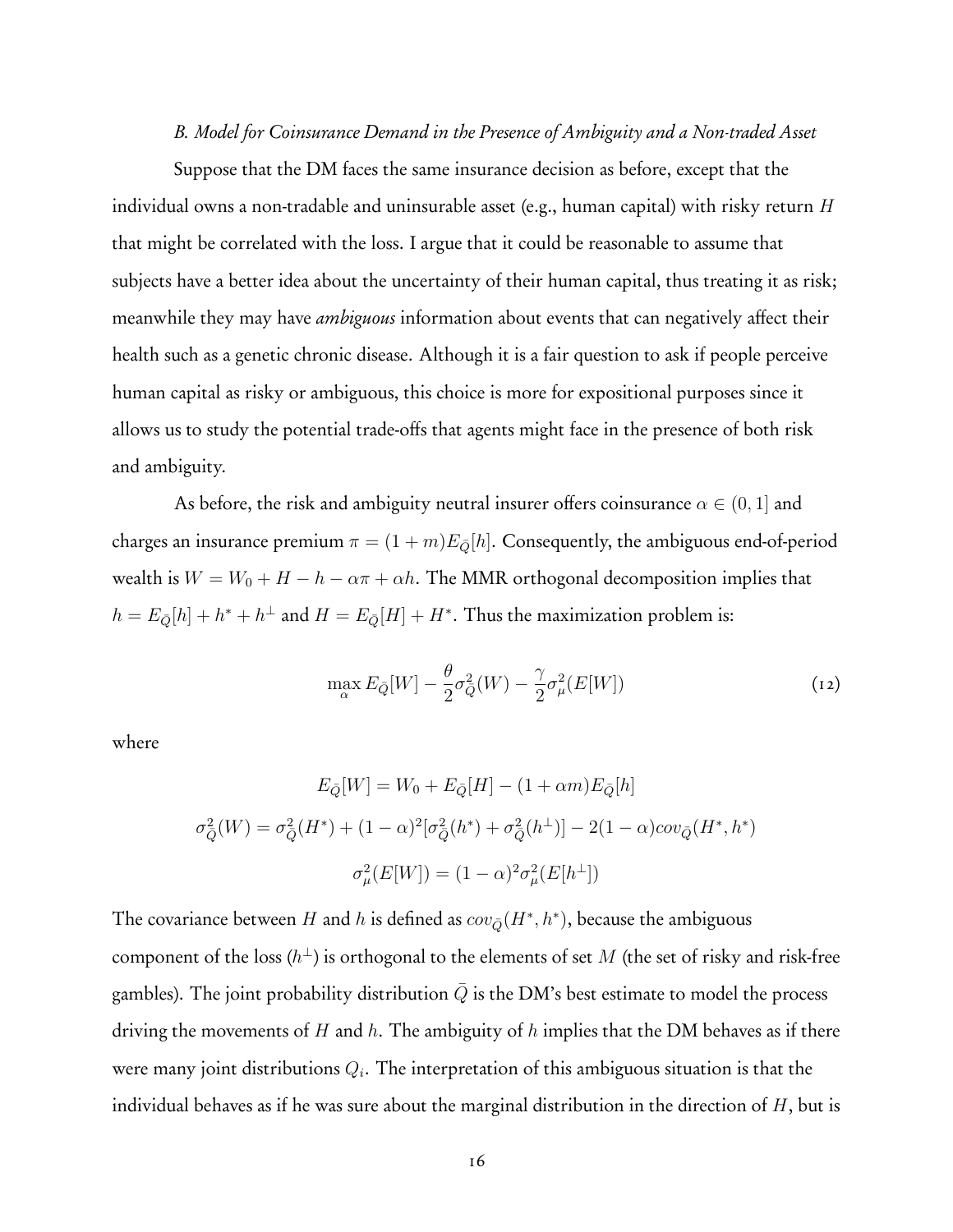### *B. Model for Coinsurance Demand in the Presence of Ambiguity and a Non-traded Asset*

Suppose that the DM faces the same insurance decision as before, except that the individual owns a non-tradable and uninsurable asset (e.g., human capital) with risky return $H$ that might be correlated with the loss. I argue that it could be reasonable to assume that subjects have a better idea about the uncertainty of their human capital, thus treating it as risk; meanwhile they may have *ambiguous* information about events that can negatively affect their health such as a genetic chronic disease. Although it is a fair question to ask if people perceive human capital as risky or ambiguous, this choice is more for expositional purposes since it allows us to study the potential trade-offs that agents might face in the presence of both risk and ambiguity.

As before, the risk and ambiguity neutral insurer offers coinsurance $\alpha \in (0, 1]$ and charges an insurance premium $\pi = (1 + m)E_{\bar{Q}}[h]$. Consequently, the ambiguous end-of-period wealth is $W = W_0 + H - h - \alpha\pi + \alpha h$. The MMR orthogonal decomposition implies that $h = E_{\bar{Q}}[h] + h^* + h^{\perp}$ and $H = E_{\bar{Q}}[H] + H^*$. Thus the maximization problem is:

$$\max_{\alpha} E_{\bar{Q}}[W] - \frac{\theta}{2}\sigma^2_{\bar{Q}}(W) - \frac{\gamma}{2}\sigma^2_{\mu}(E[W]) \tag{12}$$

where

$$E_{\bar{Q}}[W] = W_0 + E_{\bar{Q}}[H] - (1 + \alpha m)E_{\bar{Q}}[h]$$

$$\sigma^2_{\bar{Q}}(W) = \sigma^2_{\bar{Q}}(H^*) + (1-\alpha)^2[\sigma^2_{\bar{Q}}(h^*) + \sigma^2_{\bar{Q}}(h^{\perp})] - 2(1-\alpha)cov_{\bar{Q}}(H^*, h^*)$$

$$\sigma^2_{\mu}(E[W]) = (1-\alpha)^2\sigma^2_{\mu}(E[h^{\perp}])$$

The covariance between $H$ and $h$ is defined as $cov_{\bar{Q}}(H^*, h^*)$, because the ambiguous component of the loss ($h^{\perp}$) is orthogonal to the elements of set $M$ (the set of risky and risk-free gambles). The joint probability distribution $\bar{Q}$ is the DM's best estimate to model the process driving the movements of $H$ and $h$. The ambiguity of $h$ implies that the DM behaves as if there were many joint distributions $Q_i$. The interpretation of this ambiguous situation is that the individual behaves as if he was sure about the marginal distribution in the direction of $H$, but is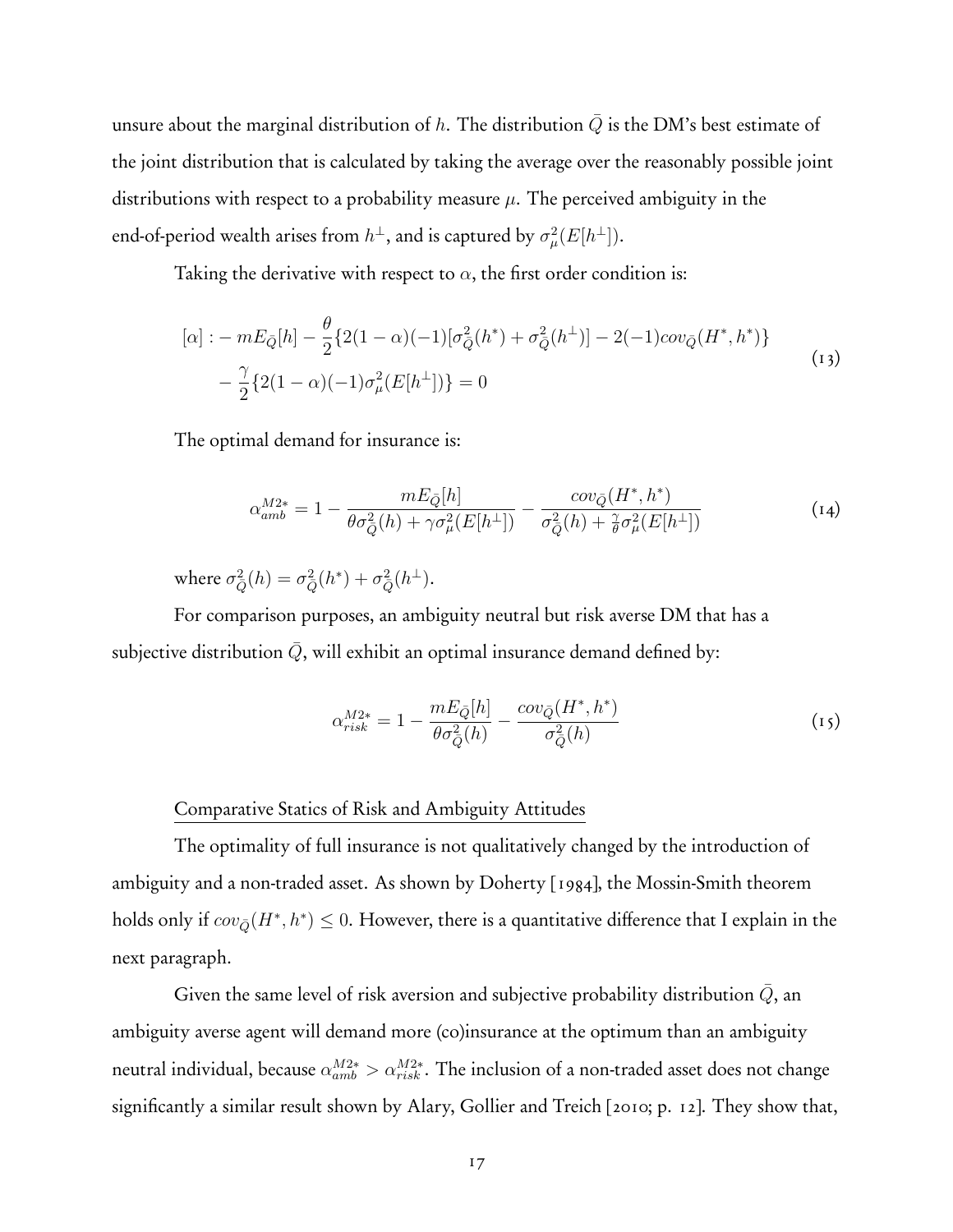unsure about the marginal distribution of $h$. The distribution $\bar{Q}$ is the DM's best estimate of the joint distribution that is calculated by taking the average over the reasonably possible joint distributions with respect to a probability measure $\mu$. The perceived ambiguity in the end-of-period wealth arises from $h^{\perp}$, and is captured by $\sigma^2_{\mu}(E[h^{\perp}])$.

Taking the derivative with respect to $\alpha$, the first order condition is:

$$
\begin{aligned}
[\alpha] : &- mE_{\bar{Q}}[h] - \frac{\theta}{2}\{2(1-\alpha)(-1)[\sigma^2_{\bar{Q}}(h^*) + \sigma^2_{\bar{Q}}(h^{\perp})] - 2(-1)cov_{\bar{Q}}(H^*, h^*)\} \\
&- \frac{\gamma}{2}\{2(1-\alpha)(-1)\sigma^2_{\mu}(E[h^{\perp}])\} = 0
\end{aligned} \tag{13}
$$

The optimal demand for insurance is:

$$
\alpha^{M2*}_{amb} = 1 - \frac{mE_{\bar{Q}}[h]}{\theta\sigma^2_{\bar{Q}}(h) + \gamma\sigma^2_{\mu}(E[h^{\perp}])} - \frac{cov_{\bar{Q}}(H^*, h^*)}{\sigma^2_{\bar{Q}}(h) + \frac{\gamma}{\theta}\sigma^2_{\mu}(E[h^{\perp}])} \tag{14}
$$

where $\sigma^2_{\bar{Q}}(h) = \sigma^2_{\bar{Q}}(h^*) + \sigma^2_{\bar{Q}}(h^{\perp})$.

For comparison purposes, an ambiguity neutral but risk averse DM that has a subjective distribution $\bar{Q}$, will exhibit an optimal insurance demand defined by:

$$
\alpha^{M2*}_{risk} = 1 - \frac{mE_{\bar{Q}}[h]}{\theta\sigma^2_{\bar{Q}}(h)} - \frac{cov_{\bar{Q}}(H^*, h^*)}{\sigma^2_{\bar{Q}}(h)} \tag{15}
$$

Comparative Statics of Risk and Ambiguity Attitudes

The optimality of full insurance is not qualitatively changed by the introduction of ambiguity and a non-traded asset. As shown by Doherty [1984], the Mossin-Smith theorem holds only if $cov_{\bar{Q}}(H^*, h^*) \leq 0$. However, there is a quantitative difference that I explain in the next paragraph.

Given the same level of risk aversion and subjective probability distribution $\bar{Q}$, an ambiguity averse agent will demand more (co)insurance at the optimum than an ambiguity neutral individual, because $\alpha^{M2*}_{amb} > \alpha^{M2*}_{risk}$. The inclusion of a non-traded asset does not change significantly a similar result shown by Alary, Gollier and Treich [2010; p. 12]. They show that,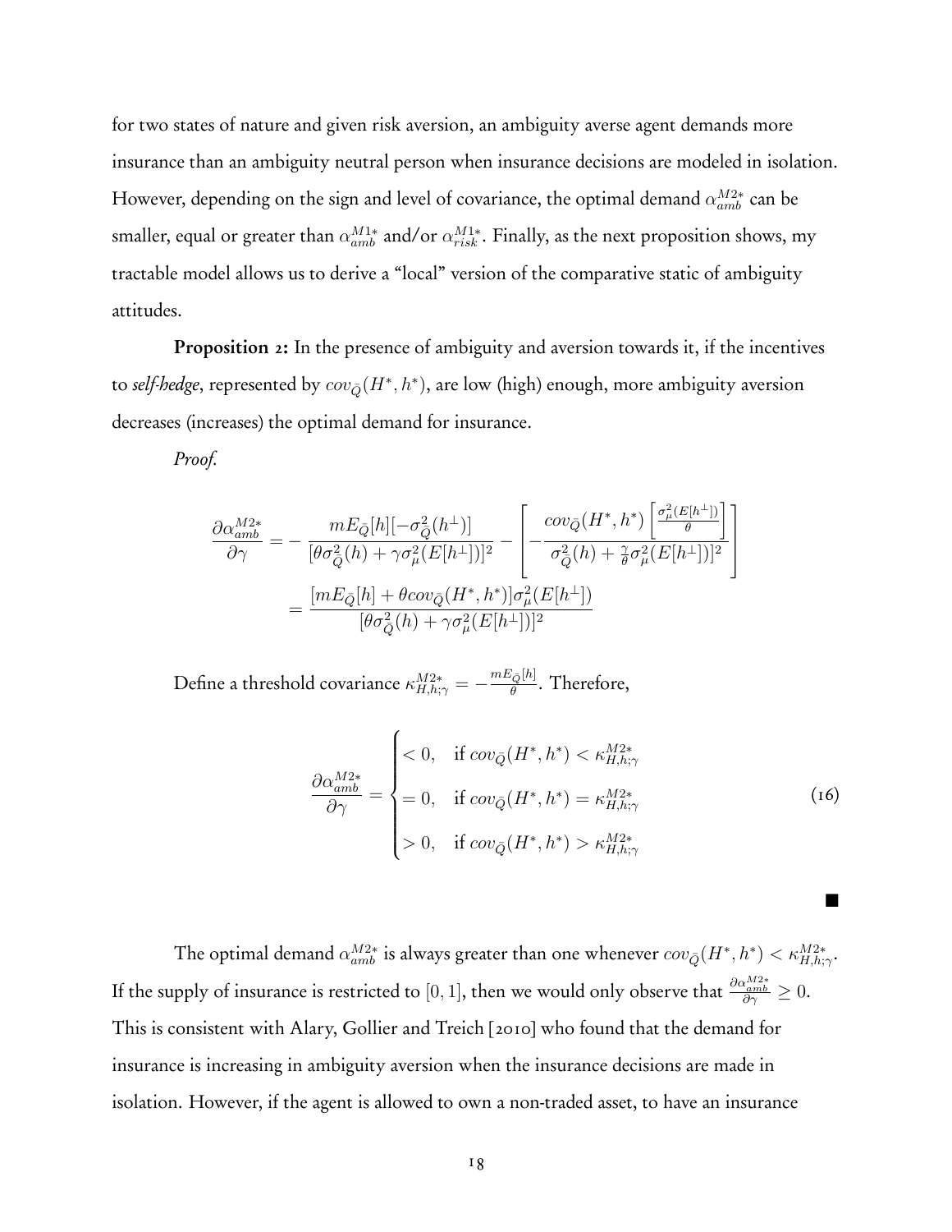for two states of nature and given risk aversion, an ambiguity averse agent demands more insurance than an ambiguity neutral person when insurance decisions are modeled in isolation. However, depending on the sign and level of covariance, the optimal demand $\alpha_{amb}^{M2*}$ can be smaller, equal or greater than $\alpha_{amb}^{M1*}$ and/or $\alpha_{risk}^{M1*}$. Finally, as the next proposition shows, my tractable model allows us to derive a "local" version of the comparative static of ambiguity attitudes.

**Proposition 2:** In the presence of ambiguity and aversion towards it, if the incentives to *self-hedge*, represented by $cov_{\bar{Q}}(H^*, h^*)$, are low (high) enough, more ambiguity aversion decreases (increases) the optimal demand for insurance.

*Proof.*

$$
\begin{aligned}
\frac{\partial \alpha_{amb}^{M2*}}{\partial \gamma} &= -\frac{mE_{\bar{Q}}[h][-\sigma_{\bar{Q}}^2(h^{\perp})]}{[\theta \sigma_{\bar{Q}}^2(h) + \gamma \sigma_{\mu}^2(E[h^{\perp}])]^2} - \left[ -\frac{cov_{\bar{Q}}(H^*, h^*) \left[ \frac{\sigma_{\mu}^2(E[h^{\perp}])}{\theta} \right]}{\sigma_{\bar{Q}}^2(h) + \frac{\gamma}{\theta}\sigma_{\mu}^2(E[h^{\perp}])]^2} \right] \\
&= \frac{[mE_{\bar{Q}}[h] + \theta cov_{\bar{Q}}(H^*, h^*)]\sigma_{\mu}^2(E[h^{\perp}])}{[\theta \sigma_{\bar{Q}}^2(h) + \gamma \sigma_{\mu}^2(E[h^{\perp}])]^2}
\end{aligned}
$$

Define a threshold covariance $\kappa_{H,h;\gamma}^{M2*} = -\frac{mE_{\bar{Q}}[h]}{\theta}$. Therefore,

$$
\frac{\partial \alpha_{amb}^{M2*}}{\partial \gamma} = \begin{cases} < 0, & \text{if } cov_{\bar{Q}}(H^*, h^*) < \kappa_{H,h;\gamma}^{M2*} \\ = 0, & \text{if } cov_{\bar{Q}}(H^*, h^*) = \kappa_{H,h;\gamma}^{M2*} \\ > 0, & \text{if } cov_{\bar{Q}}(H^*, h^*) > \kappa_{H,h;\gamma}^{M2*} \end{cases} \tag{16}
$$

■

The optimal demand $\alpha_{amb}^{M2*}$ is always greater than one whenever $cov_{\bar{Q}}(H^*, h^*) < \kappa_{H,h;\gamma}^{M2*}$. If the supply of insurance is restricted to $[0, 1]$, then we would only observe that $\frac{\partial \alpha_{amb}^{M2*}}{\partial \gamma} \geq 0$. This is consistent with Alary, Gollier and Treich [2010] who found that the demand for insurance is increasing in ambiguity aversion when the insurance decisions are made in isolation. However, if the agent is allowed to own a non-traded asset, to have an insurance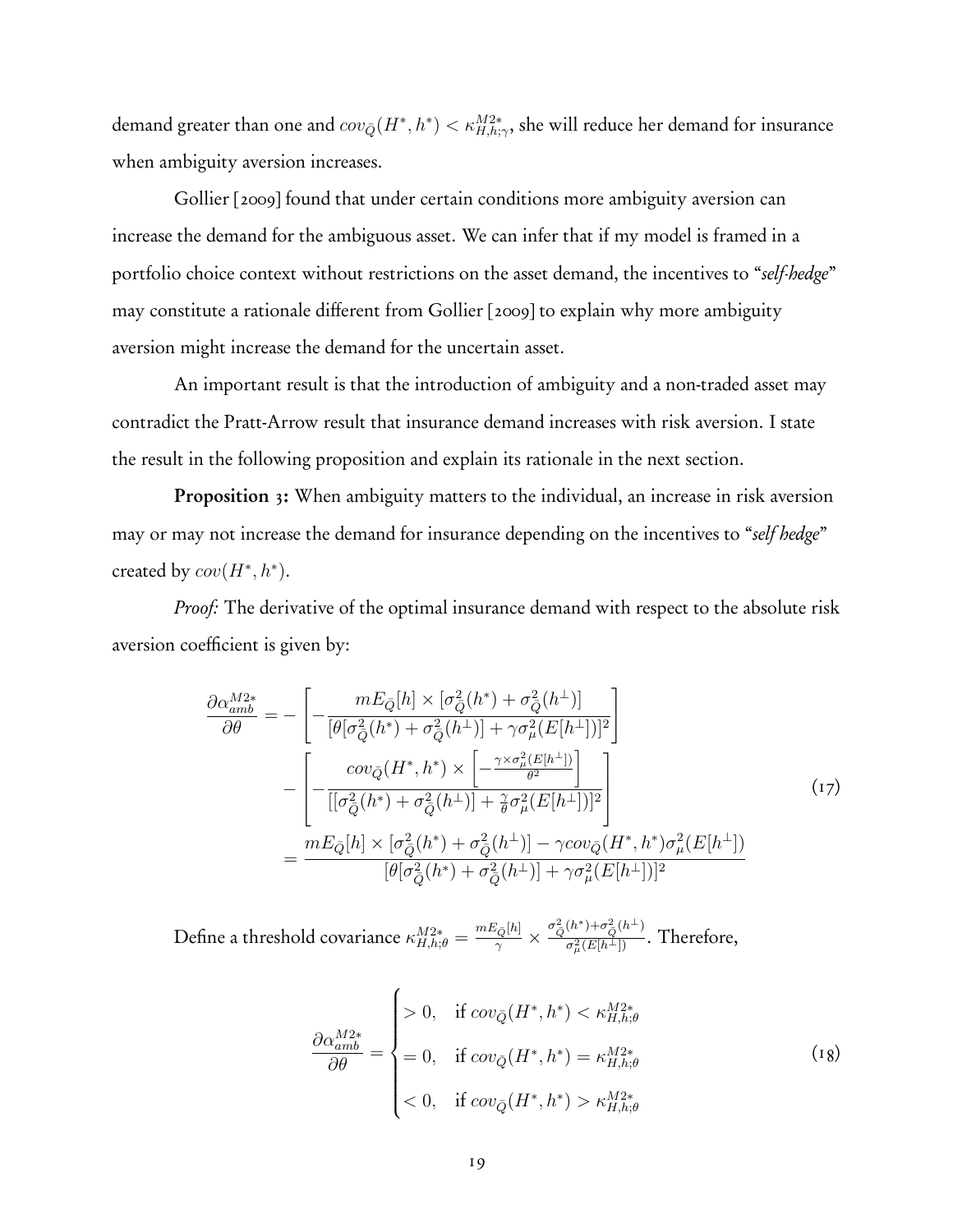demand greater than one and $cov_{\bar{Q}}(H^*, h^*) < \kappa^{M2*}_{H,h;\gamma}$, she will reduce her demand for insurance when ambiguity aversion increases.

Gollier [2009] found that under certain conditions more ambiguity aversion can increase the demand for the ambiguous asset. We can infer that if my model is framed in a portfolio choice context without restrictions on the asset demand, the incentives to "*self-hedge*" may constitute a rationale different from Gollier [2009] to explain why more ambiguity aversion might increase the demand for the uncertain asset.

An important result is that the introduction of ambiguity and a non-traded asset may contradict the Pratt-Arrow result that insurance demand increases with risk aversion. I state the result in the following proposition and explain its rationale in the next section.

**Proposition 3:** When ambiguity matters to the individual, an increase in risk aversion may or may not increase the demand for insurance depending on the incentives to "*self hedge*" created by $cov(H^*, h^*)$.

*Proof:* The derivative of the optimal insurance demand with respect to the absolute risk aversion coefficient is given by:

$$
\begin{aligned}
\frac{\partial \alpha^{M2*}_{amb}}{\partial \theta} &= -\left[ -\frac{mE_{\bar{Q}}[h] \times [\sigma^2_{\bar{Q}}(h^*) + \sigma^2_{\bar{Q}}(h^\perp)]}{[\theta[\sigma^2_{\bar{Q}}(h^*) + \sigma^2_{\bar{Q}}(h^\perp)] + \gamma \sigma^2_{\mu}(E[h^\perp])]^2} \right] \\
&\quad - \left[ -\frac{cov_{\bar{Q}}(H^*, h^*) \times \left[ -\frac{\gamma \times \sigma^2_{\mu}(E[h^\perp])}{\theta^2} \right]}{[[\sigma^2_{\bar{Q}}(h^*) + \sigma^2_{\bar{Q}}(h^\perp)] + \frac{\gamma}{\theta}\sigma^2_{\mu}(E[h^\perp])]^2} \right] \\
&= \frac{mE_{\bar{Q}}[h] \times [\sigma^2_{\bar{Q}}(h^*) + \sigma^2_{\bar{Q}}(h^\perp)] - \gamma cov_{\bar{Q}}(H^*, h^*) \sigma^2_{\mu}(E[h^\perp])}{[\theta[\sigma^2_{\bar{Q}}(h^*) + \sigma^2_{\bar{Q}}(h^\perp)] + \gamma \sigma^2_{\mu}(E[h^\perp])]^2}
\end{aligned}
\tag{17}
$$

Define a threshold covariance $\kappa^{M2*}_{H,h;\theta} = \frac{mE_{\bar{Q}}[h]}{\gamma} \times \frac{\sigma^2_{\bar{Q}}(h^*) + \sigma^2_{\bar{Q}}(h^\perp)}{\sigma^2_{\mu}(E[h^\perp])}$. Therefore,

$$
\frac{\partial \alpha^{M2*}_{amb}}{\partial \theta} =
\begin{cases}
> 0, & \text{if } cov_{\bar{Q}}(H^*, h^*) < \kappa^{M2*}_{H,h;\theta} \\
= 0, & \text{if } cov_{\bar{Q}}(H^*, h^*) = \kappa^{M2*}_{H,h;\theta} \\
< 0, & \text{if } cov_{\bar{Q}}(H^*, h^*) > \kappa^{M2*}_{H,h;\theta}
\end{cases}
\tag{18}
$$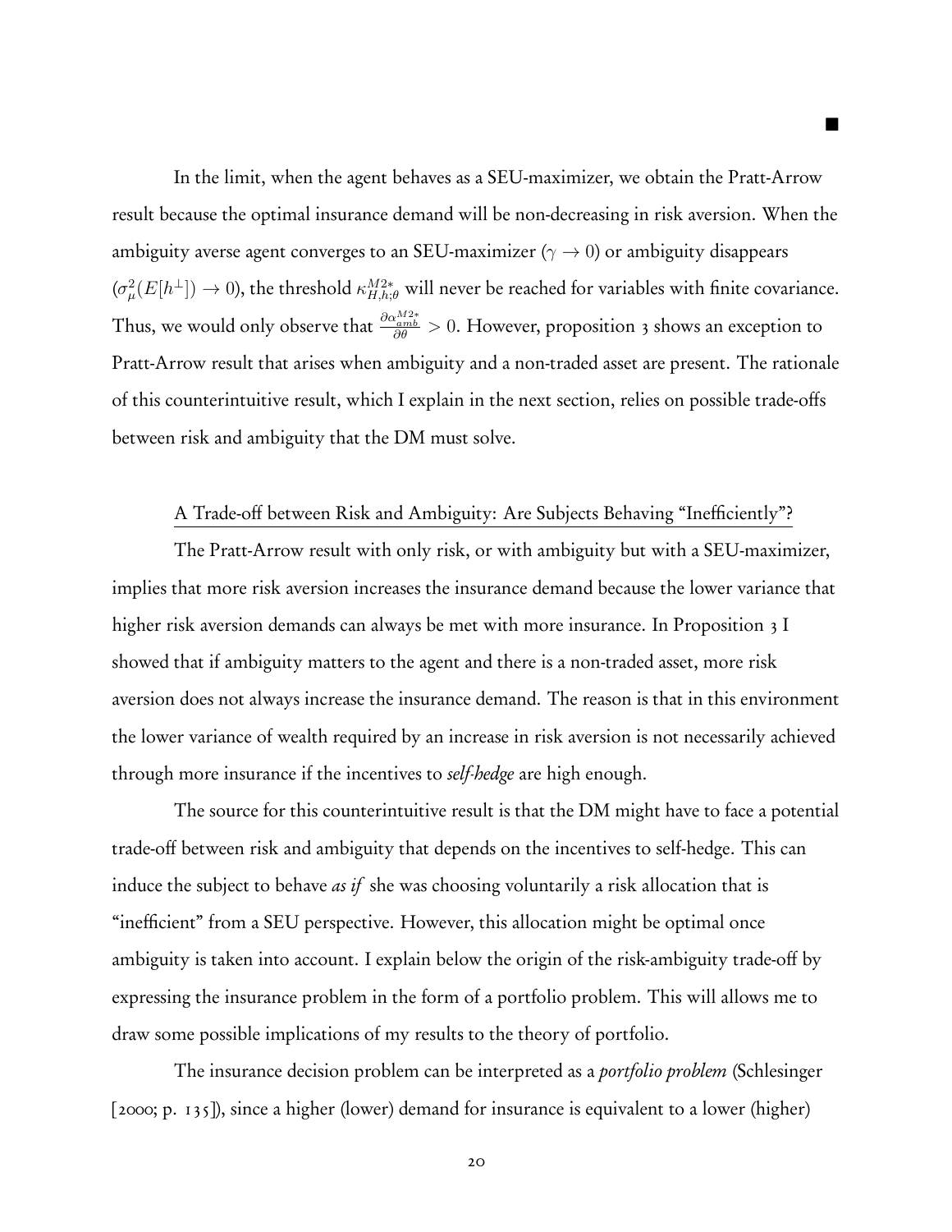■

In the limit, when the agent behaves as a SEU-maximizer, we obtain the Pratt-Arrow result because the optimal insurance demand will be non-decreasing in risk aversion. When the ambiguity averse agent converges to an SEU-maximizer ($\gamma \to 0$) or ambiguity disappears ($\sigma^2_\mu(E[h^\perp]) \to 0$), the threshold $\kappa^{M2*}_{H,h;\theta}$ will never be reached for variables with finite covariance. Thus, we would only observe that $\frac{\partial \alpha^{M2*}_{amb}}{\partial \theta} > 0$. However, proposition 3 shows an exception to Pratt-Arrow result that arises when ambiguity and a non-traded asset are present. The rationale of this counterintuitive result, which I explain in the next section, relies on possible trade-offs between risk and ambiguity that the DM must solve.

## A Trade-off between Risk and Ambiguity: Are Subjects Behaving "Inefficiently"?

The Pratt-Arrow result with only risk, or with ambiguity but with a SEU-maximizer, implies that more risk aversion increases the insurance demand because the lower variance that higher risk aversion demands can always be met with more insurance. In Proposition 3 I showed that if ambiguity matters to the agent and there is a non-traded asset, more risk aversion does not always increase the insurance demand. The reason is that in this environment the lower variance of wealth required by an increase in risk aversion is not necessarily achieved through more insurance if the incentives to *self-hedge* are high enough.

The source for this counterintuitive result is that the DM might have to face a potential trade-off between risk and ambiguity that depends on the incentives to self-hedge. This can induce the subject to behave *as if* she was choosing voluntarily a risk allocation that is "inefficient" from a SEU perspective. However, this allocation might be optimal once ambiguity is taken into account. I explain below the origin of the risk-ambiguity trade-off by expressing the insurance problem in the form of a portfolio problem. This will allows me to draw some possible implications of my results to the theory of portfolio.

The insurance decision problem can be interpreted as a *portfolio problem* (Schlesinger [2000; p. 135]), since a higher (lower) demand for insurance is equivalent to a lower (higher)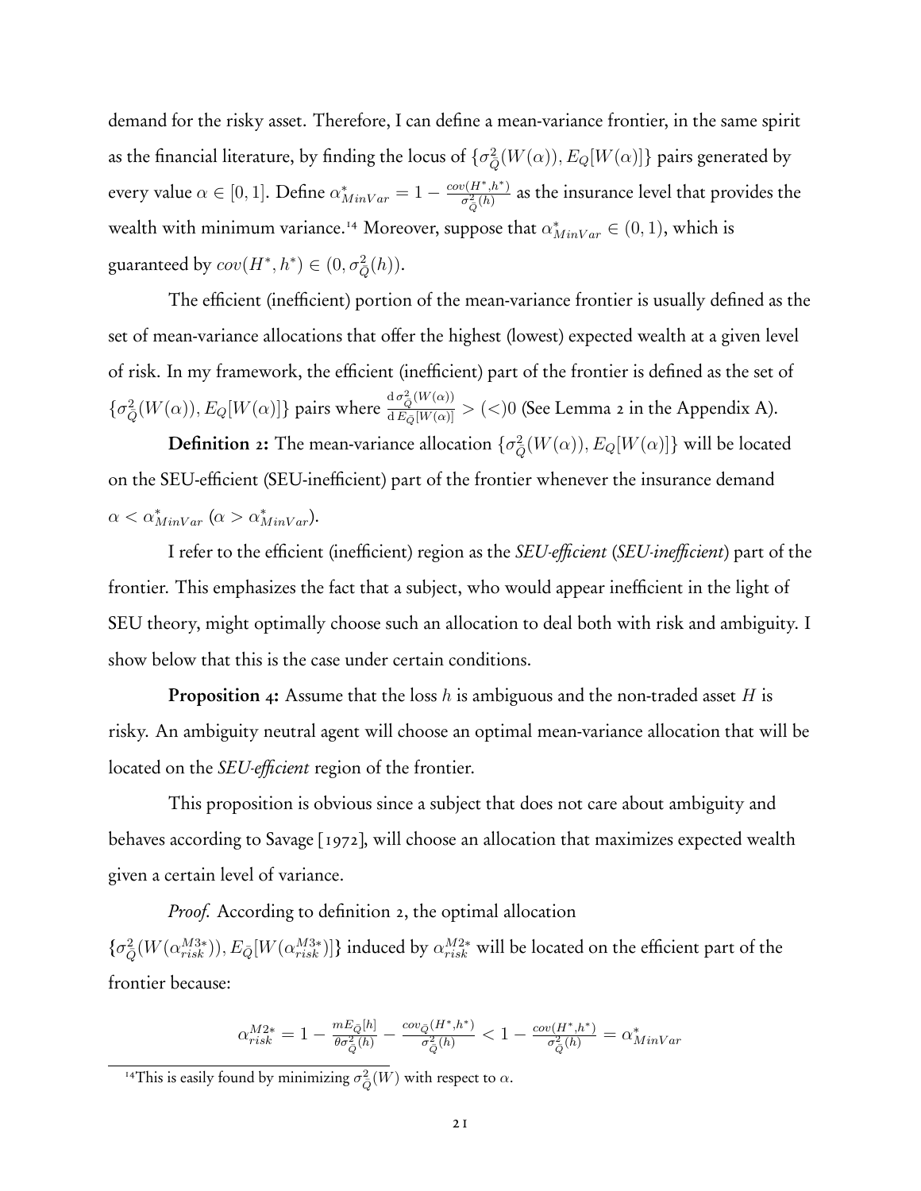demand for the risky asset. Therefore, I can define a mean-variance frontier, in the same spirit as the financial literature, by finding the locus of $\{\sigma^2_{\bar{Q}}(W(\alpha)), E_Q[W(\alpha)]\}$ pairs generated by every value $\alpha \in [0, 1]$. Define $\alpha^*_{MinVar} = 1 - \frac{cov(H^*, h^*)}{\sigma^2_{\bar{Q}}(h)}$ as the insurance level that provides the wealth with minimum variance.[14] Moreover, suppose that $\alpha^*_{MinVar} \in (0, 1)$, which is guaranteed by $cov(H^*, h^*) \in (0, \sigma^2_{\bar{Q}}(h))$.

The efficient (inefficient) portion of the mean-variance frontier is usually defined as the set of mean-variance allocations that offer the highest (lowest) expected wealth at a given level of risk. In my framework, the efficient (inefficient) part of the frontier is defined as the set of $\{\sigma^2_{\bar{Q}}(W(\alpha)), E_Q[W(\alpha)]\}$ pairs where $\frac{\mathrm{d}\, \sigma^2_{\bar{Q}}(W(\alpha))}{\mathrm{d}\, E_{\bar{Q}}[W(\alpha)]} > (<) 0$ (See Lemma 2 in the Appendix A).

**Definition 2:** The mean-variance allocation $\{\sigma^2_{\bar{Q}}(W(\alpha)), E_Q[W(\alpha)]\}$ will be located on the SEU-efficient (SEU-inefficient) part of the frontier whenever the insurance demand $\alpha < \alpha^*_{MinVar}$ ($\alpha > \alpha^*_{MinVar}$).

I refer to the efficient (inefficient) region as the *SEU-efficient* (*SEU-inefficient*) part of the frontier. This emphasizes the fact that a subject, who would appear inefficient in the light of SEU theory, might optimally choose such an allocation to deal both with risk and ambiguity. I show below that this is the case under certain conditions.

**Proposition 4:** Assume that the loss $h$ is ambiguous and the non-traded asset $H$ is risky. An ambiguity neutral agent will choose an optimal mean-variance allocation that will be located on the *SEU-efficient* region of the frontier.

This proposition is obvious since a subject that does not care about ambiguity and behaves according to Savage [1972], will choose an allocation that maximizes expected wealth given a certain level of variance.

*Proof.* According to definition 2, the optimal allocation $\{\sigma^2_{\bar{Q}}(W(\alpha^{M3*}_{risk})), E_{\bar{Q}}[W(\alpha^{M3*}_{risk})]\}$ induced by $\alpha^{M2*}_{risk}$ will be located on the efficient part of the frontier because:

$$\alpha^{M2*}_{risk} = 1 - \frac{mE_{\bar{Q}}[h]}{\theta\sigma^2_{\bar{Q}}(h)} - \frac{cov_{\bar{Q}}(H^*, h^*)}{\sigma^2_{\bar{Q}}(h)} < 1 - \frac{cov(H^*, h^*)}{\sigma^2_{\bar{Q}}(h)} = \alpha^*_{MinVar}$$

[14] This is easily found by minimizing $\sigma^2_{\bar{Q}}(W)$ with respect to $\alpha$.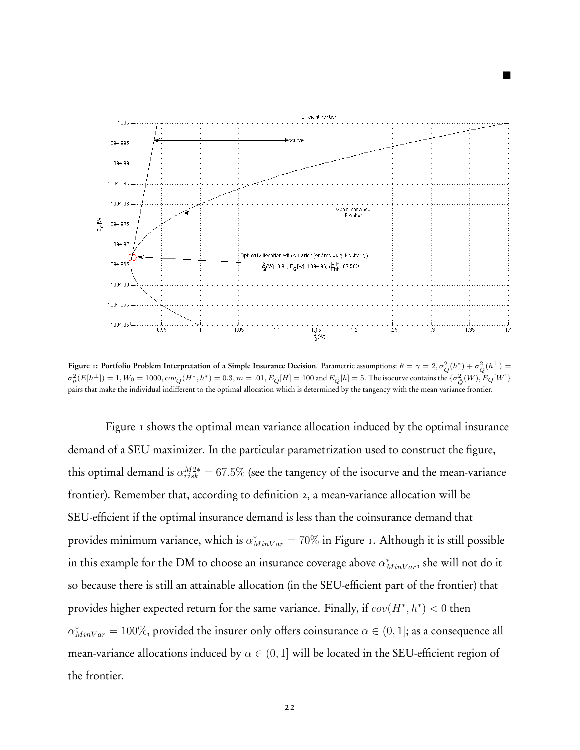■

**Figure 1: Portfolio Problem Interpretation of a Simple Insurance Decision**. Parametric assumptions: $\theta = \gamma = 2, \sigma^2_{\bar{Q}}(h^*) + \sigma^2_{\bar{Q}}(h^\perp) = \sigma^2_\mu(E[h^\perp]) = 1, W_0 = 1000, cov_{\bar{Q}}(H^*, h^*) = 0.3, m = .01, E_{\bar{Q}}[H] = 100$ and $E_{\bar{Q}}[h] = 5$. The isocurve contains the $\{\sigma^2_{\bar{Q}}(W), E_Q[W]\}$ pairs that make the individual indifferent to the optimal allocation which is determined by the tangency with the mean-variance frontier.

Figure 1 shows the optimal mean variance allocation induced by the optimal insurance demand of a SEU maximizer. In the particular parametrization used to construct the figure, this optimal demand is $\alpha^{M2*}_{risk} = 67.5\%$ (see the tangency of the isocurve and the mean-variance frontier). Remember that, according to definition 2, a mean-variance allocation will be SEU-efficient if the optimal insurance demand is less than the coinsurance demand that provides minimum variance, which is $\alpha^*_{MinVar} = 70\%$ in Figure 1. Although it is still possible in this example for the DM to choose an insurance coverage above $\alpha^*_{MinVar}$, she will not do it so because there is still an attainable allocation (in the SEU-efficient part of the frontier) that provides higher expected return for the same variance. Finally, if $cov(H^*, h^*) < 0$ then $\alpha^*_{MinVar} = 100\%$, provided the insurer only offers coinsurance $\alpha \in (0, 1]$; as a consequence all mean-variance allocations induced by $\alpha \in (0, 1]$ will be located in the SEU-efficient region of the frontier.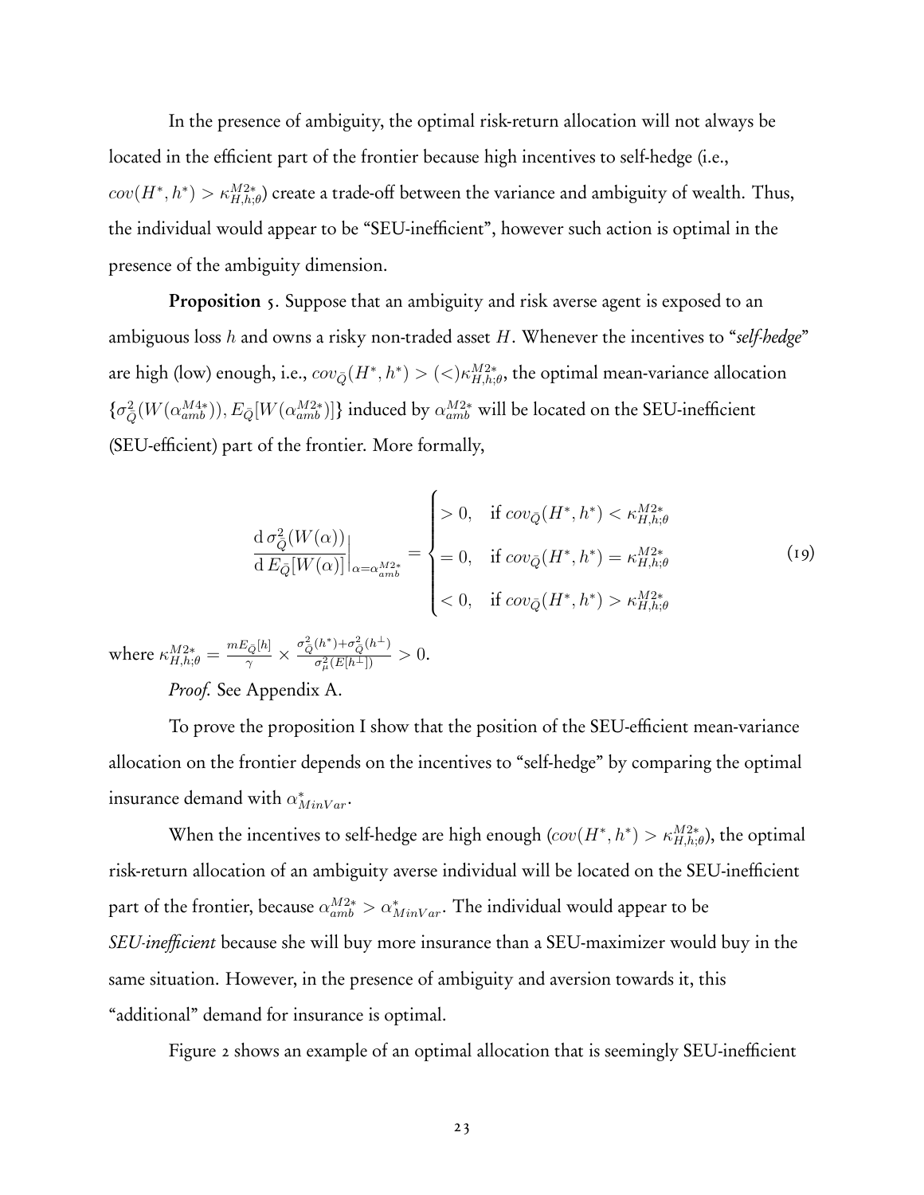In the presence of ambiguity, the optimal risk-return allocation will not always be located in the efficient part of the frontier because high incentives to self-hedge (i.e., $cov(H^*, h^*) > \kappa^{M2*}_{H,h;\theta}$) create a trade-off between the variance and ambiguity of wealth. Thus, the individual would appear to be "SEU-inefficient", however such action is optimal in the presence of the ambiguity dimension.

**Proposition** 5. Suppose that an ambiguity and risk averse agent is exposed to an ambiguous loss $h$ and owns a risky non-traded asset $H$. Whenever the incentives to "*self-hedge*" are high (low) enough, i.e., $cov_{\bar{Q}}(H^*, h^*) > (<) \kappa^{M2*}_{H,h;\theta}$, the optimal mean-variance allocation $\{\sigma^2_{\bar{Q}}(W(\alpha^{M4*}_{amb})), E_{\bar{Q}}[W(\alpha^{M2*}_{amb})]\}$ induced by $\alpha^{M2*}_{amb}$ will be located on the SEU-inefficient (SEU-efficient) part of the frontier. More formally,

$$\frac{\mathrm{d}\, \sigma^2_{\bar{Q}}(W(\alpha))}{\mathrm{d}\, E_{\bar{Q}}[W(\alpha)]}\Big|_{\alpha=\alpha^{M2*}_{amb}} = \begin{cases} > 0, & \text{if } cov_{\bar{Q}}(H^*, h^*) < \kappa^{M2*}_{H,h;\theta} \\ = 0, & \text{if } cov_{\bar{Q}}(H^*, h^*) = \kappa^{M2*}_{H,h;\theta} \\ < 0, & \text{if } cov_{\bar{Q}}(H^*, h^*) > \kappa^{M2*}_{H,h;\theta} \end{cases} \tag{19}$$

where $\kappa^{M2*}_{H,h;\theta} = \frac{mE_{\bar{Q}}[h]}{\gamma} \times \frac{\sigma^2_{\bar{Q}}(h^*)+\sigma^2_{\bar{Q}}(h^{\perp})}{\sigma^2_{\mu}(E[h^{\perp}])} > 0$.

*Proof.* See Appendix A.

To prove the proposition I show that the position of the SEU-efficient mean-variance allocation on the frontier depends on the incentives to "self-hedge" by comparing the optimal insurance demand with $\alpha^*_{MinVar}$.

When the incentives to self-hedge are high enough ($cov(H^*, h^*) > \kappa^{M2*}_{H,h;\theta}$), the optimal risk-return allocation of an ambiguity averse individual will be located on the SEU-inefficient part of the frontier, because $\alpha^{M2*}_{amb} > \alpha^*_{MinVar}$. The individual would appear to be *SEU-inefficient* because she will buy more insurance than a SEU-maximizer would buy in the same situation. However, in the presence of ambiguity and aversion towards it, this "additional" demand for insurance is optimal.

Figure 2 shows an example of an optimal allocation that is seemingly SEU-inefficient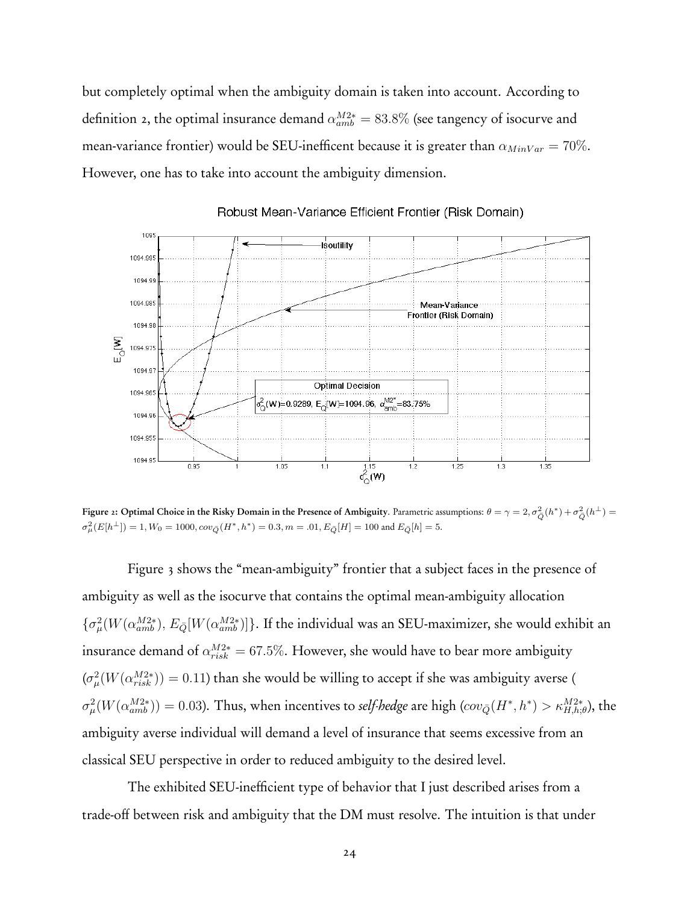but completely optimal when the ambiguity domain is taken into account. According to definition 2, the optimal insurance demand $\alpha_{amb}^{M2*} = 83.8\%$ (see tangency of isocurve and mean-variance frontier) would be SEU-inefficent because it is greater than $\alpha_{MinVar} = 70\%$. However, one has to take into account the ambiguity dimension.

**Figure 2: Optimal Choice in the Risky Domain in the Presence of Ambiguity**. Parametric assumptions: $\theta = \gamma = 2, \sigma^2_{\bar{Q}}(h^*) + \sigma^2_{\bar{Q}}(h^{\perp}) = \sigma^2_{\mu}(E[h^{\perp}]) = 1, W_0 = 1000, cov_{\bar{Q}}(H^*, h^*) = 0.3, m = .01, E_{\bar{Q}}[H] = 100$ and $E_{\bar{Q}}[h] = 5$.

Figure 3 shows the "mean-ambiguity" frontier that a subject faces in the presence of ambiguity as well as the isocurve that contains the optimal mean-ambiguity allocation $\{\sigma^2_{\mu}(W(\alpha_{amb}^{M2*}), E_{\bar{Q}}[W(\alpha_{amb}^{M2*})]\}$. If the individual was an SEU-maximizer, she would exhibit an insurance demand of $\alpha_{risk}^{M2*} = 67.5\%$. However, she would have to bear more ambiguity ($\sigma^2_{\mu}(W(\alpha_{risk}^{M2*})) = 0.11$) than she would be willing to accept if she was ambiguity averse ( $\sigma^2_{\mu}(W(\alpha_{amb}^{M2*})) = 0.03$). Thus, when incentives to *self-hedge* are high ($cov_{\bar{Q}}(H^*, h^*) > \kappa_{H,h;\theta}^{M2*}$), the ambiguity averse individual will demand a level of insurance that seems excessive from an classical SEU perspective in order to reduced ambiguity to the desired level.

The exhibited SEU-inefficient type of behavior that I just described arises from a trade-off between risk and ambiguity that the DM must resolve. The intuition is that under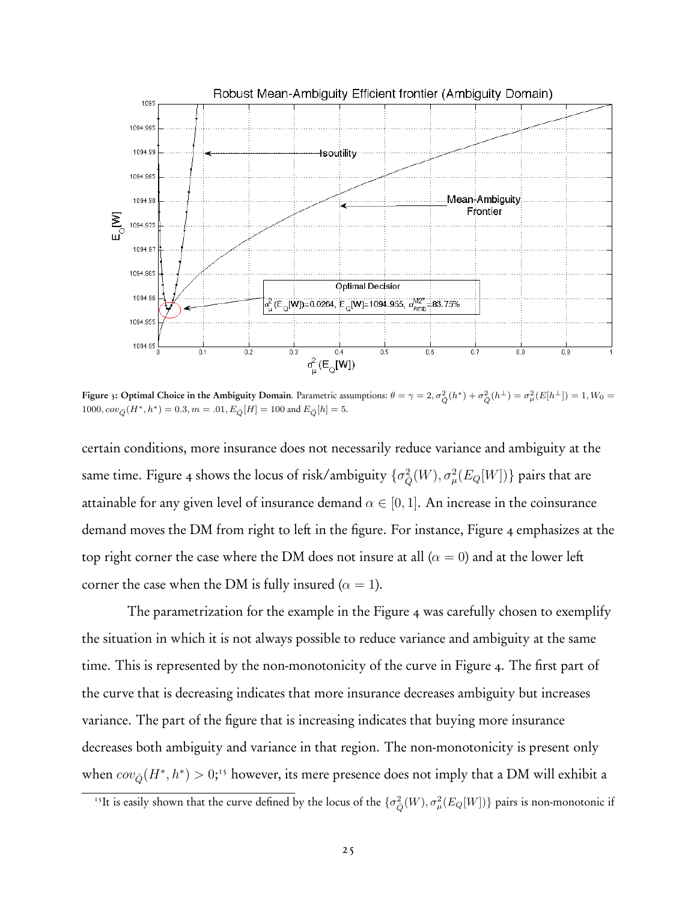**Figure 3: Optimal Choice in the Ambiguity Domain**. Parametric assumptions: $\theta = \gamma = 2, \sigma^2_{\bar{Q}}(h^*) + \sigma^2_{\bar{Q}}(h^\perp) = \sigma^2_\mu(E[h^\perp]) = 1, W_0 = 1000, cov_{\bar{Q}}(H^*, h^*) = 0.3, m = .01, E_{\bar{Q}}[H] = 100$ and $E_{\bar{Q}}[h] = 5$.

certain conditions, more insurance does not necessarily reduce variance and ambiguity at the same time. Figure 4 shows the locus of risk/ambiguity $\{\sigma^2_{\bar{Q}}(W), \sigma^2_\mu(E_Q[W])\}$ pairs that are attainable for any given level of insurance demand $\alpha \in [0, 1]$. An increase in the coinsurance demand moves the DM from right to left in the figure. For instance, Figure 4 emphasizes at the top right corner the case where the DM does not insure at all ($\alpha = 0$) and at the lower left corner the case when the DM is fully insured ($\alpha = 1$).

The parametrization for the example in the Figure 4 was carefully chosen to exemplify the situation in which it is not always possible to reduce variance and ambiguity at the same time. This is represented by the non-monotonicity of the curve in Figure 4. The first part of the curve that is decreasing indicates that more insurance decreases ambiguity but increases variance. The part of the figure that is increasing indicates that buying more insurance decreases both ambiguity and variance in that region. The non-monotonicity is present only when $cov_{\bar{Q}}(H^*, h^*) > 0$;[15] however, its mere presence does not imply that a DM will exhibit a

[15] It is easily shown that the curve defined by the locus of the $\{\sigma^2_{\bar{Q}}(W), \sigma^2_\mu(E_Q[W])\}$ pairs is non-monotonic if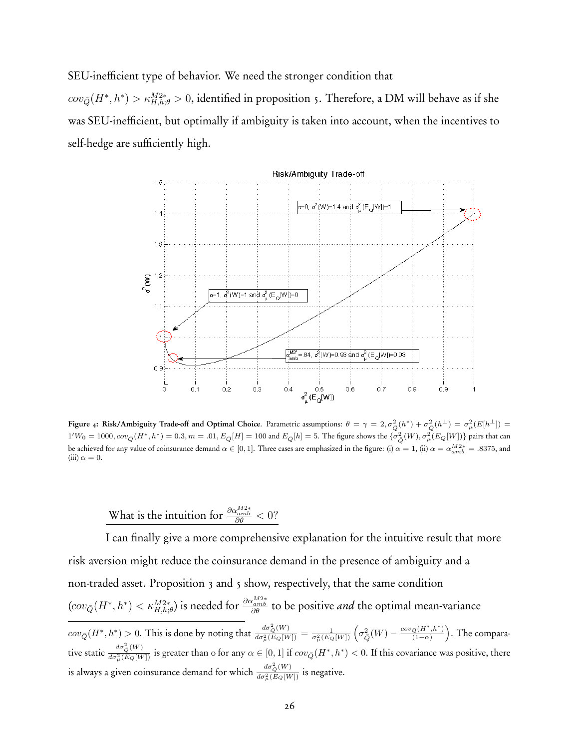SEU-inefficient type of behavior. We need the stronger condition that $cov_{\bar{Q}}(H^*, h^*) > \kappa^{M2*}_{H,h;\theta} > 0$, identified in proposition 5. Therefore, a DM will behave as if she was SEU-inefficient, but optimally if ambiguity is taken into account, when the incentives to self-hedge are sufficiently high.

**Figure 4: Risk/Ambiguity Trade-off and Optimal Choice**. Parametric assumptions: $\theta = \gamma = 2, \sigma^2_{\bar{Q}}(h^*) + \sigma^2_{\bar{Q}}(h^{\perp}) = \sigma^2_{\mu}(E[h^{\perp}]) = 1'W_0 = 1000, cov_{\bar{Q}}(H^*, h^*) = 0.3, m = .01, E_{\bar{Q}}[H] = 100$ and $E_{\bar{Q}}[h] = 5$. The figure shows the $\{\sigma^2_{\bar{Q}}(W), \sigma^2_{\mu}(E_Q[W])\}$ pairs that can be achieved for any value of coinsurance demand $\alpha \in [0, 1]$. Three cases are emphasized in the figure: (i) $\alpha = 1$, (ii) $\alpha = \alpha^{M2*}_{amb} = .8375$, and (iii) $\alpha = 0$.

<u>What is the intuition for $\frac{\partial \alpha^{M2*}_{amb}}{\partial \theta} < 0$?</u>

I can finally give a more comprehensive explanation for the intuitive result that more risk aversion might reduce the coinsurance demand in the presence of ambiguity and a non-traded asset. Proposition 3 and 5 show, respectively, that the same condition $(cov_{\bar{Q}}(H^*, h^*) < \kappa^{M2*}_{H,h;\theta})$ is needed for $\frac{\partial \alpha^{M2*}_{amb}}{\partial \theta}$ to be positive *and* the optimal mean-variance

---

$cov_{\bar{Q}}(H^*, h^*) > 0$. This is done by noting that $\frac{d\sigma^2_{\bar{Q}}(W)}{d\sigma^2_{\mu}(E_Q[W])} = \frac{1}{\sigma^2_{\mu}(E_Q[W])}\left(\sigma^2_{\bar{Q}}(W) - \frac{cov_{\bar{Q}}(H^*, h^*)}{(1-\alpha)}\right)$. The comparative static $\frac{d\sigma^2_{\bar{Q}}(W)}{d\sigma^2_{\mu}(E_Q[W])}$ is greater than 0 for any $\alpha \in [0, 1]$ if $cov_{\bar{Q}}(H^*, h^*) < 0$. If this covariance was positive, there is always a given coinsurance demand for which $\frac{d\sigma^2_{\bar{Q}}(W)}{d\sigma^2_{\mu}(E_Q[W])}$ is negative.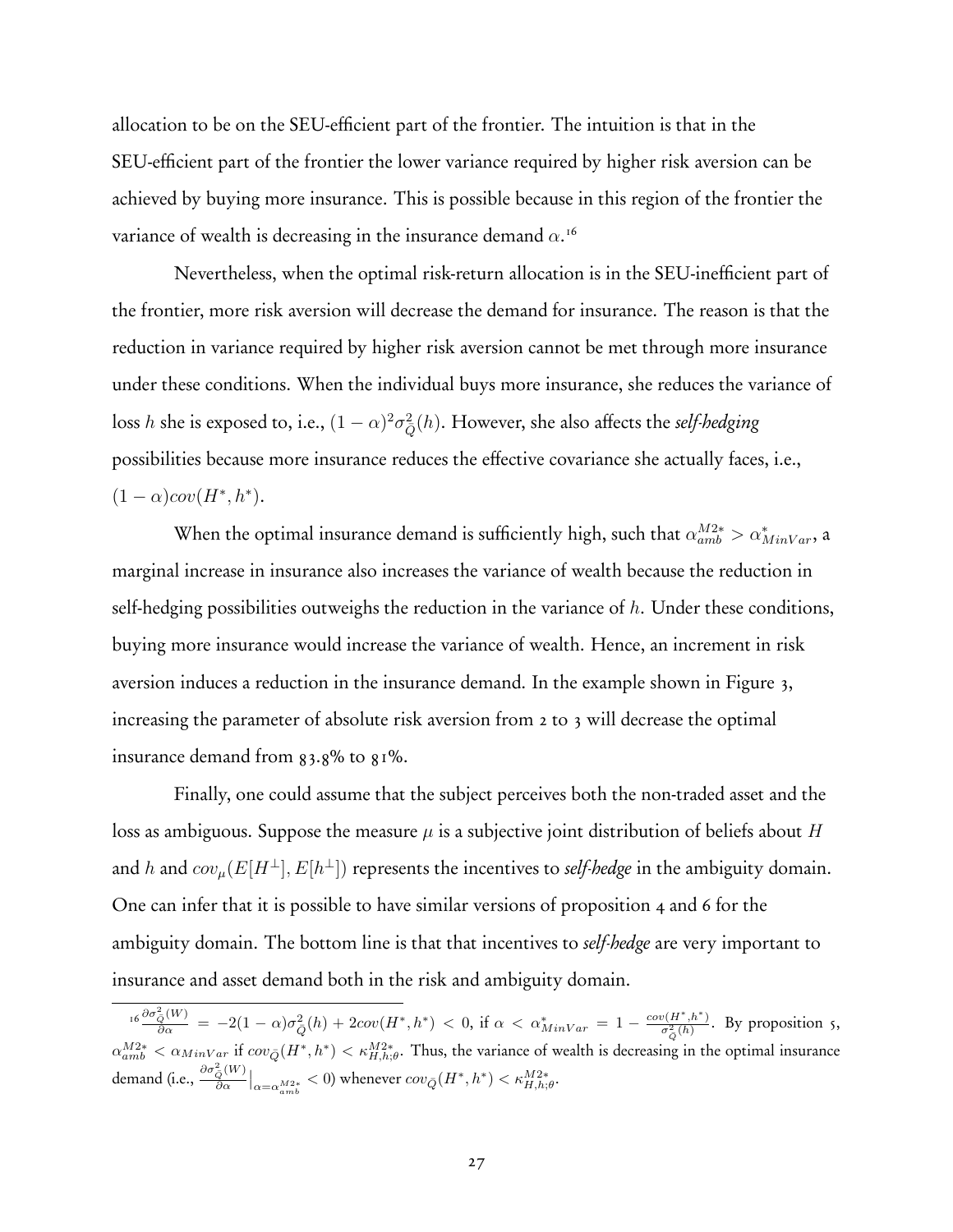allocation to be on the SEU-efficient part of the frontier. The intuition is that in the SEU-efficient part of the frontier the lower variance required by higher risk aversion can be achieved by buying more insurance. This is possible because in this region of the frontier the variance of wealth is decreasing in the insurance demand $\alpha$.[16]

Nevertheless, when the optimal risk-return allocation is in the SEU-inefficient part of the frontier, more risk aversion will decrease the demand for insurance. The reason is that the reduction in variance required by higher risk aversion cannot be met through more insurance under these conditions. When the individual buys more insurance, she reduces the variance of loss $h$ she is exposed to, i.e., $(1-\alpha)^2\sigma^2_{\bar{Q}}(h)$. However, she also affects the *self-hedging* possibilities because more insurance reduces the effective covariance she actually faces, i.e., $(1-\alpha)cov(H^*, h^*)$.

When the optimal insurance demand is sufficiently high, such that $\alpha^{M2*}_{amb} > \alpha^*_{MinVar}$, a marginal increase in insurance also increases the variance of wealth because the reduction in self-hedging possibilities outweighs the reduction in the variance of $h$. Under these conditions, buying more insurance would increase the variance of wealth. Hence, an increment in risk aversion induces a reduction in the insurance demand. In the example shown in Figure 3, increasing the parameter of absolute risk aversion from 2 to 3 will decrease the optimal insurance demand from 83.8% to 81%.

Finally, one could assume that the subject perceives both the non-traded asset and the loss as ambiguous. Suppose the measure $\mu$ is a subjective joint distribution of beliefs about $H$ and $h$ and $cov_\mu(E[H^\perp], E[h^\perp])$ represents the incentives to *self-hedge* in the ambiguity domain. One can infer that it is possible to have similar versions of proposition 4 and 6 for the ambiguity domain. The bottom line is that that incentives to *self-hedge* are very important to insurance and asset demand both in the risk and ambiguity domain.

---

[16] $\frac{\partial \sigma^2_{\bar{Q}}(W)}{\partial \alpha} = -2(1-\alpha)\sigma^2_{\bar{Q}}(h) + 2cov(H^*, h^*) < 0$, if $\alpha < \alpha^*_{MinVar} = 1 - \frac{cov(H^*,h^*)}{\sigma^2_{\bar{Q}}(h)}$. By proposition 5, $\alpha^{M2*}_{amb} < \alpha_{MinVar}$ if $cov_{\bar{Q}}(H^*, h^*) < \kappa^{M2*}_{H,h;\theta}$. Thus, the variance of wealth is decreasing in the optimal insurance demand (i.e., $\frac{\partial \sigma^2_{\bar{Q}}(W)}{\partial \alpha}\Big|_{\alpha=\alpha^{M2*}_{amb}} < 0$) whenever $cov_{\bar{Q}}(H^*, h^*) < \kappa^{M2*}_{H,h;\theta}$.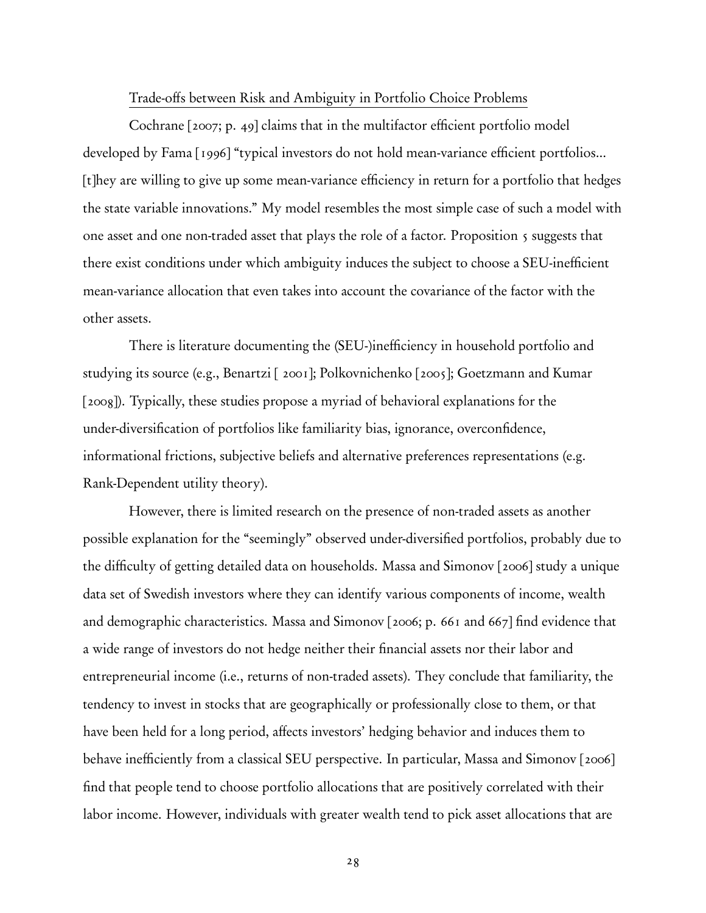## Trade-offs between Risk and Ambiguity in Portfolio Choice Problems

Cochrane [2007; p. 49] claims that in the multifactor efficient portfolio model developed by Fama [1996] "typical investors do not hold mean-variance efficient portfolios... [t]hey are willing to give up some mean-variance efficiency in return for a portfolio that hedges the state variable innovations." My model resembles the most simple case of such a model with one asset and one non-traded asset that plays the role of a factor. Proposition 5 suggests that there exist conditions under which ambiguity induces the subject to choose a SEU-inefficient mean-variance allocation that even takes into account the covariance of the factor with the other assets.

There is literature documenting the (SEU-)inefficiency in household portfolio and studying its source (e.g., Benartzi [ 2001]; Polkovnichenko [2005]; Goetzmann and Kumar [2008]). Typically, these studies propose a myriad of behavioral explanations for the under-diversification of portfolios like familiarity bias, ignorance, overconfidence, informational frictions, subjective beliefs and alternative preferences representations (e.g. Rank-Dependent utility theory).

However, there is limited research on the presence of non-traded assets as another possible explanation for the "seemingly" observed under-diversified portfolios, probably due to the difficulty of getting detailed data on households. Massa and Simonov [2006] study a unique data set of Swedish investors where they can identify various components of income, wealth and demographic characteristics. Massa and Simonov [2006; p. 661 and 667] find evidence that a wide range of investors do not hedge neither their financial assets nor their labor and entrepreneurial income (i.e., returns of non-traded assets). They conclude that familiarity, the tendency to invest in stocks that are geographically or professionally close to them, or that have been held for a long period, affects investors' hedging behavior and induces them to behave inefficiently from a classical SEU perspective. In particular, Massa and Simonov [2006] find that people tend to choose portfolio allocations that are positively correlated with their labor income. However, individuals with greater wealth tend to pick asset allocations that are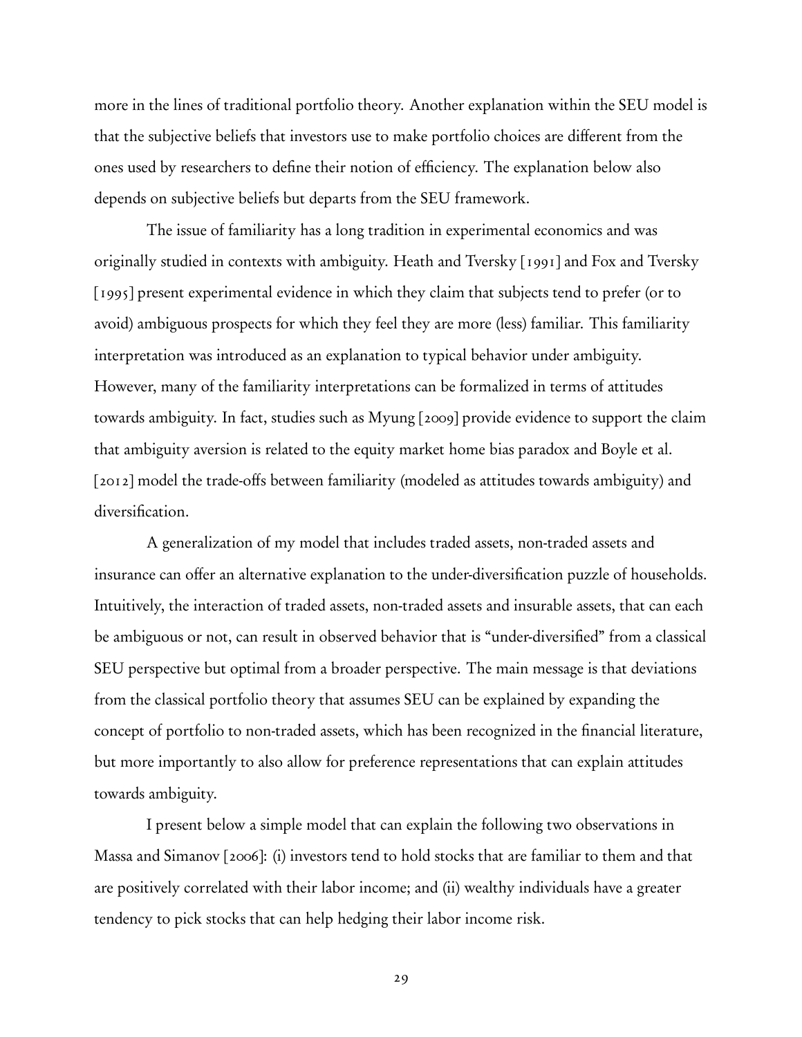more in the lines of traditional portfolio theory. Another explanation within the SEU model is that the subjective beliefs that investors use to make portfolio choices are different from the ones used by researchers to define their notion of efficiency. The explanation below also depends on subjective beliefs but departs from the SEU framework.

The issue of familiarity has a long tradition in experimental economics and was originally studied in contexts with ambiguity. Heath and Tversky [1991] and Fox and Tversky [1995] present experimental evidence in which they claim that subjects tend to prefer (or to avoid) ambiguous prospects for which they feel they are more (less) familiar. This familiarity interpretation was introduced as an explanation to typical behavior under ambiguity. However, many of the familiarity interpretations can be formalized in terms of attitudes towards ambiguity. In fact, studies such as Myung [2009] provide evidence to support the claim that ambiguity aversion is related to the equity market home bias paradox and Boyle et al. [2012] model the trade-offs between familiarity (modeled as attitudes towards ambiguity) and diversification.

A generalization of my model that includes traded assets, non-traded assets and insurance can offer an alternative explanation to the under-diversification puzzle of households. Intuitively, the interaction of traded assets, non-traded assets and insurable assets, that can each be ambiguous or not, can result in observed behavior that is "under-diversified" from a classical SEU perspective but optimal from a broader perspective. The main message is that deviations from the classical portfolio theory that assumes SEU can be explained by expanding the concept of portfolio to non-traded assets, which has been recognized in the financial literature, but more importantly to also allow for preference representations that can explain attitudes towards ambiguity.

I present below a simple model that can explain the following two observations in Massa and Simanov [2006]: (i) investors tend to hold stocks that are familiar to them and that are positively correlated with their labor income; and (ii) wealthy individuals have a greater tendency to pick stocks that can help hedging their labor income risk.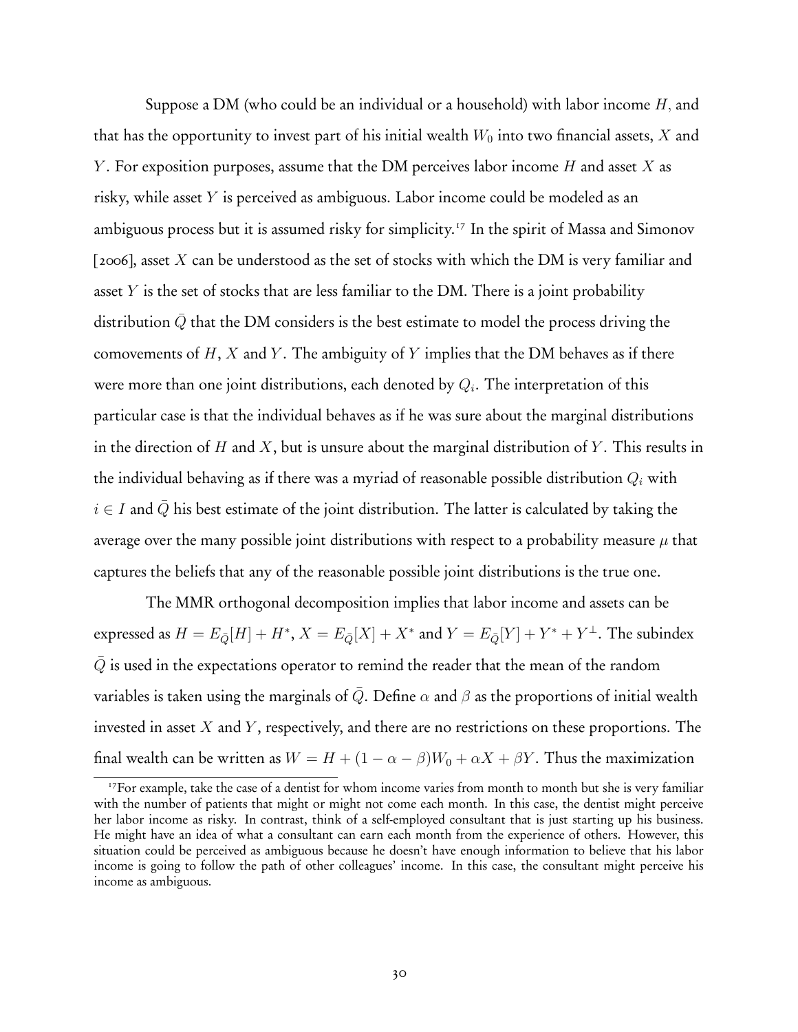Suppose a DM (who could be an individual or a household) with labor income $H$, and that has the opportunity to invest part of his initial wealth $W_0$ into two financial assets, $X$ and $Y$. For exposition purposes, assume that the DM perceives labor income $H$ and asset $X$ as risky, while asset $Y$ is perceived as ambiguous. Labor income could be modeled as an ambiguous process but it is assumed risky for simplicity.[17] In the spirit of Massa and Simonov [2006], asset $X$ can be understood as the set of stocks with which the DM is very familiar and asset $Y$ is the set of stocks that are less familiar to the DM. There is a joint probability distribution $\bar{Q}$ that the DM considers is the best estimate to model the process driving the comovements of $H$, $X$ and $Y$. The ambiguity of $Y$ implies that the DM behaves as if there were more than one joint distributions, each denoted by $Q_i$. The interpretation of this particular case is that the individual behaves as if he was sure about the marginal distributions in the direction of $H$ and $X$, but is unsure about the marginal distribution of $Y$. This results in the individual behaving as if there was a myriad of reasonable possible distribution $Q_i$ with $i \in I$ and $\bar{Q}$ his best estimate of the joint distribution. The latter is calculated by taking the average over the many possible joint distributions with respect to a probability measure $\mu$ that captures the beliefs that any of the reasonable possible joint distributions is the true one.

The MMR orthogonal decomposition implies that labor income and assets can be expressed as $H = E_{\bar{Q}}[H] + H^*$, $X = E_{\bar{Q}}[X] + X^*$ and $Y = E_{\bar{Q}}[Y] + Y^* + Y^{\perp}$. The subindex $\bar{Q}$ is used in the expectations operator to remind the reader that the mean of the random variables is taken using the marginals of $\bar{Q}$. Define $\alpha$ and $\beta$ as the proportions of initial wealth invested in asset $X$ and $Y$, respectively, and there are no restrictions on these proportions. The final wealth can be written as $W = H + (1 - \alpha - \beta)W_0 + \alpha X + \beta Y$. Thus the maximization

[17] For example, take the case of a dentist for whom income varies from month to month but she is very familiar with the number of patients that might or might not come each month. In this case, the dentist might perceive her labor income as risky. In contrast, think of a self-employed consultant that is just starting up his business. He might have an idea of what a consultant can earn each month from the experience of others. However, this situation could be perceived as ambiguous because he doesn't have enough information to believe that his labor income is going to follow the path of other colleagues' income. In this case, the consultant might perceive his income as ambiguous.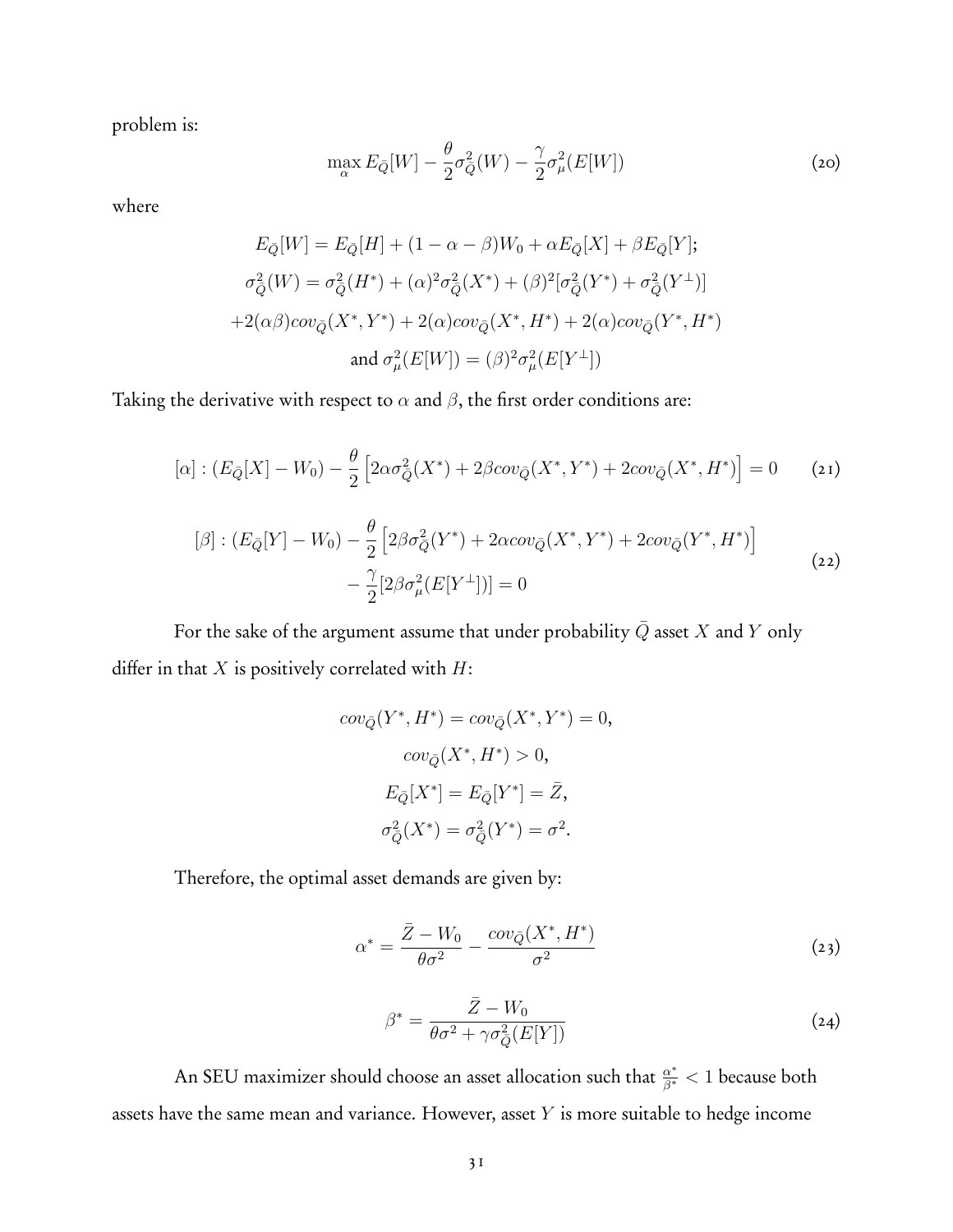problem is:

$$\max_{\alpha} E_{\bar{Q}}[W] - \frac{\theta}{2}\sigma^2_{\bar{Q}}(W) - \frac{\gamma}{2}\sigma^2_{\mu}(E[W]) \tag{20}$$

where

$$E_{\bar{Q}}[W] = E_{\bar{Q}}[H] + (1-\alpha-\beta)W_0 + \alpha E_{\bar{Q}}[X] + \beta E_{\bar{Q}}[Y];$$

$$\sigma^2_{\bar{Q}}(W) = \sigma^2_{\bar{Q}}(H^*) + (\alpha)^2\sigma^2_{\bar{Q}}(X^*) + (\beta)^2[\sigma^2_{\bar{Q}}(Y^*) + \sigma^2_{\bar{Q}}(Y^{\perp})]$$

$$+2(\alpha\beta)cov_{\bar{Q}}(X^*, Y^*) + 2(\alpha)cov_{\bar{Q}}(X^*, H^*) + 2(\alpha)cov_{\bar{Q}}(Y^*, H^*)$$

$$\text{and } \sigma^2_{\mu}(E[W]) = (\beta)^2\sigma^2_{\mu}(E[Y^{\perp}])$$

Taking the derivative with respect to $\alpha$ and $\beta$, the first order conditions are:

$$[\alpha] : (E_{\bar{Q}}[X] - W_0) - \frac{\theta}{2}\left[2\alpha\sigma^2_{\bar{Q}}(X^*) + 2\beta cov_{\bar{Q}}(X^*, Y^*) + 2cov_{\bar{Q}}(X^*, H^*)\right] = 0 \tag{21}$$

$$[\beta] : (E_{\bar{Q}}[Y] - W_0) - \frac{\theta}{2}\left[2\beta\sigma^2_{\bar{Q}}(Y^*) + 2\alpha cov_{\bar{Q}}(X^*, Y^*) + 2cov_{\bar{Q}}(Y^*, H^*)\right] - \frac{\gamma}{2}[2\beta\sigma^2_{\mu}(E[Y^{\perp}])] = 0 \tag{22}$$

For the sake of the argument assume that under probability $\bar{Q}$ asset $X$ and $Y$ only differ in that $X$ is positively correlated with $H$:

$$cov_{\bar{Q}}(Y^*, H^*) = cov_{\bar{Q}}(X^*, Y^*) = 0,$$

$$cov_{\bar{Q}}(X^*, H^*) > 0,$$

$$E_{\bar{Q}}[X^*] = E_{\bar{Q}}[Y^*] = \bar{Z},$$

$$\sigma^2_{\bar{Q}}(X^*) = \sigma^2_{\bar{Q}}(Y^*) = \sigma^2.$$

Therefore, the optimal asset demands are given by:

$$\alpha^* = \frac{\bar{Z} - W_0}{\theta\sigma^2} - \frac{cov_{\bar{Q}}(X^*, H^*)}{\sigma^2} \tag{23}$$

$$\beta^* = \frac{\bar{Z} - W_0}{\theta\sigma^2 + \gamma\sigma^2_{\bar{Q}}(E[Y])} \tag{24}$$

An SEU maximizer should choose an asset allocation such that $\frac{\alpha^*}{\beta^*} < 1$ because both assets have the same mean and variance. However, asset $Y$ is more suitable to hedge income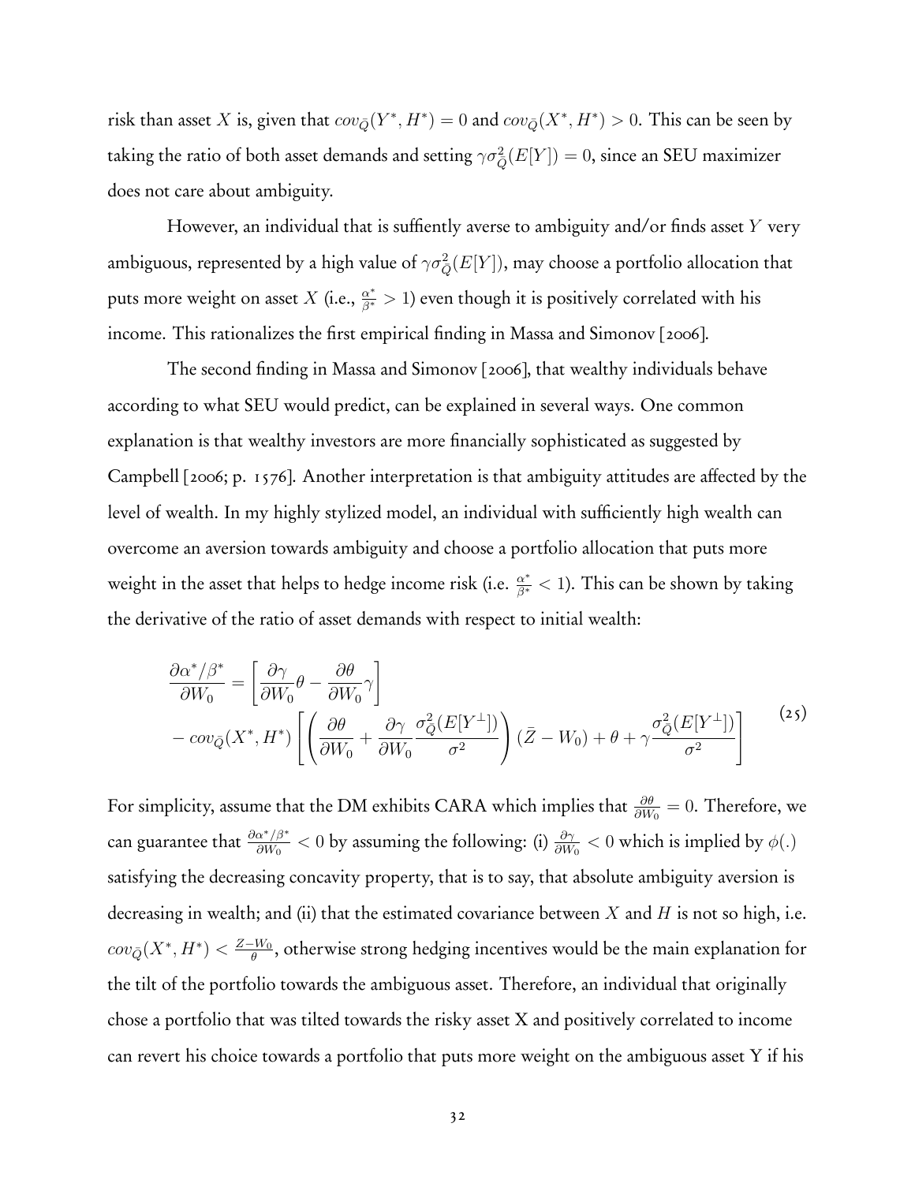risk than asset $X$ is, given that $cov_{\bar{Q}}(Y^*, H^*) = 0$ and $cov_{\bar{Q}}(X^*, H^*) > 0$. This can be seen by taking the ratio of both asset demands and setting $\gamma\sigma^2_{\bar{Q}}(E[Y]) = 0$, since an SEU maximizer does not care about ambiguity.

However, an individual that is suffiently averse to ambiguity and/or finds asset $Y$ very ambiguous, represented by a high value of $\gamma\sigma^2_{\bar{Q}}(E[Y])$, may choose a portfolio allocation that puts more weight on asset $X$ (i.e., $\frac{\alpha^*}{\beta^*} > 1$) even though it is positively correlated with his income. This rationalizes the first empirical finding in Massa and Simonov [2006].

The second finding in Massa and Simonov [2006], that wealthy individuals behave according to what SEU would predict, can be explained in several ways. One common explanation is that wealthy investors are more financially sophisticated as suggested by Campbell [2006; p. 1576]. Another interpretation is that ambiguity attitudes are affected by the level of wealth. In my highly stylized model, an individual with sufficiently high wealth can overcome an aversion towards ambiguity and choose a portfolio allocation that puts more weight in the asset that helps to hedge income risk (i.e. $\frac{\alpha^*}{\beta^*} < 1$). This can be shown by taking the derivative of the ratio of asset demands with respect to initial wealth:

$$
\begin{aligned}
\frac{\partial \alpha^*/\beta^*}{\partial W_0} &= \left[\frac{\partial \gamma}{\partial W_0}\theta - \frac{\partial \theta}{\partial W_0}\gamma\right] \\
&- cov_{\bar{Q}}(X^*, H^*)\left[\left(\frac{\partial \theta}{\partial W_0} + \frac{\partial \gamma}{\partial W_0}\frac{\sigma^2_{\bar{Q}}(E[Y^{\perp}])}{\sigma^2}\right)(\bar{Z} - W_0) + \theta + \gamma\frac{\sigma^2_{\bar{Q}}(E[Y^{\perp}])}{\sigma^2}\right]
\end{aligned} \tag{25}
$$

For simplicity, assume that the DM exhibits CARA which implies that $\frac{\partial \theta}{\partial W_0} = 0$. Therefore, we can guarantee that $\frac{\partial \alpha^*/\beta^*}{\partial W_0} < 0$ by assuming the following: (i) $\frac{\partial \gamma}{\partial W_0} < 0$ which is implied by $\phi(.)$ satisfying the decreasing concavity property, that is to say, that absolute ambiguity aversion is decreasing in wealth; and (ii) that the estimated covariance between $X$ and $H$ is not so high, i.e. $cov_{\bar{Q}}(X^*, H^*) < \frac{\bar{Z} - W_0}{\theta}$, otherwise strong hedging incentives would be the main explanation for the tilt of the portfolio towards the ambiguous asset. Therefore, an individual that originally chose a portfolio that was tilted towards the risky asset X and positively correlated to income can revert his choice towards a portfolio that puts more weight on the ambiguous asset Y if his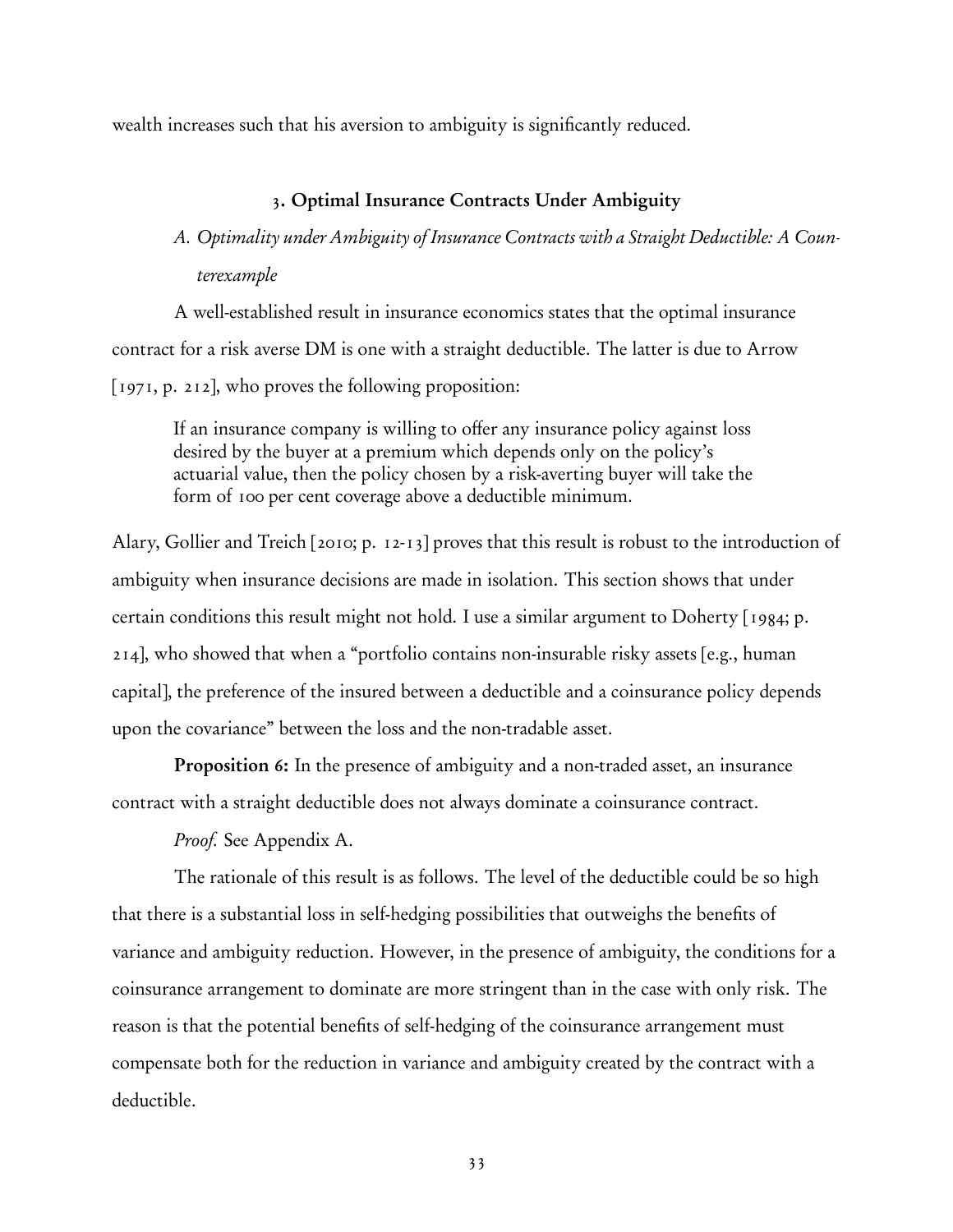wealth increases such that his aversion to ambiguity is significantly reduced.

## 3. Optimal Insurance Contracts Under Ambiguity

### *A. Optimality under Ambiguity of Insurance Contracts with a Straight Deductible: A Counterexample*

A well-established result in insurance economics states that the optimal insurance contract for a risk averse DM is one with a straight deductible. The latter is due to Arrow [1971, p. 212], who proves the following proposition:

> If an insurance company is willing to offer any insurance policy against loss desired by the buyer at a premium which depends only on the policy's actuarial value, then the policy chosen by a risk-averting buyer will take the form of 100 per cent coverage above a deductible minimum.

Alary, Gollier and Treich [2010; p. 12-13] proves that this result is robust to the introduction of ambiguity when insurance decisions are made in isolation. This section shows that under certain conditions this result might not hold. I use a similar argument to Doherty [1984; p. 214], who showed that when a "portfolio contains non-insurable risky assets [e.g., human capital], the preference of the insured between a deductible and a coinsurance policy depends upon the covariance" between the loss and the non-tradable asset.

**Proposition 6:** In the presence of ambiguity and a non-traded asset, an insurance contract with a straight deductible does not always dominate a coinsurance contract.

*Proof.* See Appendix A.

The rationale of this result is as follows. The level of the deductible could be so high that there is a substantial loss in self-hedging possibilities that outweighs the benefits of variance and ambiguity reduction. However, in the presence of ambiguity, the conditions for a coinsurance arrangement to dominate are more stringent than in the case with only risk. The reason is that the potential benefits of self-hedging of the coinsurance arrangement must compensate both for the reduction in variance and ambiguity created by the contract with a deductible.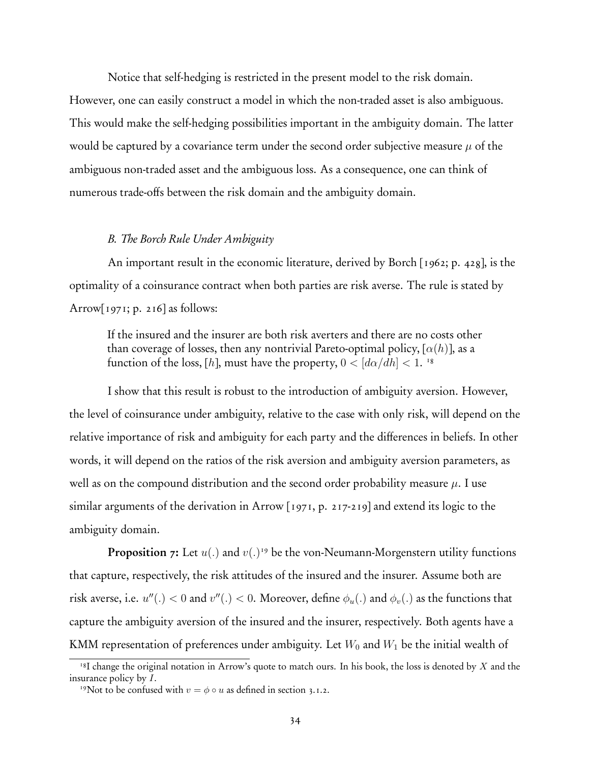Notice that self-hedging is restricted in the present model to the risk domain. However, one can easily construct a model in which the non-traded asset is also ambiguous. This would make the self-hedging possibilities important in the ambiguity domain. The latter would be captured by a covariance term under the second order subjective measure $\mu$ of the ambiguous non-traded asset and the ambiguous loss. As a consequence, one can think of numerous trade-offs between the risk domain and the ambiguity domain.

### *B. The Borch Rule Under Ambiguity*

An important result in the economic literature, derived by Borch [1962; p. 428], is the optimality of a coinsurance contract when both parties are risk averse. The rule is stated by Arrow[1971; p. 216] as follows:

> If the insured and the insurer are both risk averters and there are no costs other than coverage of losses, then any nontrivial Pareto-optimal policy, $[\alpha(h)]$, as a function of the loss, $[h]$, must have the property, $0 < [d\alpha/dh] < 1$. [18]

I show that this result is robust to the introduction of ambiguity aversion. However, the level of coinsurance under ambiguity, relative to the case with only risk, will depend on the relative importance of risk and ambiguity for each party and the differences in beliefs. In other words, it will depend on the ratios of the risk aversion and ambiguity aversion parameters, as well as on the compound distribution and the second order probability measure $\mu$. I use similar arguments of the derivation in Arrow [1971, p. 217-219] and extend its logic to the ambiguity domain.

**Proposition 7:** Let $u(.)$ and $v(.)$[19] be the von-Neumann-Morgenstern utility functions that capture, respectively, the risk attitudes of the insured and the insurer. Assume both are risk averse, i.e. $u''(.) < 0$ and $v''(.) < 0$. Moreover, define $\phi_u(.)$ and $\phi_v(.)$ as the functions that capture the ambiguity aversion of the insured and the insurer, respectively. Both agents have a KMM representation of preferences under ambiguity. Let $W_0$ and $W_1$ be the initial wealth of

[18] I change the original notation in Arrow's quote to match ours. In his book, the loss is denoted by $X$ and the insurance policy by $I$.

[19] Not to be confused with $v = \phi \circ u$ as defined in section 3.1.2.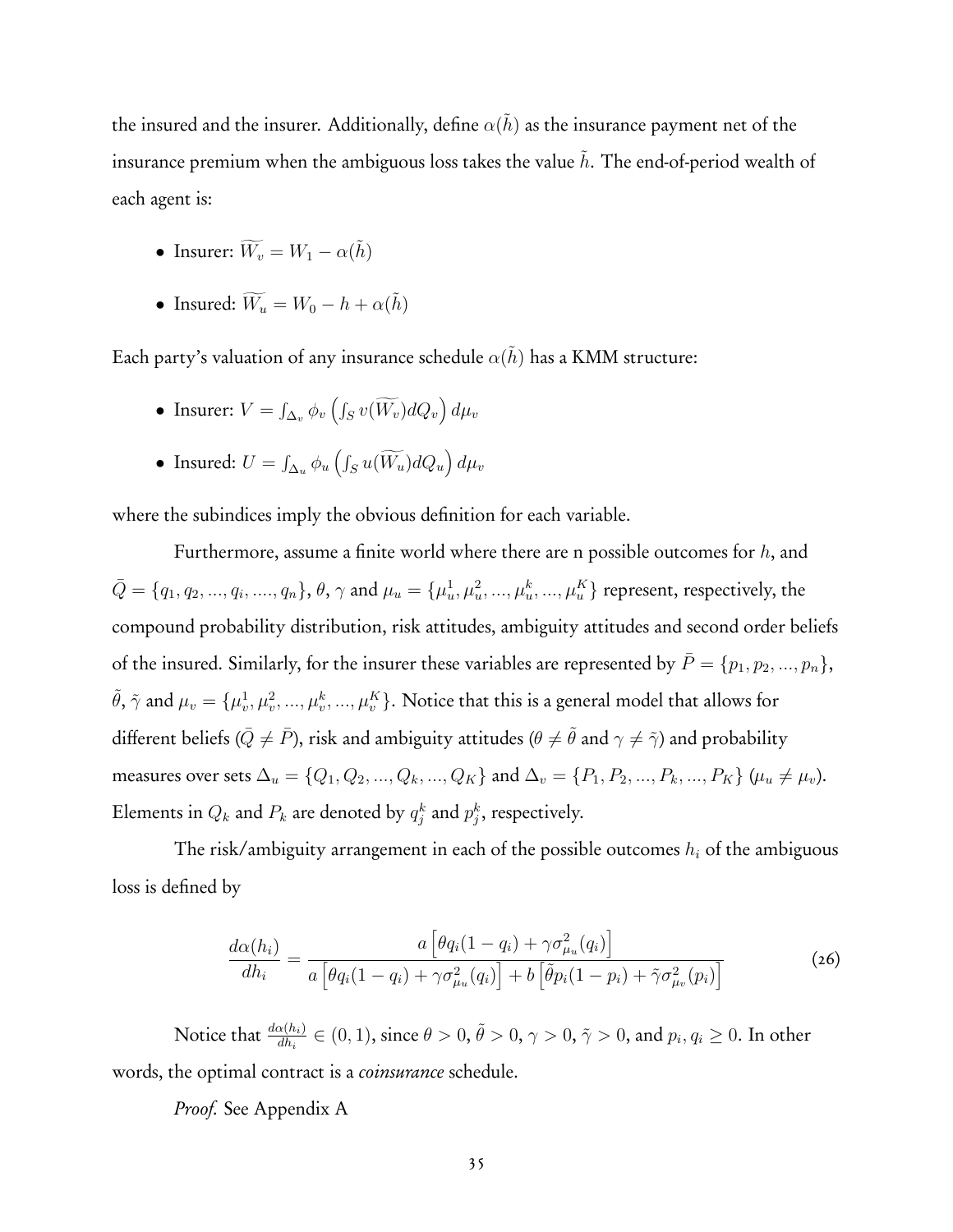the insured and the insurer. Additionally, define $\alpha(\tilde{h})$ as the insurance payment net of the insurance premium when the ambiguous loss takes the value $\tilde{h}$. The end-of-period wealth of each agent is:

- Insurer: $\widetilde{W_v} = W_1 - \alpha(\tilde{h})$
- Insured: $\widetilde{W_u} = W_0 - h + \alpha(\tilde{h})$

Each party's valuation of any insurance schedule $\alpha(\tilde{h})$ has a KMM structure:

- Insurer: $V = \int_{\Delta_v} \phi_v \left( \int_S v(\widetilde{W_v}) dQ_v \right) d\mu_v$
- Insured: $U = \int_{\Delta_u} \phi_u \left( \int_S u(\widetilde{W_u}) dQ_u \right) d\mu_v$

where the subindices imply the obvious definition for each variable.

Furthermore, assume a finite world where there are n possible outcomes for $h$, and $\bar{Q} = \{q_1, q_2, ..., q_i, ...., q_n\}$, $\theta$, $\gamma$ and $\mu_u = \{\mu_u^1, \mu_u^2, ..., \mu_u^k, ..., \mu_u^K\}$ represent, respectively, the compound probability distribution, risk attitudes, ambiguity attitudes and second order beliefs of the insured. Similarly, for the insurer these variables are represented by $\bar{P} = \{p_1, p_2, ..., p_n\}$, $\tilde{\theta}$, $\tilde{\gamma}$ and $\mu_v = \{\mu_v^1, \mu_v^2, ..., \mu_v^k, ..., \mu_v^K\}$. Notice that this is a general model that allows for different beliefs ($\bar{Q} \neq \bar{P}$), risk and ambiguity attitudes ($\theta \neq \tilde{\theta}$ and $\gamma \neq \tilde{\gamma}$) and probability measures over sets $\Delta_u = \{Q_1, Q_2, ..., Q_k, ..., Q_K\}$ and $\Delta_v = \{P_1, P_2, ..., P_k, ..., P_K\}$ ($\mu_u \neq \mu_v$). Elements in $Q_k$ and $P_k$ are denoted by $q_j^k$ and $p_j^k$, respectively.

The risk/ambiguity arrangement in each of the possible outcomes $h_i$ of the ambiguous loss is defined by

$$\frac{d\alpha(h_i)}{dh_i} = \frac{a\left[\theta q_i(1-q_i) + \gamma \sigma^2_{\mu_u}(q_i)\right]}{a\left[\theta q_i(1-q_i) + \gamma \sigma^2_{\mu_u}(q_i)\right] + b\left[\tilde{\theta} p_i(1-p_i) + \tilde{\gamma} \sigma^2_{\mu_v}(p_i)\right]} \tag{26}$$

Notice that $\frac{d\alpha(h_i)}{dh_i} \in (0,1)$, since $\theta > 0$, $\tilde{\theta} > 0$, $\gamma > 0$, $\tilde{\gamma} > 0$, and $p_i, q_i \geq 0$. In other words, the optimal contract is a *coinsurance* schedule.

*Proof.* See Appendix A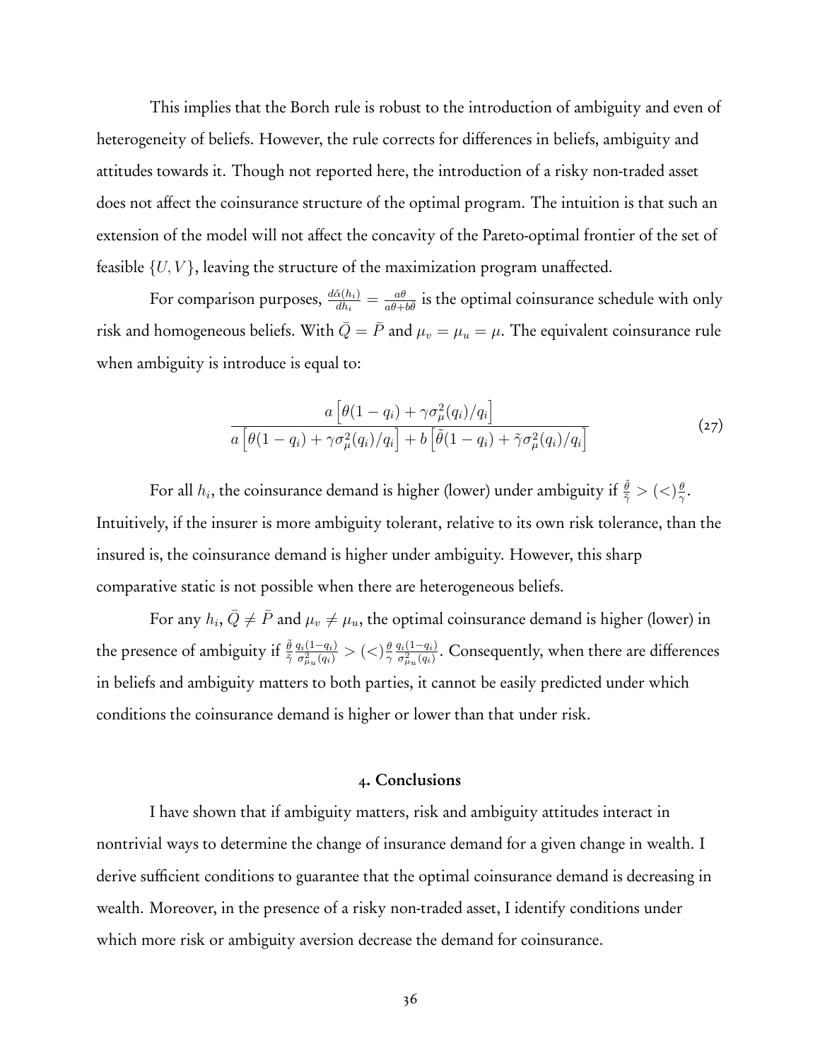This implies that the Borch rule is robust to the introduction of ambiguity and even of heterogeneity of beliefs. However, the rule corrects for differences in beliefs, ambiguity and attitudes towards it. Though not reported here, the introduction of a risky non-traded asset does not affect the coinsurance structure of the optimal program. The intuition is that such an extension of the model will not affect the concavity of the Pareto-optimal frontier of the set of feasible $\{U, V\}$, leaving the structure of the maximization program unaffected.

For comparison purposes, $\frac{d\tilde{\alpha}(h_i)}{dh_i} = \frac{a\theta}{a\theta + b\theta}$ is the optimal coinsurance schedule with only risk and homogeneous beliefs. With $\bar{Q} = \bar{P}$ and $\mu_v = \mu_u = \mu$. The equivalent coinsurance rule when ambiguity is introduce is equal to:

$$\frac{a\left[\theta(1-q_i) + \gamma\sigma_{\mu}^2(q_i)/q_i\right]}{a\left[\theta(1-q_i) + \gamma\sigma_{\mu}^2(q_i)/q_i\right] + b\left[\tilde{\theta}(1-q_i) + \tilde{\gamma}\sigma_{\mu}^2(q_i)/q_i\right]} \tag{27}$$

For all $h_i$, the coinsurance demand is higher (lower) under ambiguity if $\frac{\tilde{\theta}}{\tilde{\gamma}} > (<) \frac{\theta}{\gamma}$. Intuitively, if the insurer is more ambiguity tolerant, relative to its own risk tolerance, than the insured is, the coinsurance demand is higher under ambiguity. However, this sharp comparative static is not possible when there are heterogeneous beliefs.

For any $h_i$, $\bar{Q} \neq \bar{P}$ and $\mu_v \neq \mu_u$, the optimal coinsurance demand is higher (lower) in the presence of ambiguity if $\frac{\tilde{\theta}}{\tilde{\gamma}} \frac{q_i(1-q_i)}{\sigma_{\mu_u}^2(q_i)} > (<) \frac{\theta}{\gamma} \frac{q_i(1-q_i)}{\sigma_{\mu_u}^2(q_i)}$. Consequently, when there are differences in beliefs and ambiguity matters to both parties, it cannot be easily predicted under which conditions the coinsurance demand is higher or lower than that under risk.

## 4. Conclusions

I have shown that if ambiguity matters, risk and ambiguity attitudes interact in nontrivial ways to determine the change of insurance demand for a given change in wealth. I derive sufficient conditions to guarantee that the optimal coinsurance demand is decreasing in wealth. Moreover, in the presence of a risky non-traded asset, I identify conditions under which more risk or ambiguity aversion decrease the demand for coinsurance.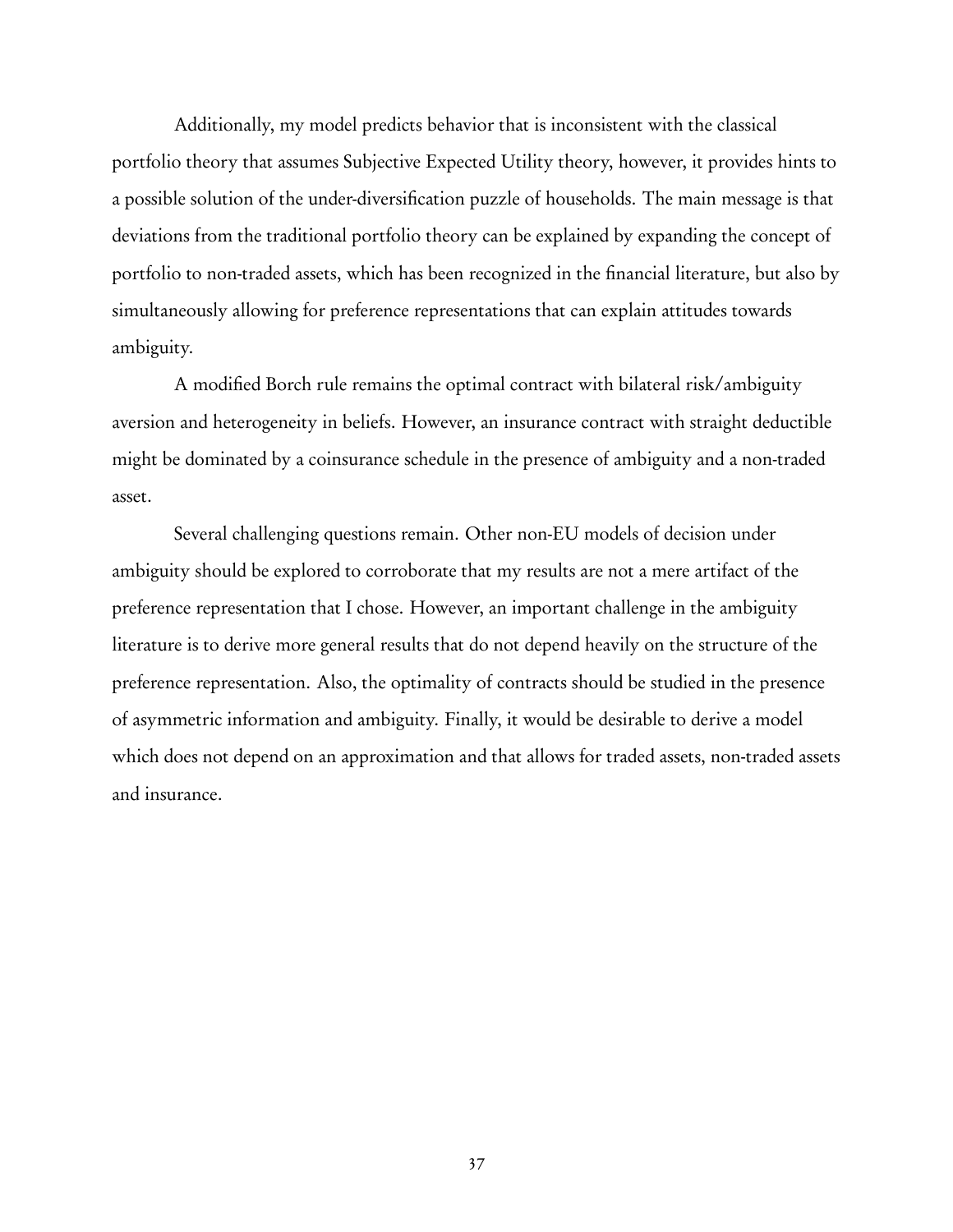Additionally, my model predicts behavior that is inconsistent with the classical portfolio theory that assumes Subjective Expected Utility theory, however, it provides hints to a possible solution of the under-diversification puzzle of households. The main message is that deviations from the traditional portfolio theory can be explained by expanding the concept of portfolio to non-traded assets, which has been recognized in the financial literature, but also by simultaneously allowing for preference representations that can explain attitudes towards ambiguity.

A modified Borch rule remains the optimal contract with bilateral risk/ambiguity aversion and heterogeneity in beliefs. However, an insurance contract with straight deductible might be dominated by a coinsurance schedule in the presence of ambiguity and a non-traded asset.

Several challenging questions remain. Other non-EU models of decision under ambiguity should be explored to corroborate that my results are not a mere artifact of the preference representation that I chose. However, an important challenge in the ambiguity literature is to derive more general results that do not depend heavily on the structure of the preference representation. Also, the optimality of contracts should be studied in the presence of asymmetric information and ambiguity. Finally, it would be desirable to derive a model which does not depend on an approximation and that allows for traded assets, non-traded assets and insurance.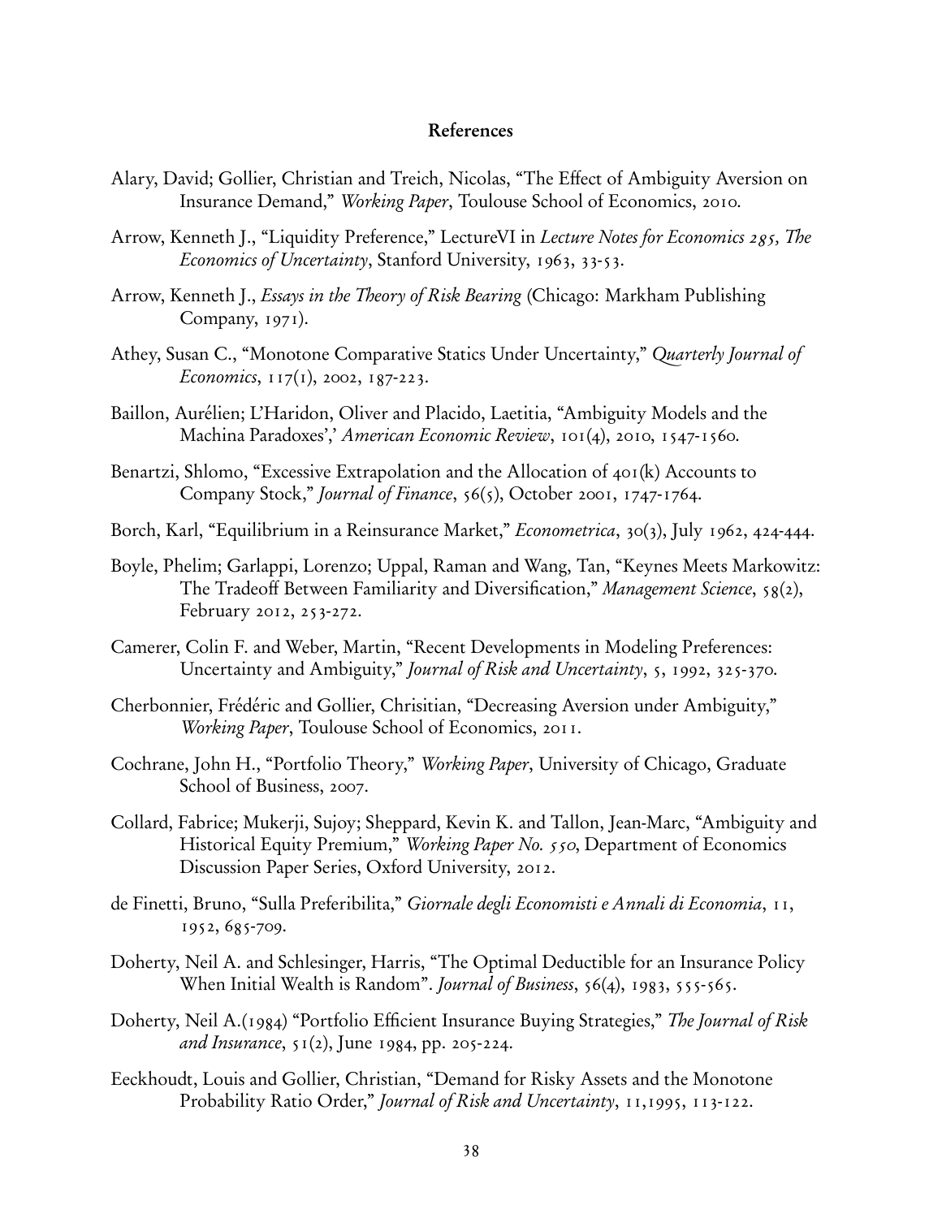## References

Alary, David; Gollier, Christian and Treich, Nicolas, "The Effect of Ambiguity Aversion on Insurance Demand," *Working Paper*, Toulouse School of Economics, 2010.

Arrow, Kenneth J., "Liquidity Preference," LectureVI in *Lecture Notes for Economics 285, The Economics of Uncertainty*, Stanford University, 1963, 33-53.

Arrow, Kenneth J., *Essays in the Theory of Risk Bearing* (Chicago: Markham Publishing Company, 1971).

Athey, Susan C., "Monotone Comparative Statics Under Uncertainty," *Quarterly Journal of Economics*, 117(1), 2002, 187-223.

Baillon, Aurélien; L'Haridon, Oliver and Placido, Laetitia, "Ambiguity Models and the Machina Paradoxes',' *American Economic Review*, 101(4), 2010, 1547-1560.

Benartzi, Shlomo, "Excessive Extrapolation and the Allocation of 401(k) Accounts to Company Stock," *Journal of Finance*, 56(5), October 2001, 1747-1764.

Borch, Karl, "Equilibrium in a Reinsurance Market," *Econometrica*, 30(3), July 1962, 424-444.

Boyle, Phelim; Garlappi, Lorenzo; Uppal, Raman and Wang, Tan, "Keynes Meets Markowitz: The Tradeoff Between Familiarity and Diversification," *Management Science*, 58(2), February 2012, 253-272.

Camerer, Colin F. and Weber, Martin, "Recent Developments in Modeling Preferences: Uncertainty and Ambiguity," *Journal of Risk and Uncertainty*, 5, 1992, 325-370.

Cherbonnier, Frédéric and Gollier, Chrisitian, "Decreasing Aversion under Ambiguity," *Working Paper*, Toulouse School of Economics, 2011.

Cochrane, John H., "Portfolio Theory," *Working Paper*, University of Chicago, Graduate School of Business, 2007.

Collard, Fabrice; Mukerji, Sujoy; Sheppard, Kevin K. and Tallon, Jean-Marc, "Ambiguity and Historical Equity Premium," *Working Paper No. 550*, Department of Economics Discussion Paper Series, Oxford University, 2012.

de Finetti, Bruno, "Sulla Preferibilita," *Giornale degli Economisti e Annali di Economia*, 11, 1952, 685-709.

Doherty, Neil A. and Schlesinger, Harris, "The Optimal Deductible for an Insurance Policy When Initial Wealth is Random". *Journal of Business*, 56(4), 1983, 555-565.

Doherty, Neil A.(1984) "Portfolio Efficient Insurance Buying Strategies," *The Journal of Risk and Insurance*, 51(2), June 1984, pp. 205-224.

Eeckhoudt, Louis and Gollier, Christian, "Demand for Risky Assets and the Monotone Probability Ratio Order," *Journal of Risk and Uncertainty*, 11,1995, 113-122.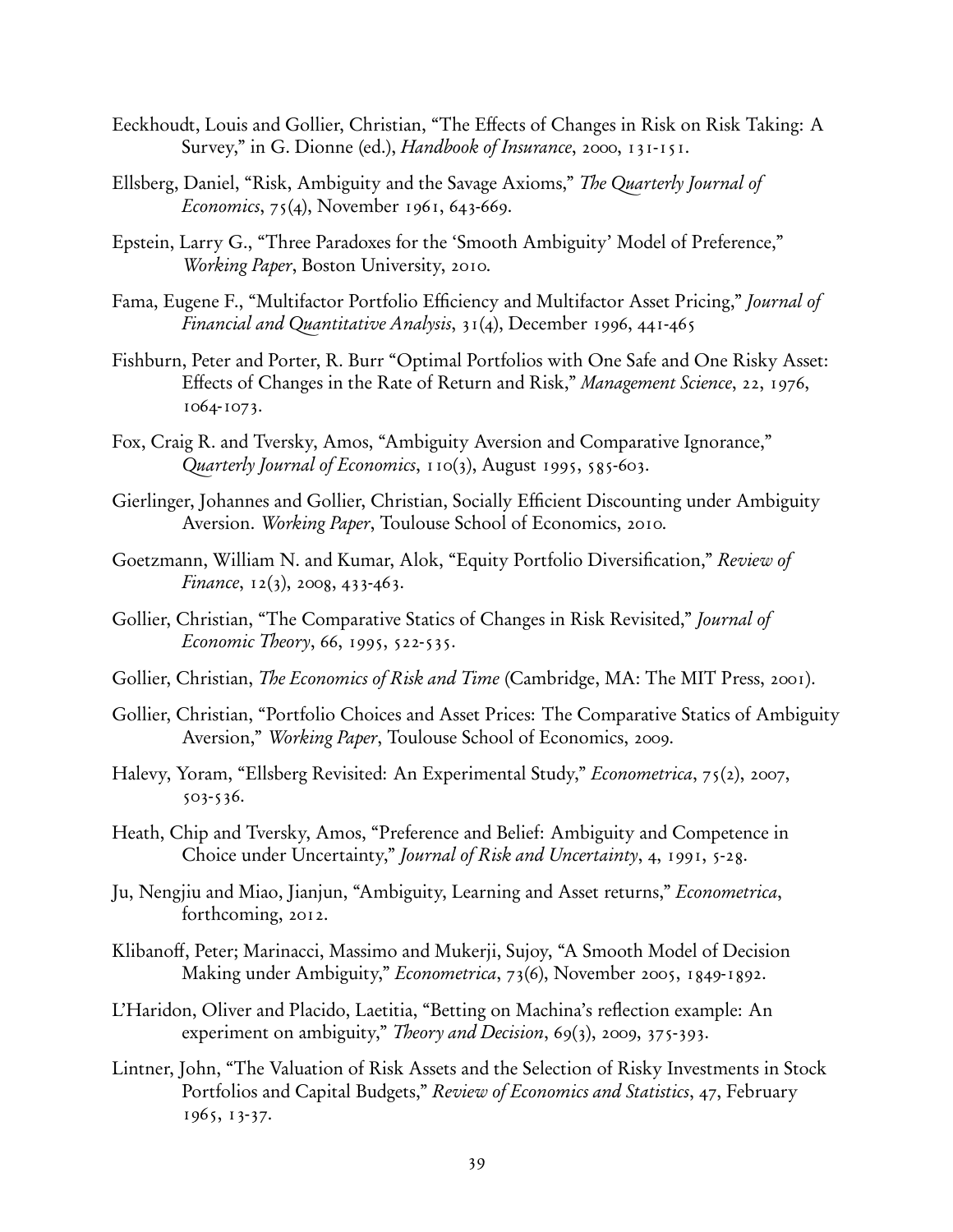Eeckhoudt, Louis and Gollier, Christian, "The Effects of Changes in Risk on Risk Taking: A Survey," in G. Dionne (ed.), *Handbook of Insurance*, 2000, 131-151.

Ellsberg, Daniel, "Risk, Ambiguity and the Savage Axioms," *The Quarterly Journal of Economics*, 75(4), November 1961, 643-669.

Epstein, Larry G., "Three Paradoxes for the 'Smooth Ambiguity' Model of Preference," *Working Paper*, Boston University, 2010.

Fama, Eugene F., "Multifactor Portfolio Efficiency and Multifactor Asset Pricing," *Journal of Financial and Quantitative Analysis*, 31(4), December 1996, 441-465

Fishburn, Peter and Porter, R. Burr "Optimal Portfolios with One Safe and One Risky Asset: Effects of Changes in the Rate of Return and Risk," *Management Science*, 22, 1976, 1064-1073.

Fox, Craig R. and Tversky, Amos, "Ambiguity Aversion and Comparative Ignorance," *Quarterly Journal of Economics*, 110(3), August 1995, 585-603.

Gierlinger, Johannes and Gollier, Christian, Socially Efficient Discounting under Ambiguity Aversion. *Working Paper*, Toulouse School of Economics, 2010.

Goetzmann, William N. and Kumar, Alok, "Equity Portfolio Diversification," *Review of Finance*, 12(3), 2008, 433-463.

Gollier, Christian, "The Comparative Statics of Changes in Risk Revisited," *Journal of Economic Theory*, 66, 1995, 522-535.

Gollier, Christian, *The Economics of Risk and Time* (Cambridge, MA: The MIT Press, 2001).

Gollier, Christian, "Portfolio Choices and Asset Prices: The Comparative Statics of Ambiguity Aversion," *Working Paper*, Toulouse School of Economics, 2009.

Halevy, Yoram, "Ellsberg Revisited: An Experimental Study," *Econometrica*, 75(2), 2007, 503-536.

Heath, Chip and Tversky, Amos, "Preference and Belief: Ambiguity and Competence in Choice under Uncertainty," *Journal of Risk and Uncertainty*, 4, 1991, 5-28.

Ju, Nengjiu and Miao, Jianjun, "Ambiguity, Learning and Asset returns," *Econometrica*, forthcoming, 2012.

Klibanoff, Peter; Marinacci, Massimo and Mukerji, Sujoy, "A Smooth Model of Decision Making under Ambiguity," *Econometrica*, 73(6), November 2005, 1849-1892.

L'Haridon, Oliver and Placido, Laetitia, "Betting on Machina's reflection example: An experiment on ambiguity," *Theory and Decision*, 69(3), 2009, 375-393.

Lintner, John, "The Valuation of Risk Assets and the Selection of Risky Investments in Stock Portfolios and Capital Budgets," *Review of Economics and Statistics*, 47, February 1965, 13-37.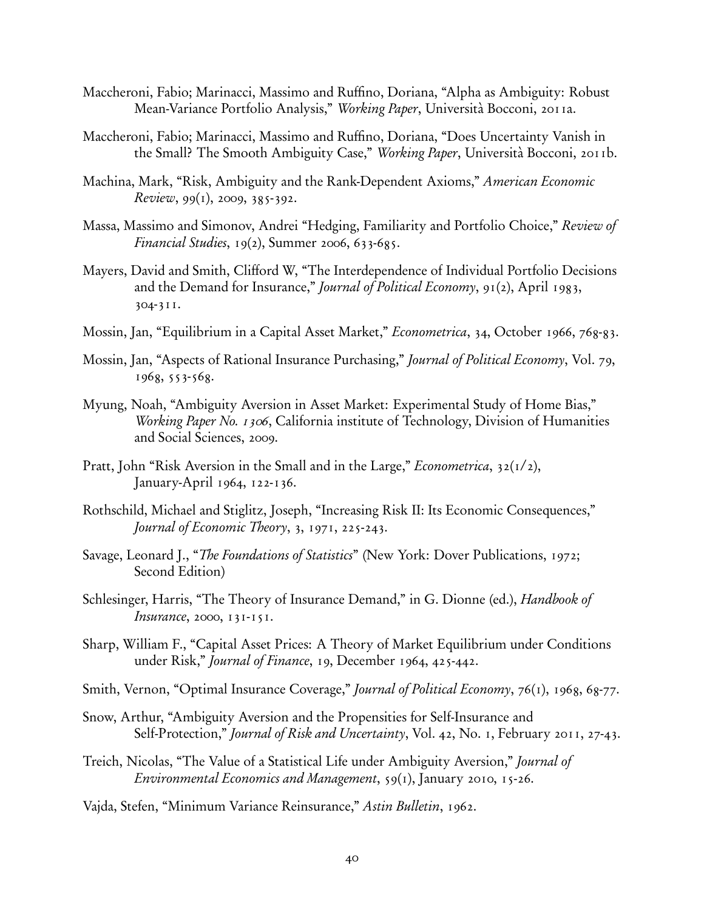Maccheroni, Fabio; Marinacci, Massimo and Ruffino, Doriana, "Alpha as Ambiguity: Robust Mean-Variance Portfolio Analysis," *Working Paper*, Università Bocconi, 2011a.

Maccheroni, Fabio; Marinacci, Massimo and Ruffino, Doriana, "Does Uncertainty Vanish in the Small? The Smooth Ambiguity Case," *Working Paper*, Università Bocconi, 2011b.

Machina, Mark, "Risk, Ambiguity and the Rank-Dependent Axioms," *American Economic Review*, 99(1), 2009, 385-392.

Massa, Massimo and Simonov, Andrei "Hedging, Familiarity and Portfolio Choice," *Review of Financial Studies*, 19(2), Summer 2006, 633-685.

Mayers, David and Smith, Clifford W, "The Interdependence of Individual Portfolio Decisions and the Demand for Insurance," *Journal of Political Economy*, 91(2), April 1983, 304-311.

Mossin, Jan, "Equilibrium in a Capital Asset Market," *Econometrica*, 34, October 1966, 768-83.

Mossin, Jan, "Aspects of Rational Insurance Purchasing," *Journal of Political Economy*, Vol. 79, 1968, 553-568.

Myung, Noah, "Ambiguity Aversion in Asset Market: Experimental Study of Home Bias," *Working Paper No. 1306*, California institute of Technology, Division of Humanities and Social Sciences, 2009.

Pratt, John "Risk Aversion in the Small and in the Large," *Econometrica*, 32(1/2), January-April 1964, 122-136.

Rothschild, Michael and Stiglitz, Joseph, "Increasing Risk II: Its Economic Consequences," *Journal of Economic Theory*, 3, 1971, 225-243.

Savage, Leonard J., "*The Foundations of Statistics*" (New York: Dover Publications, 1972; Second Edition)

Schlesinger, Harris, "The Theory of Insurance Demand," in G. Dionne (ed.), *Handbook of Insurance*, 2000, 131-151.

Sharp, William F., "Capital Asset Prices: A Theory of Market Equilibrium under Conditions under Risk," *Journal of Finance*, 19, December 1964, 425-442.

Smith, Vernon, "Optimal Insurance Coverage," *Journal of Political Economy*, 76(1), 1968, 68-77.

Snow, Arthur, "Ambiguity Aversion and the Propensities for Self-Insurance and Self-Protection," *Journal of Risk and Uncertainty*, Vol. 42, No. 1, February 2011, 27-43.

Treich, Nicolas, "The Value of a Statistical Life under Ambiguity Aversion," *Journal of Environmental Economics and Management*, 59(1), January 2010, 15-26.

Vajda, Stefen, "Minimum Variance Reinsurance," *Astin Bulletin*, 1962.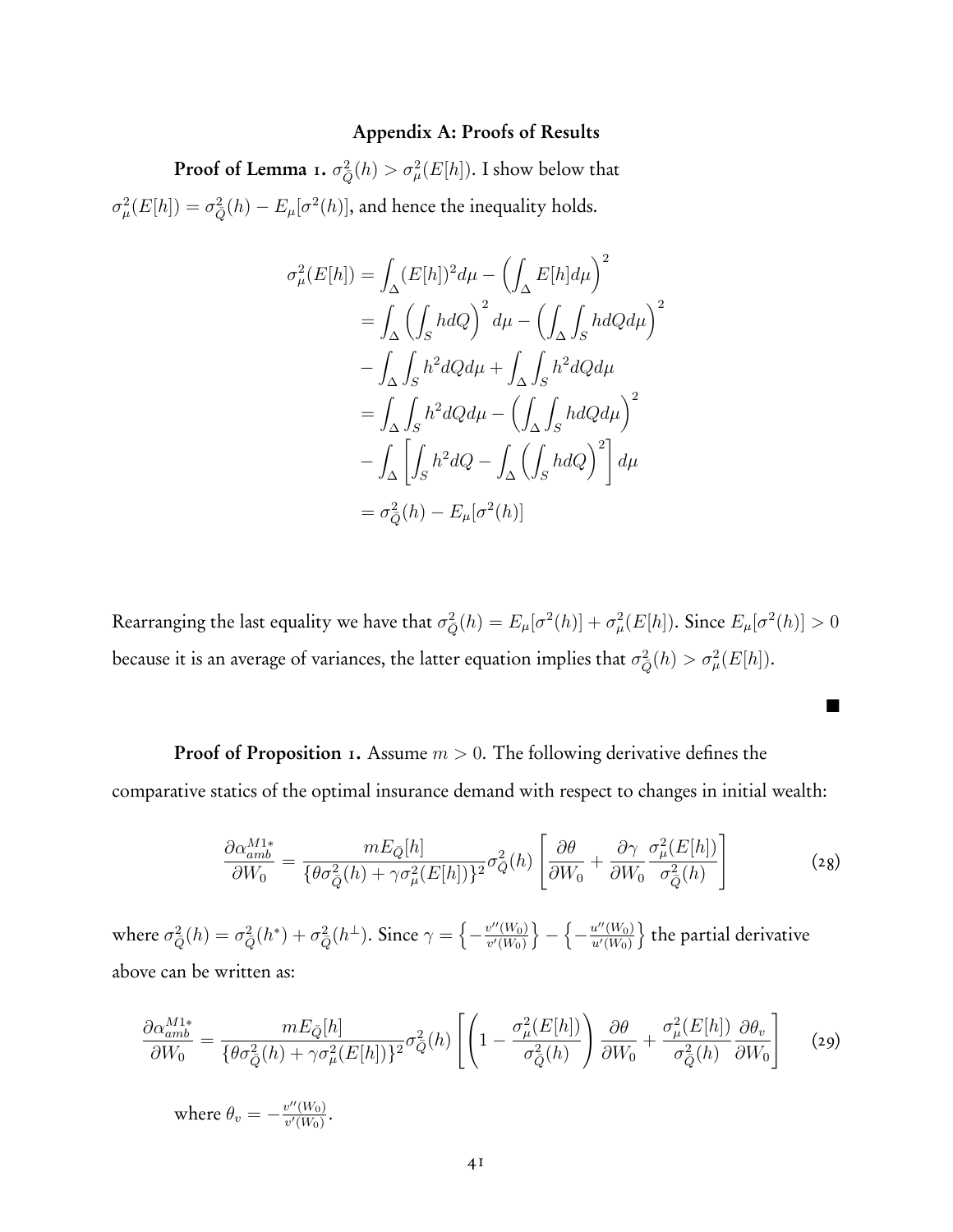## Appendix A: Proofs of Results

**Proof of Lemma 1.** $\sigma^2_{\bar{Q}}(h) > \sigma^2_{\mu}(E[h])$. I show below that $\sigma^2_{\mu}(E[h]) = \sigma^2_{\bar{Q}}(h) - E_{\mu}[\sigma^2(h)]$, and hence the inequality holds.

$$
\begin{aligned}
\sigma^2_{\mu}(E[h]) &= \int_{\Delta}(E[h])^2 d\mu - \left(\int_{\Delta} E[h] d\mu\right)^2 \\
&= \int_{\Delta}\left(\int_S h dQ\right)^2 d\mu - \left(\int_{\Delta}\int_S h dQ d\mu\right)^2 \\
&\quad - \int_{\Delta}\int_S h^2 dQ d\mu + \int_{\Delta}\int_S h^2 dQ d\mu \\
&= \int_{\Delta}\int_S h^2 dQ d\mu - \left(\int_{\Delta}\int_S h dQ d\mu\right)^2 \\
&\quad - \int_{\Delta}\left[\int_S h^2 dQ - \int_{\Delta}\left(\int_S h dQ\right)^2\right] d\mu \\
&= \sigma^2_{\bar{Q}}(h) - E_{\mu}[\sigma^2(h)]
\end{aligned}
$$

Rearranging the last equality we have that $\sigma^2_{\bar{Q}}(h) = E_{\mu}[\sigma^2(h)] + \sigma^2_{\mu}(E[h])$. Since $E_{\mu}[\sigma^2(h)] > 0$ because it is an average of variances, the latter equation implies that $\sigma^2_{\bar{Q}}(h) > \sigma^2_{\mu}(E[h])$.

■

**Proof of Proposition 1.** Assume $m > 0$. The following derivative defines the comparative statics of the optimal insurance demand with respect to changes in initial wealth:

$$
\frac{\partial \alpha^{M1*}_{amb}}{\partial W_0} = \frac{m E_{\bar{Q}}[h]}{\{\theta \sigma^2_{\bar{Q}}(h) + \gamma \sigma^2_{\mu}(E[h])\}^2} \sigma^2_{\bar{Q}}(h) \left[\frac{\partial \theta}{\partial W_0} + \frac{\partial \gamma}{\partial W_0} \frac{\sigma^2_{\mu}(E[h])}{\sigma^2_{\bar{Q}}(h)}\right] \tag{28}
$$

where $\sigma^2_{\bar{Q}}(h) = \sigma^2_{\bar{Q}}(h^*) + \sigma^2_{\bar{Q}}(h^{\perp})$. Since $\gamma = \left\{-\frac{v''(W_0)}{v'(W_0)}\right\} - \left\{-\frac{u''(W_0)}{u'(W_0)}\right\}$ the partial derivative above can be written as:

$$
\frac{\partial \alpha^{M1*}_{amb}}{\partial W_0} = \frac{m E_{\bar{Q}}[h]}{\{\theta \sigma^2_{\bar{Q}}(h) + \gamma \sigma^2_{\mu}(E[h])\}^2} \sigma^2_{\bar{Q}}(h) \left[\left(1 - \frac{\sigma^2_{\mu}(E[h])}{\sigma^2_{\bar{Q}}(h)}\right) \frac{\partial \theta}{\partial W_0} + \frac{\sigma^2_{\mu}(E[h])}{\sigma^2_{\bar{Q}}(h)} \frac{\partial \theta_v}{\partial W_0}\right] \tag{29}
$$

where $\theta_v = -\frac{v''(W_0)}{v'(W_0)}$.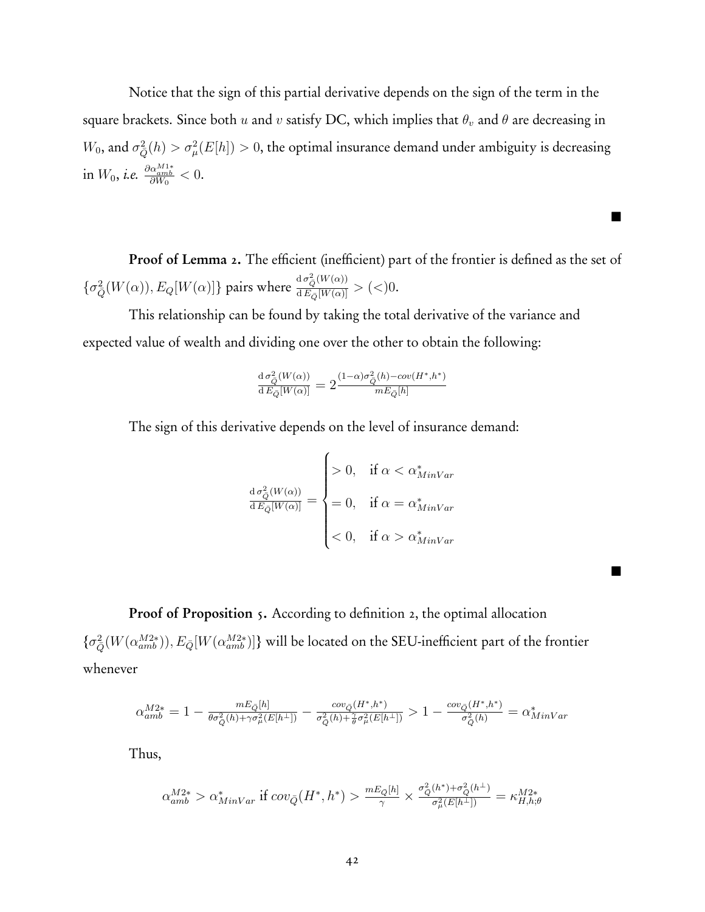Notice that the sign of this partial derivative depends on the sign of the term in the square brackets. Since both $u$ and $v$ satisfy DC, which implies that $\theta_v$ and $\theta$ are decreasing in $W_0$, and $\sigma^2_{\bar{Q}}(h) > \sigma^2_{\mu}(E[h]) > 0$, the optimal insurance demand under ambiguity is decreasing in $W_0$, *i.e.* $\frac{\partial \alpha^{M1*}_{amb}}{\partial W_0} < 0$.

■

**Proof of Lemma 2.** The efficient (inefficient) part of the frontier is defined as the set of $\{\sigma^2_{\bar{Q}}(W(\alpha)), E_Q[W(\alpha)]\}$ pairs where $\frac{\mathrm{d}\,\sigma^2_{\bar{Q}}(W(\alpha))}{\mathrm{d}\,E_{\bar{Q}}[W(\alpha)]} > (<)0$.

This relationship can be found by taking the total derivative of the variance and expected value of wealth and dividing one over the other to obtain the following:

$$\frac{\mathrm{d}\,\sigma^2_{\bar{Q}}(W(\alpha))}{\mathrm{d}\,E_{\bar{Q}}[W(\alpha)]} = 2\frac{(1-\alpha)\sigma^2_{\bar{Q}}(h) - cov(H^*, h^*)}{mE_{\bar{Q}}[h]}$$

The sign of this derivative depends on the level of insurance demand:

$$\frac{\mathrm{d}\,\sigma^2_{\bar{Q}}(W(\alpha))}{\mathrm{d}\,E_{\bar{Q}}[W(\alpha)]} = \begin{cases} > 0, & \text{if } \alpha < \alpha^*_{MinVar} \\ = 0, & \text{if } \alpha = \alpha^*_{MinVar} \\ < 0, & \text{if } \alpha > \alpha^*_{MinVar} \end{cases}$$

■

**Proof of Proposition 5.** According to definition 2, the optimal allocation $\{\sigma^2_{\bar{Q}}(W(\alpha^{M2*}_{amb})), E_{\bar{Q}}[W(\alpha^{M2*}_{amb})]\}$ will be located on the SEU-inefficient part of the frontier whenever

$$\alpha^{M2*}_{amb} = 1 - \frac{mE_{\bar{Q}}[h]}{\theta\sigma^2_{\bar{Q}}(h) + \gamma\sigma^2_{\mu}(E[h^{\perp}])} - \frac{cov_{\bar{Q}}(H^*, h^*)}{\sigma^2_{\bar{Q}}(h) + \frac{\gamma}{\theta}\sigma^2_{\mu}(E[h^{\perp}])} > 1 - \frac{cov_{\bar{Q}}(H^*, h^*)}{\sigma^2_{\bar{Q}}(h)} = \alpha^*_{MinVar}$$

Thus,

$$\alpha^{M2*}_{amb} > \alpha^*_{MinVar} \text{ if } cov_{\bar{Q}}(H^*, h^*) > \frac{mE_{\bar{Q}}[h]}{\gamma} \times \frac{\sigma^2_{\bar{Q}}(h^*) + \sigma^2_{\bar{Q}}(h^{\perp})}{\sigma^2_{\mu}(E[h^{\perp}])} = \kappa^{M2*}_{H,h;\theta}$$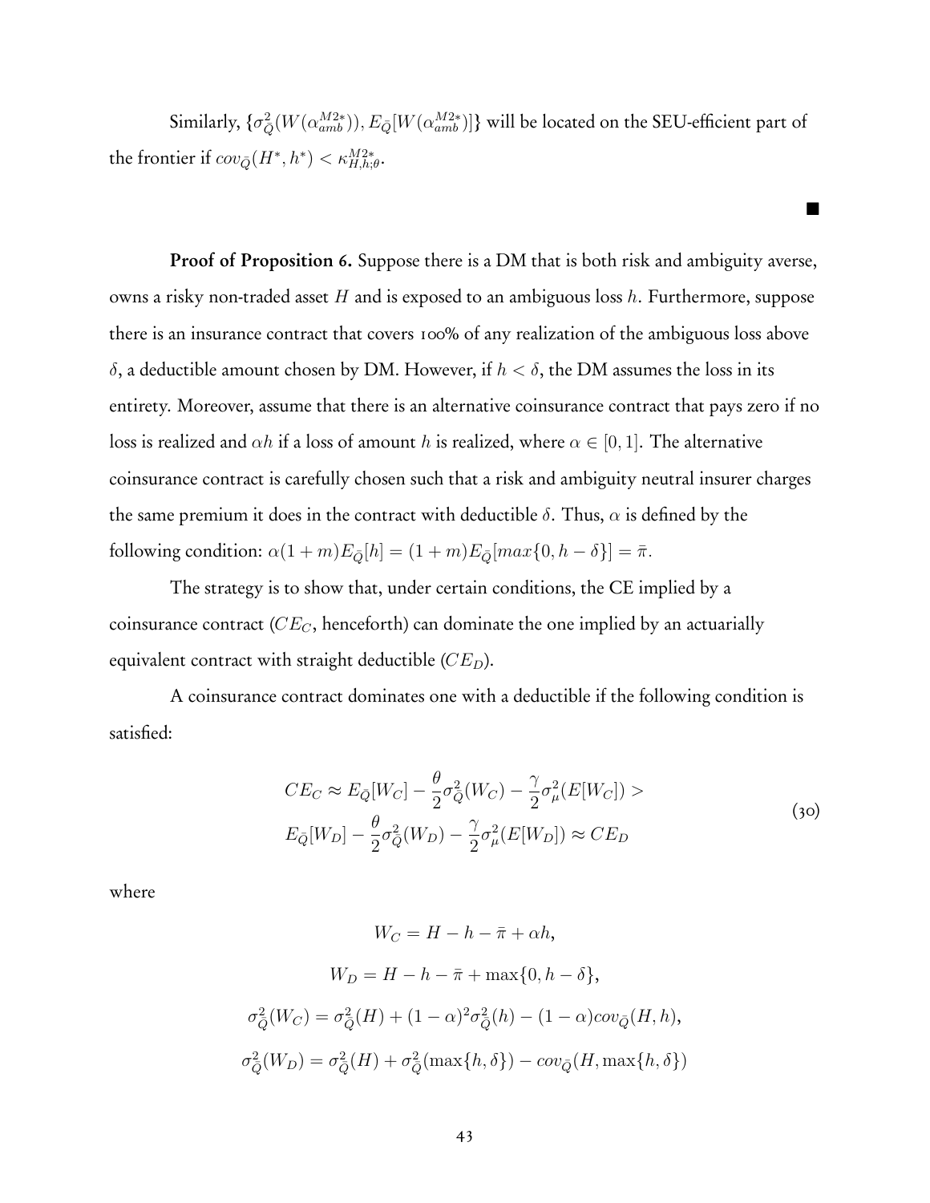Similarly, $\{\sigma^2_{\bar{Q}}(W(\alpha^{M2*}_{amb})), E_{\bar{Q}}[W(\alpha^{M2*}_{amb})]\}$ will be located on the SEU-efficient part of the frontier if $cov_{\bar{Q}}(H^*, h^*) < \kappa^{M2*}_{H,h;\theta}$.

■

**Proof of Proposition 6.** Suppose there is a DM that is both risk and ambiguity averse, owns a risky non-traded asset $H$ and is exposed to an ambiguous loss $h$. Furthermore, suppose there is an insurance contract that covers 100% of any realization of the ambiguous loss above $\delta$, a deductible amount chosen by DM. However, if $h < \delta$, the DM assumes the loss in its entirety. Moreover, assume that there is an alternative coinsurance contract that pays zero if no loss is realized and $\alpha h$ if a loss of amount $h$ is realized, where $\alpha \in [0, 1]$. The alternative coinsurance contract is carefully chosen such that a risk and ambiguity neutral insurer charges the same premium it does in the contract with deductible $\delta$. Thus, $\alpha$ is defined by the following condition: $\alpha(1+m)E_{\bar{Q}}[h] = (1+m)E_{\bar{Q}}[max\{0, h-\delta\}] = \bar{\pi}$.

The strategy is to show that, under certain conditions, the CE implied by a coinsurance contract ($CE_C$, henceforth) can dominate the one implied by an actuarially equivalent contract with straight deductible ($CE_D$).

A coinsurance contract dominates one with a deductible if the following condition is satisfied:

$$
\begin{aligned}
CE_C \approx E_{\bar{Q}}[W_C] - \frac{\theta}{2}\sigma^2_{\bar{Q}}(W_C) - \frac{\gamma}{2}\sigma^2_{\mu}(E[W_C]) > \\
E_{\bar{Q}}[W_D] - \frac{\theta}{2}\sigma^2_{\bar{Q}}(W_D) - \frac{\gamma}{2}\sigma^2_{\mu}(E[W_D]) \approx CE_D
\end{aligned}
\tag{30}
$$

where

$$
W_C = H - h - \bar{\pi} + \alpha h,
$$

$$
W_D = H - h - \bar{\pi} + \max\{0, h-\delta\},
$$

$$
\sigma^2_{\bar{Q}}(W_C) = \sigma^2_{\bar{Q}}(H) + (1-\alpha)^2\sigma^2_{\bar{Q}}(h) - (1-\alpha)cov_{\bar{Q}}(H, h),
$$

$$
\sigma^2_{\bar{Q}}(W_D) = \sigma^2_{\bar{Q}}(H) + \sigma^2_{\bar{Q}}(\max\{h, \delta\}) - cov_{\bar{Q}}(H, \max\{h, \delta\})
$$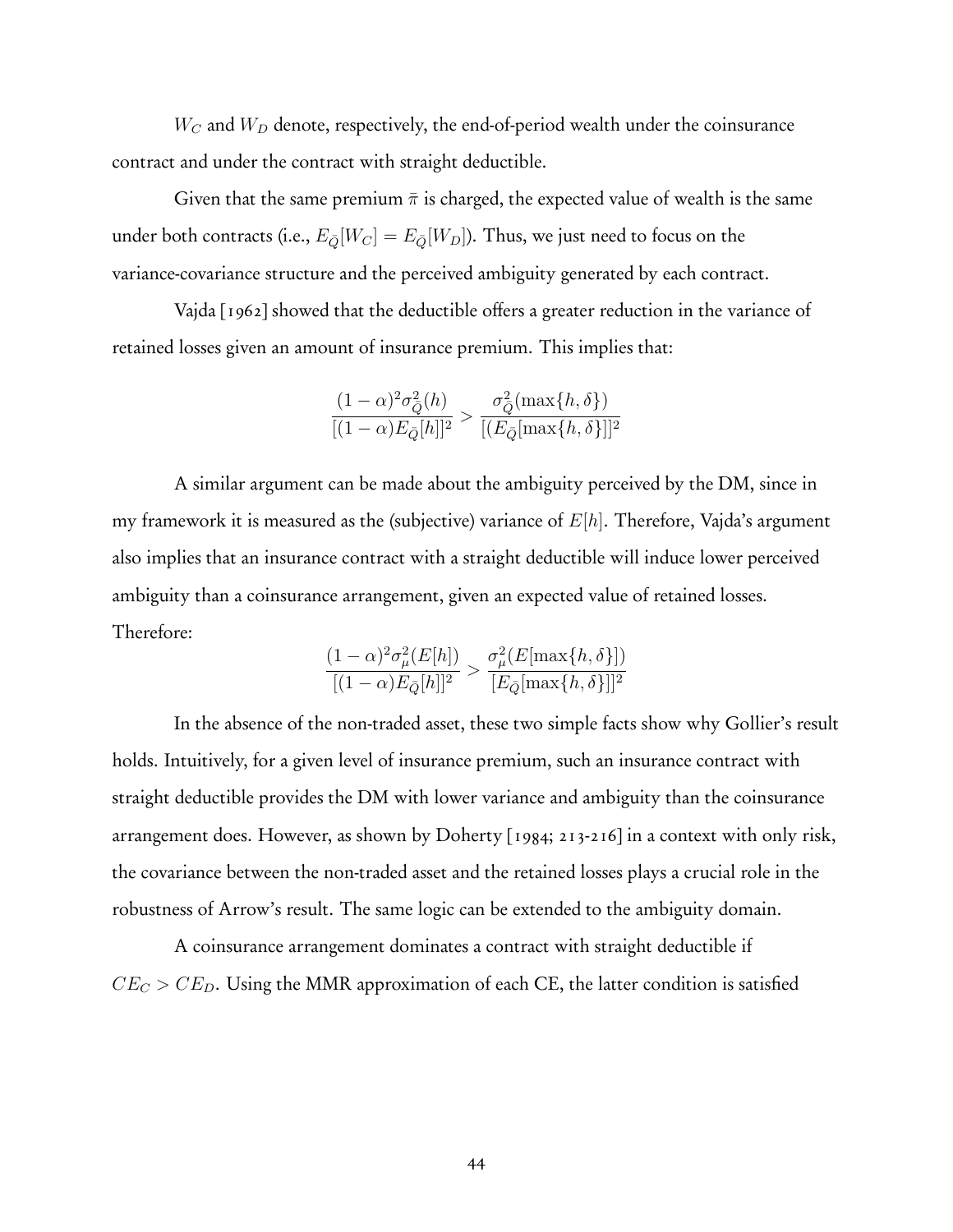$W_C$ and $W_D$ denote, respectively, the end-of-period wealth under the coinsurance contract and under the contract with straight deductible.

Given that the same premium $\bar{\pi}$ is charged, the expected value of wealth is the same under both contracts (i.e., $E_{\bar{Q}}[W_C] = E_{\bar{Q}}[W_D]$). Thus, we just need to focus on the variance-covariance structure and the perceived ambiguity generated by each contract.

Vajda [1962] showed that the deductible offers a greater reduction in the variance of retained losses given an amount of insurance premium. This implies that:

$$\frac{(1-\alpha)^2 \sigma^2_{\bar{Q}}(h)}{[(1-\alpha)E_{\bar{Q}}[h]]^2} > \frac{\sigma^2_{\bar{Q}}(\max\{h, \delta\})}{[(E_{\bar{Q}}[\max\{h, \delta\}]]^2}$$

A similar argument can be made about the ambiguity perceived by the DM, since in my framework it is measured as the (subjective) variance of $E[h]$. Therefore, Vajda's argument also implies that an insurance contract with a straight deductible will induce lower perceived ambiguity than a coinsurance arrangement, given an expected value of retained losses. Therefore:

$$\frac{(1-\alpha)^2 \sigma^2_{\mu}(E[h])}{[(1-\alpha)E_{\bar{Q}}[h]]^2} > \frac{\sigma^2_{\mu}(E[\max\{h, \delta\}])}{[E_{\bar{Q}}[\max\{h, \delta\}]]^2}$$

In the absence of the non-traded asset, these two simple facts show why Gollier's result holds. Intuitively, for a given level of insurance premium, such an insurance contract with straight deductible provides the DM with lower variance and ambiguity than the coinsurance arrangement does. However, as shown by Doherty [1984; 213-216] in a context with only risk, the covariance between the non-traded asset and the retained losses plays a crucial role in the robustness of Arrow's result. The same logic can be extended to the ambiguity domain.

A coinsurance arrangement dominates a contract with straight deductible if $CE_C > CE_D$. Using the MMR approximation of each CE, the latter condition is satisfied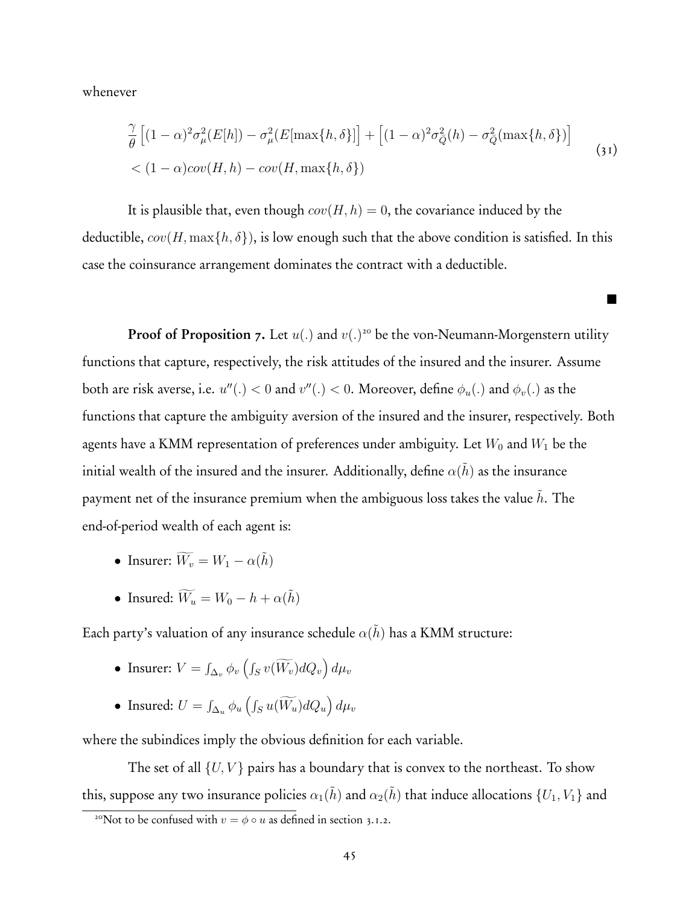whenever

$$
\begin{aligned}
&\frac{\gamma}{\theta}\left[(1-\alpha)^2\sigma_\mu^2(E[h]) - \sigma_\mu^2(E[\max\{h,\delta\}]\right] + \left[(1-\alpha)^2\sigma_Q^2(h) - \sigma_Q^2(\max\{h,\delta\})\right] \\
&< (1-\alpha)cov(H,h) - cov(H,\max\{h,\delta\})
\end{aligned}
\tag{31}
$$

It is plausible that, even though $cov(H,h) = 0$, the covariance induced by the deductible, $cov(H, \max\{h,\delta\})$, is low enough such that the above condition is satisfied. In this case the coinsurance arrangement dominates the contract with a deductible.

■

**Proof of Proposition 7.** Let $u(.)$ and $v(.)$[20] be the von-Neumann-Morgenstern utility functions that capture, respectively, the risk attitudes of the insured and the insurer. Assume both are risk averse, i.e. $u''(.) < 0$ and $v''(.) < 0$. Moreover, define $\phi_u(.)$ and $\phi_v(.)$ as the functions that capture the ambiguity aversion of the insured and the insurer, respectively. Both agents have a KMM representation of preferences under ambiguity. Let $W_0$ and $W_1$ be the initial wealth of the insured and the insurer. Additionally, define $\alpha(\tilde{h})$ as the insurance payment net of the insurance premium when the ambiguous loss takes the value $\tilde{h}$. The end-of-period wealth of each agent is:

- Insurer: $\widetilde{W_v} = W_1 - \alpha(\tilde{h})$
- Insured: $\widetilde{W_u} = W_0 - h + \alpha(\tilde{h})$

Each party's valuation of any insurance schedule $\alpha(\tilde{h})$ has a KMM structure:

- Insurer: $V = \int_{\Delta_v} \phi_v\left(\int_S v(\widetilde{W_v})dQ_v\right)d\mu_v$
- Insured: $U = \int_{\Delta_u} \phi_u\left(\int_S u(\widetilde{W_u})dQ_u\right)d\mu_v$

where the subindices imply the obvious definition for each variable.

The set of all $\{U, V\}$ pairs has a boundary that is convex to the northeast. To show this, suppose any two insurance policies $\alpha_1(\tilde{h})$ and $\alpha_2(\tilde{h})$ that induce allocations $\{U_1, V_1\}$ and

[20] Not to be confused with $v = \phi \circ u$ as defined in section 3.1.2.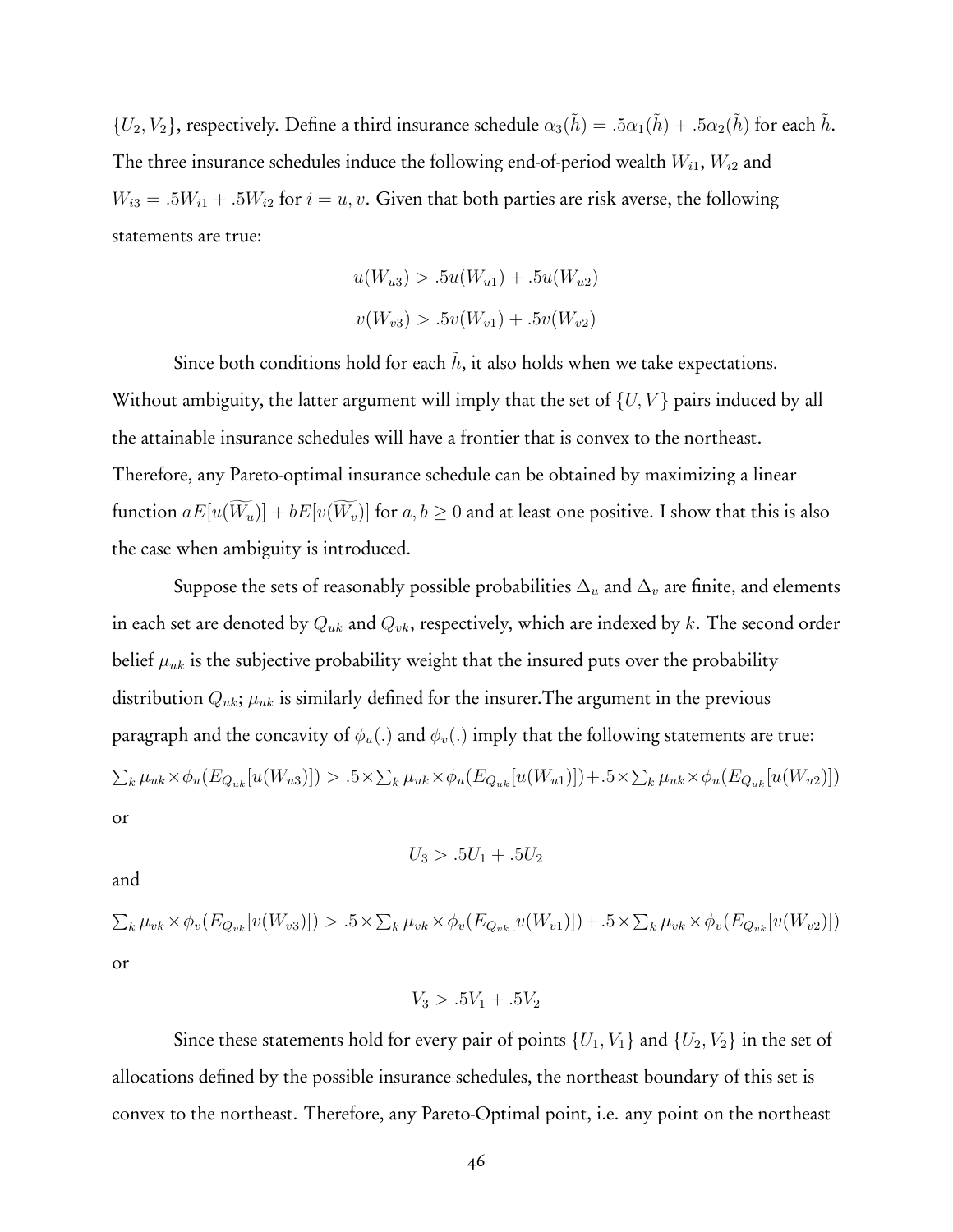$\{U_2, V_2\}$, respectively. Define a third insurance schedule $\alpha_3(\tilde{h}) = .5\alpha_1(\tilde{h}) + .5\alpha_2(\tilde{h})$ for each $\tilde{h}$. The three insurance schedules induce the following end-of-period wealth $W_{i1}$, $W_{i2}$ and $W_{i3} = .5W_{i1} + .5W_{i2}$ for $i = u, v$. Given that both parties are risk averse, the following statements are true:

$$u(W_{u3}) > .5u(W_{u1}) + .5u(W_{u2})$$

$$v(W_{v3}) > .5v(W_{v1}) + .5v(W_{v2})$$

Since both conditions hold for each $\tilde{h}$, it also holds when we take expectations. Without ambiguity, the latter argument will imply that the set of $\{U, V\}$ pairs induced by all the attainable insurance schedules will have a frontier that is convex to the northeast. Therefore, any Pareto-optimal insurance schedule can be obtained by maximizing a linear function $aE[u(\widetilde{W_u})] + bE[v(\widetilde{W_v})]$ for $a, b \geq 0$ and at least one positive. I show that this is also the case when ambiguity is introduced.

Suppose the sets of reasonably possible probabilities $\Delta_u$ and $\Delta_v$ are finite, and elements in each set are denoted by $Q_{uk}$ and $Q_{vk}$, respectively, which are indexed by $k$. The second order belief $\mu_{uk}$ is the subjective probability weight that the insured puts over the probability distribution $Q_{uk}$; $\mu_{uk}$ is similarly defined for the insurer.The argument in the previous paragraph and the concavity of $\phi_u(.)$ and $\phi_v(.)$ imply that the following statements are true:

$$\sum_k \mu_{uk} \times \phi_u(E_{Q_{uk}}[u(W_{u3})]) > .5 \times \sum_k \mu_{uk} \times \phi_u(E_{Q_{uk}}[u(W_{u1})]) + .5 \times \sum_k \mu_{uk} \times \phi_u(E_{Q_{uk}}[u(W_{u2})])$$

or

$$U_3 > .5U_1 + .5U_2$$

and

$$\sum_k \mu_{vk} \times \phi_v(E_{Q_{vk}}[v(W_{v3})]) > .5 \times \sum_k \mu_{vk} \times \phi_v(E_{Q_{vk}}[v(W_{v1})]) + .5 \times \sum_k \mu_{vk} \times \phi_v(E_{Q_{vk}}[v(W_{v2})])$$

or

$$V_3 > .5V_1 + .5V_2$$

Since these statements hold for every pair of points $\{U_1, V_1\}$ and $\{U_2, V_2\}$ in the set of allocations defined by the possible insurance schedules, the northeast boundary of this set is convex to the northeast. Therefore, any Pareto-Optimal point, i.e. any point on the northeast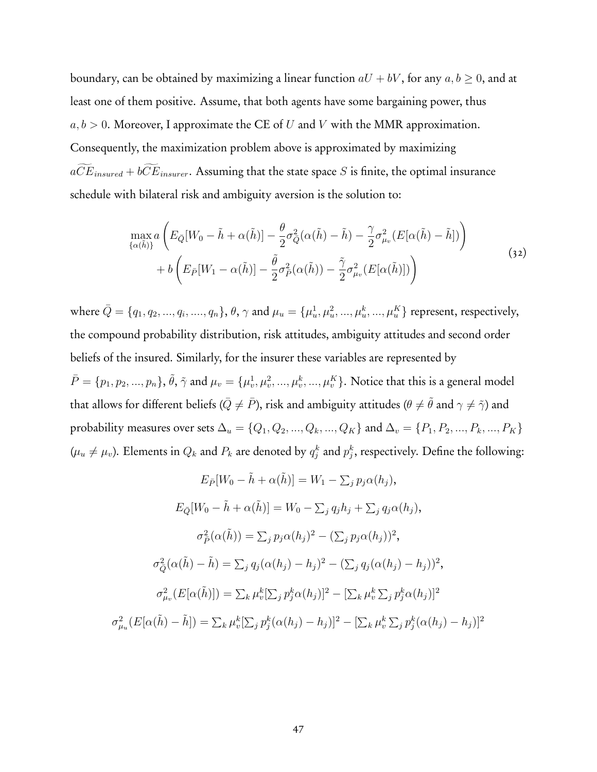boundary, can be obtained by maximizing a linear function $aU + bV$, for any $a, b \geq 0$, and at least one of them positive. Assume, that both agents have some bargaining power, thus $a, b > 0$. Moreover, I approximate the CE of $U$ and $V$ with the MMR approximation. Consequently, the maximization problem above is approximated by maximizing $a\widetilde{CE}_{insured} + b\widetilde{CE}_{insurer}$. Assuming that the state space $S$ is finite, the optimal insurance schedule with bilateral risk and ambiguity aversion is the solution to:

$$
\begin{aligned}
\max_{\{\alpha(\tilde{h})\}} a & \left( E_{\bar{Q}}[W_0 - \tilde{h} + \alpha(\tilde{h})] - \frac{\theta}{2}\sigma^2_{\bar{Q}}(\alpha(\tilde{h}) - \tilde{h}) - \frac{\gamma}{2}\sigma^2_{\mu_v}(E[\alpha(\tilde{h}) - \tilde{h}]) \right) \\
& + b \left( E_{\bar{P}}[W_1 - \alpha(\tilde{h})] - \frac{\tilde{\theta}}{2}\sigma^2_{\bar{P}}(\alpha(\tilde{h})) - \frac{\tilde{\gamma}}{2}\sigma^2_{\mu_v}(E[\alpha(\tilde{h})]) \right)
\end{aligned} \tag{32}
$$

where $\bar{Q} = \{q_1, q_2, ..., q_i, ...., q_n\}$, $\theta$, $\gamma$ and $\mu_u = \{\mu_u^1, \mu_u^2, ..., \mu_u^k, ..., \mu_u^K\}$ represent, respectively, the compound probability distribution, risk attitudes, ambiguity attitudes and second order beliefs of the insured. Similarly, for the insurer these variables are represented by $\bar{P} = \{p_1, p_2, ..., p_n\}$, $\tilde{\theta}$, $\tilde{\gamma}$ and $\mu_v = \{\mu_v^1, \mu_v^2, ..., \mu_v^k, ..., \mu_v^K\}$. Notice that this is a general model that allows for different beliefs ($\bar{Q} \neq \bar{P}$), risk and ambiguity attitudes ($\theta \neq \tilde{\theta}$ and $\gamma \neq \tilde{\gamma}$) and probability measures over sets $\Delta_u = \{Q_1, Q_2, ..., Q_k, ..., Q_K\}$ and $\Delta_v = \{P_1, P_2, ..., P_k, ..., P_K\}$ ($\mu_u \neq \mu_v$). Elements in $Q_k$ and $P_k$ are denoted by $q_j^k$ and $p_j^k$, respectively. Define the following:

$$E_{\bar{P}}[W_0 - \tilde{h} + \alpha(\tilde{h})] = W_1 - \textstyle\sum_j p_j \alpha(h_j),$$

$$E_{\bar{Q}}[W_0 - \tilde{h} + \alpha(\tilde{h})] = W_0 - \textstyle\sum_j q_j h_j + \sum_j q_j \alpha(h_j),$$

$$\sigma^2_{\bar{P}}(\alpha(\tilde{h})) = \textstyle\sum_j p_j \alpha(h_j)^2 - (\sum_j p_j \alpha(h_j))^2,$$

$$\sigma^2_{\bar{Q}}(\alpha(\tilde{h}) - \tilde{h}) = \textstyle\sum_j q_j (\alpha(h_j) - h_j)^2 - (\sum_j q_j (\alpha(h_j) - h_j))^2,$$

$$\sigma^2_{\mu_v}(E[\alpha(\tilde{h})]) = \textstyle\sum_k \mu_v^k [\sum_j p_j^k \alpha(h_j)]^2 - [\sum_k \mu_v^k \sum_j p_j^k \alpha(h_j)]^2$$

$$\sigma^2_{\mu_u}(E[\alpha(\tilde{h}) - \tilde{h}]) = \textstyle\sum_k \mu_v^k [\sum_j p_j^k (\alpha(h_j) - h_j)]^2 - [\sum_k \mu_v^k \sum_j p_j^k (\alpha(h_j) - h_j)]^2$$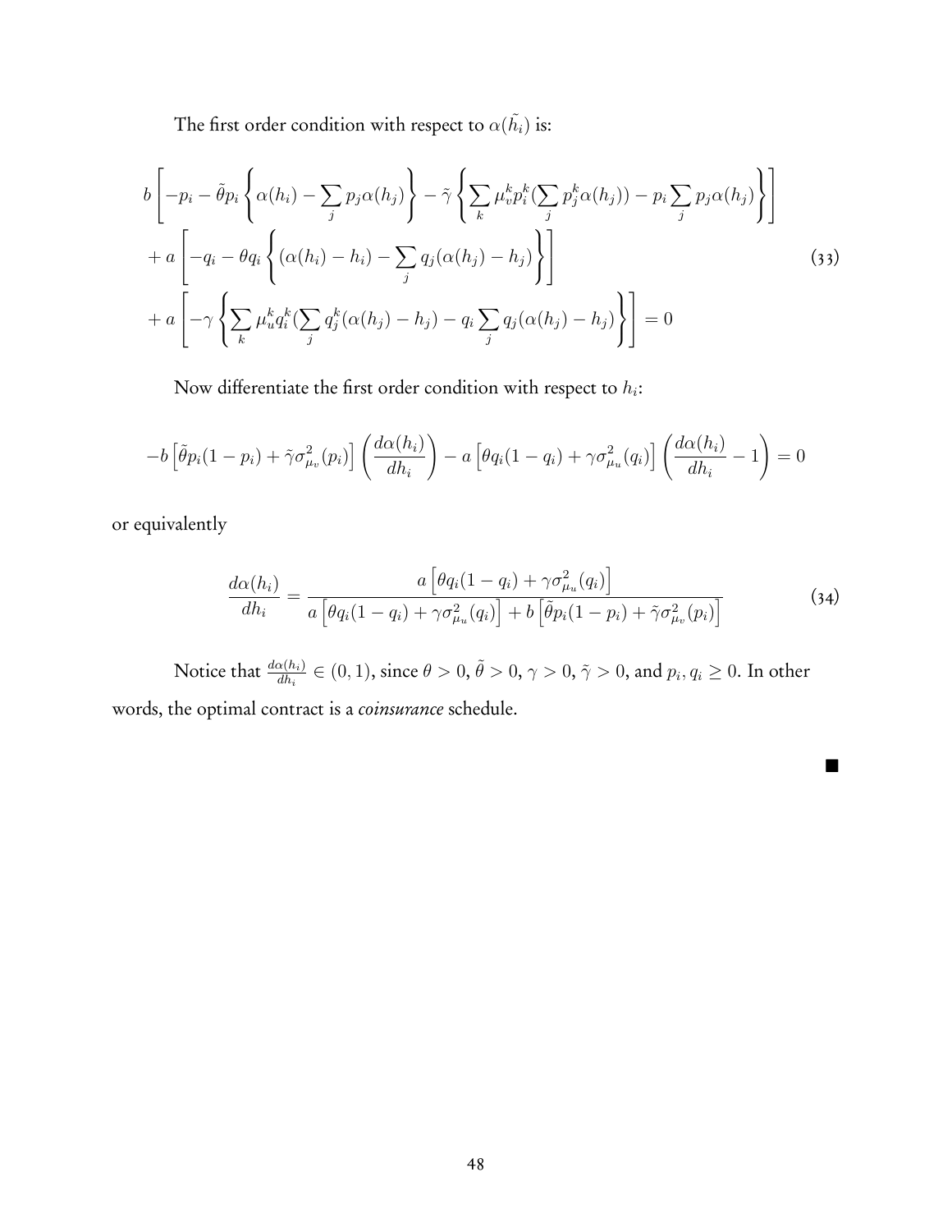The first order condition with respect to $\alpha(\tilde{h_i})$ is:

$$
\begin{aligned}
&b\left[-p_i - \tilde{\theta}p_i\left\{\alpha(h_i) - \sum_j p_j\alpha(h_j)\right\} - \tilde{\gamma}\left\{\sum_k \mu_v^k p_i^k(\sum_j p_j^k \alpha(h_j)) - p_i\sum_j p_j\alpha(h_j)\right\}\right] \\
&+ a\left[-q_i - \theta q_i\left\{(\alpha(h_i) - h_i) - \sum_j q_j(\alpha(h_j) - h_j)\right\}\right] \\
&+ a\left[-\gamma\left\{\sum_k \mu_u^k q_i^k(\sum_j q_j^k(\alpha(h_j) - h_j) - q_i\sum_j q_j(\alpha(h_j) - h_j)\right\}\right] = 0
\end{aligned}
\tag{33}
$$

Now differentiate the first order condition with respect to $h_i$:

$$
-b\left[\tilde{\theta}p_i(1-p_i) + \tilde{\gamma}\sigma^2_{\mu_v}(p_i)\right]\left(\frac{d\alpha(h_i)}{dh_i}\right) - a\left[\theta q_i(1-q_i) + \gamma\sigma^2_{\mu_u}(q_i)\right]\left(\frac{d\alpha(h_i)}{dh_i} - 1\right) = 0
$$

or equivalently

$$
\frac{d\alpha(h_i)}{dh_i} = \frac{a\left[\theta q_i(1-q_i) + \gamma\sigma^2_{\mu_u}(q_i)\right]}{a\left[\theta q_i(1-q_i) + \gamma\sigma^2_{\mu_u}(q_i)\right] + b\left[\tilde{\theta}p_i(1-p_i) + \tilde{\gamma}\sigma^2_{\mu_v}(p_i)\right]}
\tag{34}
$$

Notice that $\frac{d\alpha(h_i)}{dh_i} \in (0,1)$, since $\theta > 0$, $\tilde{\theta} > 0$, $\gamma > 0$, $\tilde{\gamma} > 0$, and $p_i, q_i \geq 0$. In other words, the optimal contract is a *coinsurance* schedule.

■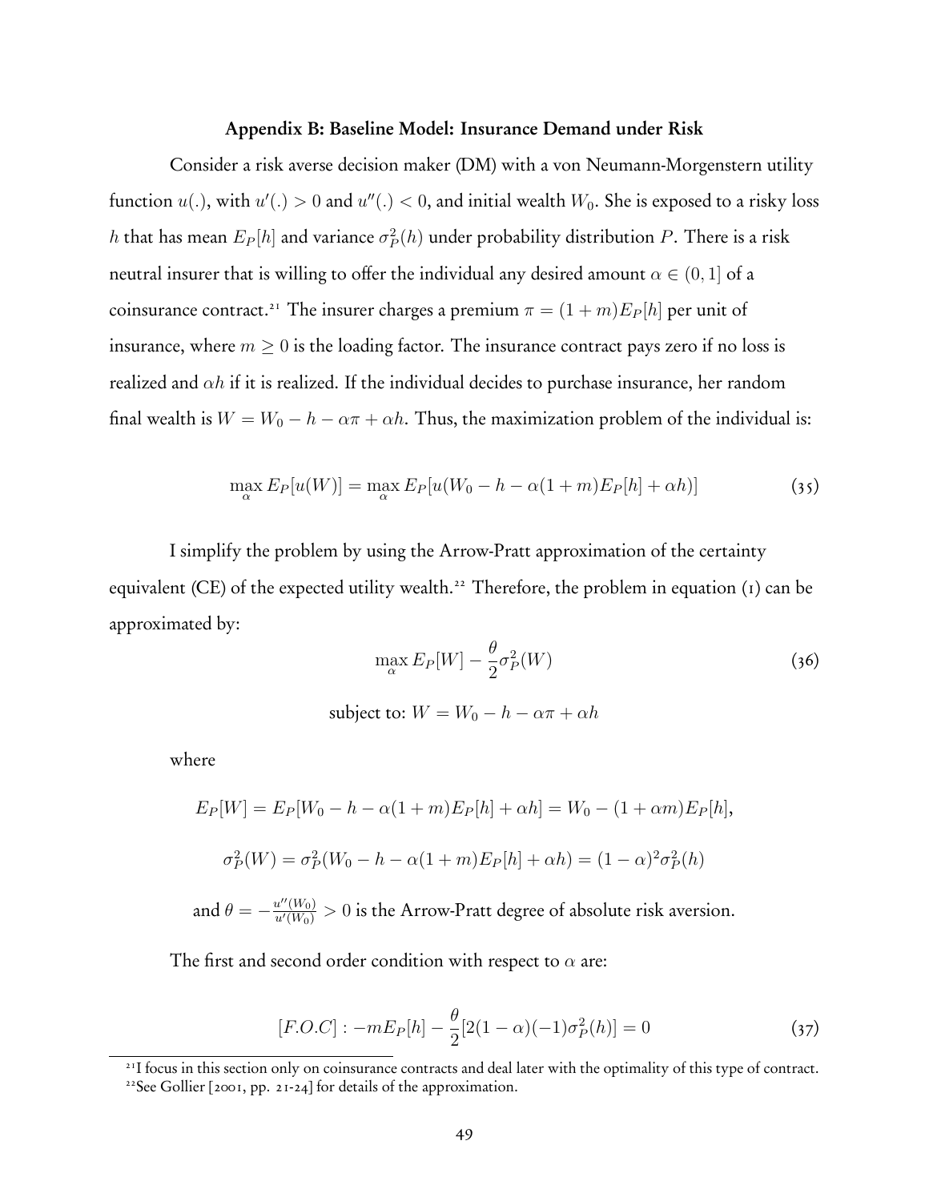### Appendix B: Baseline Model: Insurance Demand under Risk

Consider a risk averse decision maker (DM) with a von Neumann-Morgenstern utility function $u(.)$, with $u'(.) > 0$ and $u''(.) < 0$, and initial wealth $W_0$. She is exposed to a risky loss $h$ that has mean $E_P[h]$ and variance $\sigma_P^2(h)$ under probability distribution $P$. There is a risk neutral insurer that is willing to offer the individual any desired amount $\alpha \in (0, 1]$ of a coinsurance contract.[21] The insurer charges a premium $\pi = (1 + m)E_P[h]$ per unit of insurance, where $m \geq 0$ is the loading factor. The insurance contract pays zero if no loss is realized and $\alpha h$ if it is realized. If the individual decides to purchase insurance, her random final wealth is $W = W_0 - h - \alpha\pi + \alpha h$. Thus, the maximization problem of the individual is:

$$\max_{\alpha} E_P[u(W)] = \max_{\alpha} E_P[u(W_0 - h - \alpha(1 + m)E_P[h] + \alpha h)] \tag{35}$$

I simplify the problem by using the Arrow-Pratt approximation of the certainty equivalent (CE) of the expected utility wealth.[22] Therefore, the problem in equation (1) can be approximated by:

$$\max_{\alpha} E_P[W] - \frac{\theta}{2}\sigma_P^2(W) \tag{36}$$

$$\text{subject to: } W = W_0 - h - \alpha\pi + \alpha h$$

where

$$E_P[W] = E_P[W_0 - h - \alpha(1 + m)E_P[h] + \alpha h] = W_0 - (1 + \alpha m)E_P[h],$$

$$\sigma_P^2(W) = \sigma_P^2(W_0 - h - \alpha(1 + m)E_P[h] + \alpha h) = (1 - \alpha)^2\sigma_P^2(h)$$

and $\theta = -\frac{u''(W_0)}{u'(W_0)} > 0$ is the Arrow-Pratt degree of absolute risk aversion.

The first and second order condition with respect to $\alpha$ are:

$$[F.O.C] : -mE_P[h] - \frac{\theta}{2}[2(1 - \alpha)(-1)\sigma_P^2(h)] = 0 \tag{37}$$

[21] I focus in this section only on coinsurance contracts and deal later with the optimality of this type of contract.

[22] See Gollier [2001, pp. 21-24] for details of the approximation.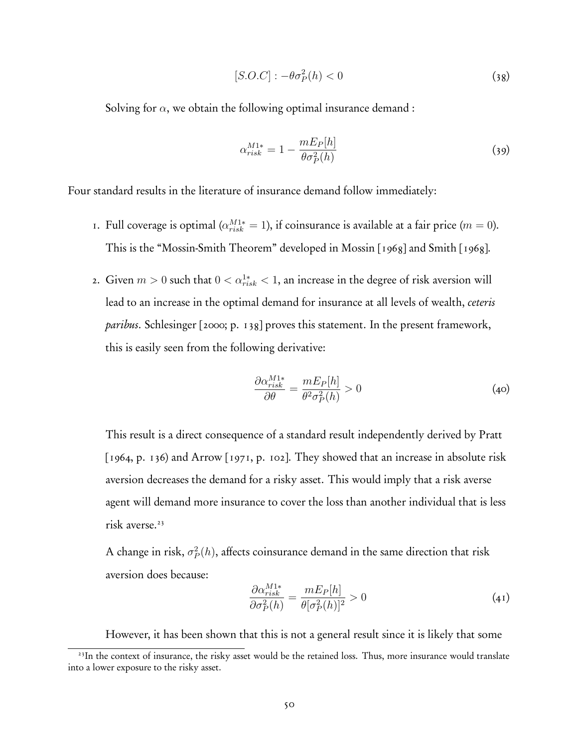$$[S.O.C] : -\theta\sigma_P^2(h) < 0 \tag{38}$$

Solving for $\alpha$, we obtain the following optimal insurance demand :

$$\alpha_{risk}^{M1*} = 1 - \frac{mE_P[h]}{\theta\sigma_P^2(h)} \tag{39}$$

Four standard results in the literature of insurance demand follow immediately:

1. Full coverage is optimal ($\alpha_{risk}^{M1*} = 1$), if coinsurance is available at a fair price ($m = 0$). This is the "Mossin-Smith Theorem" developed in Mossin [1968] and Smith [1968].

2. Given $m > 0$ such that $0 < \alpha_{risk}^{1*} < 1$, an increase in the degree of risk aversion will lead to an increase in the optimal demand for insurance at all levels of wealth, *ceteris paribus*. Schlesinger [2000; p. 138] proves this statement. In the present framework, this is easily seen from the following derivative:

$$\frac{\partial \alpha_{risk}^{M1*}}{\partial \theta} = \frac{mE_P[h]}{\theta^2\sigma_P^2(h)} > 0 \tag{40}$$

   This result is a direct consequence of a standard result independently derived by Pratt [1964, p. 136) and Arrow [1971, p. 102]. They showed that an increase in absolute risk aversion decreases the demand for a risky asset. This would imply that a risk averse agent will demand more insurance to cover the loss than another individual that is less risk averse.[23]

   A change in risk, $\sigma_P^2(h)$, affects coinsurance demand in the same direction that risk aversion does because:

$$\frac{\partial \alpha_{risk}^{M1*}}{\partial \sigma_P^2(h)} = \frac{mE_P[h]}{\theta[\sigma_P^2(h)]^2} > 0 \tag{41}$$

   However, it has been shown that this is not a general result since it is likely that some

[23] In the context of insurance, the risky asset would be the retained loss. Thus, more insurance would translate into a lower exposure to the risky asset.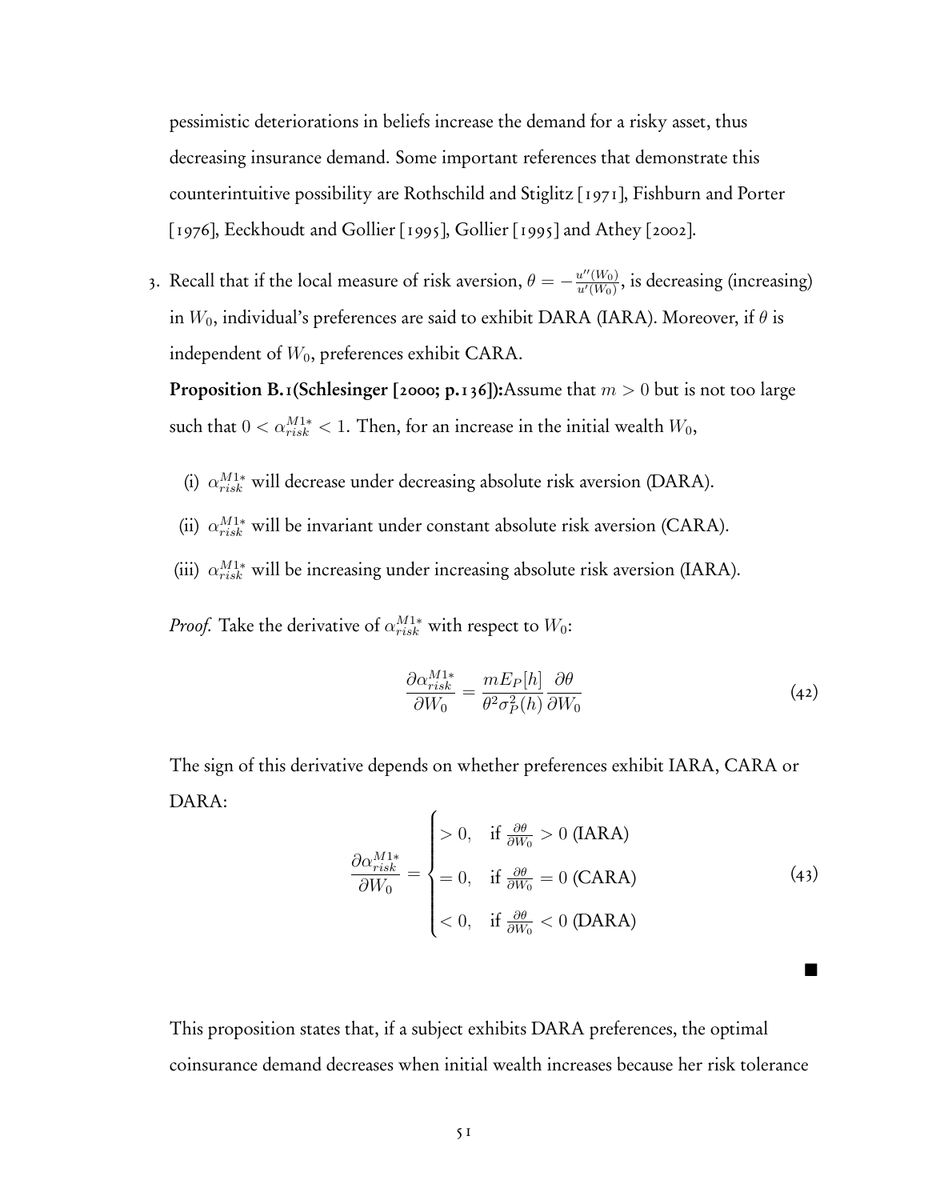pessimistic deteriorations in beliefs increase the demand for a risky asset, thus decreasing insurance demand. Some important references that demonstrate this counterintuitive possibility are Rothschild and Stiglitz [1971], Fishburn and Porter [1976], Eeckhoudt and Gollier [1995], Gollier [1995] and Athey [2002].

3. Recall that if the local measure of risk aversion, $\theta = -\frac{u''(W_0)}{u'(W_0)}$, is decreasing (increasing) in $W_0$, individual's preferences are said to exhibit DARA (IARA). Moreover, if $\theta$ is independent of $W_0$, preferences exhibit CARA.

   **Proposition B.1(Schlesinger [2000; p.136]):**Assume that $m > 0$ but is not too large such that $0 < \alpha_{risk}^{M1*} < 1$. Then, for an increase in the initial wealth $W_0$,

   (i) $\alpha_{risk}^{M1*}$ will decrease under decreasing absolute risk aversion (DARA).

   (ii) $\alpha_{risk}^{M1*}$ will be invariant under constant absolute risk aversion (CARA).

   (iii) $\alpha_{risk}^{M1*}$ will be increasing under increasing absolute risk aversion (IARA).

   *Proof.* Take the derivative of $\alpha_{risk}^{M1*}$ with respect to $W_0$:

$$\frac{\partial \alpha_{risk}^{M1*}}{\partial W_0} = \frac{mE_P[h]}{\theta^2 \sigma_P^2(h)} \frac{\partial \theta}{\partial W_0} \tag{42}$$

   The sign of this derivative depends on whether preferences exhibit IARA, CARA or DARA:

$$\frac{\partial \alpha_{risk}^{M1*}}{\partial W_0} = \begin{cases} > 0, & \text{if } \frac{\partial \theta}{\partial W_0} > 0 \text{ (IARA)} \\ = 0, & \text{if } \frac{\partial \theta}{\partial W_0} = 0 \text{ (CARA)} \\ < 0, & \text{if } \frac{\partial \theta}{\partial W_0} < 0 \text{ (DARA)} \end{cases} \tag{43}$$

   ■

   This proposition states that, if a subject exhibits DARA preferences, the optimal coinsurance demand decreases when initial wealth increases because her risk tolerance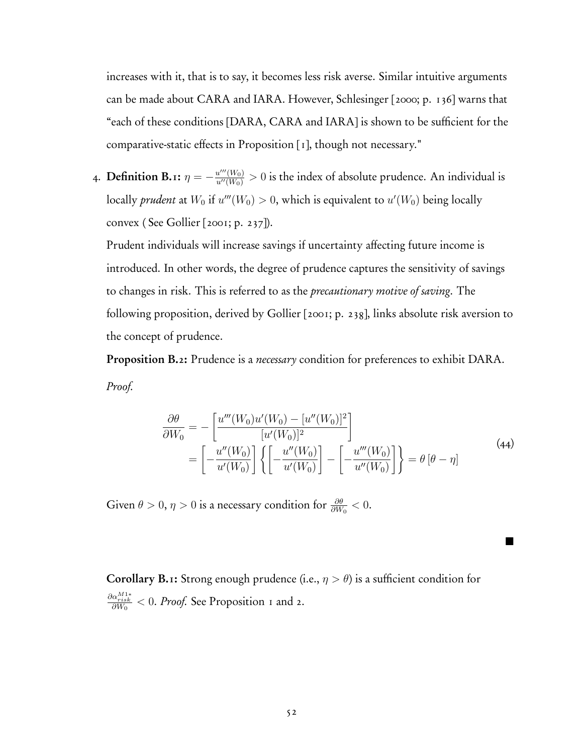increases with it, that is to say, it becomes less risk averse. Similar intuitive arguments can be made about CARA and IARA. However, Schlesinger [2000; p. 136] warns that "each of these conditions [DARA, CARA and IARA] is shown to be sufficient for the comparative-static effects in Proposition [1], though not necessary."

4. **Definition B.1:** $\eta = -\frac{u'''(W_0)}{u''(W_0)} > 0$ is the index of absolute prudence. An individual is locally *prudent* at $W_0$ if $u'''(W_0) > 0$, which is equivalent to $u'(W_0)$ being locally convex ( See Gollier [2001; p. 237]).

   Prudent individuals will increase savings if uncertainty affecting future income is introduced. In other words, the degree of prudence captures the sensitivity of savings to changes in risk. This is referred to as the *precautionary motive of saving*. The following proposition, derived by Gollier [2001; p. 238], links absolute risk aversion to the concept of prudence.

   **Proposition B.2:** Prudence is a *necessary* condition for preferences to exhibit DARA.

   *Proof.*

$$
\begin{aligned}
\frac{\partial \theta}{\partial W_0} &= -\left[\frac{u'''(W_0)u'(W_0) - [u''(W_0)]^2}{[u'(W_0)]^2}\right] \\
&= \left[-\frac{u''(W_0)}{u'(W_0)}\right]\left\{\left[-\frac{u''(W_0)}{u'(W_0)}\right] - \left[-\frac{u'''(W_0)}{u''(W_0)}\right]\right\} = \theta\left[\theta - \eta\right]
\end{aligned}
\tag{44}
$$

Given $\theta > 0$, $\eta > 0$ is a necessary condition for $\frac{\partial \theta}{\partial W_0} < 0$.

■

**Corollary B.1:** Strong enough prudence (i.e., $\eta > \theta$) is a sufficient condition for $\frac{\partial \alpha_{risk}^{M1*}}{\partial W_0} < 0$. *Proof.* See Proposition 1 and 2.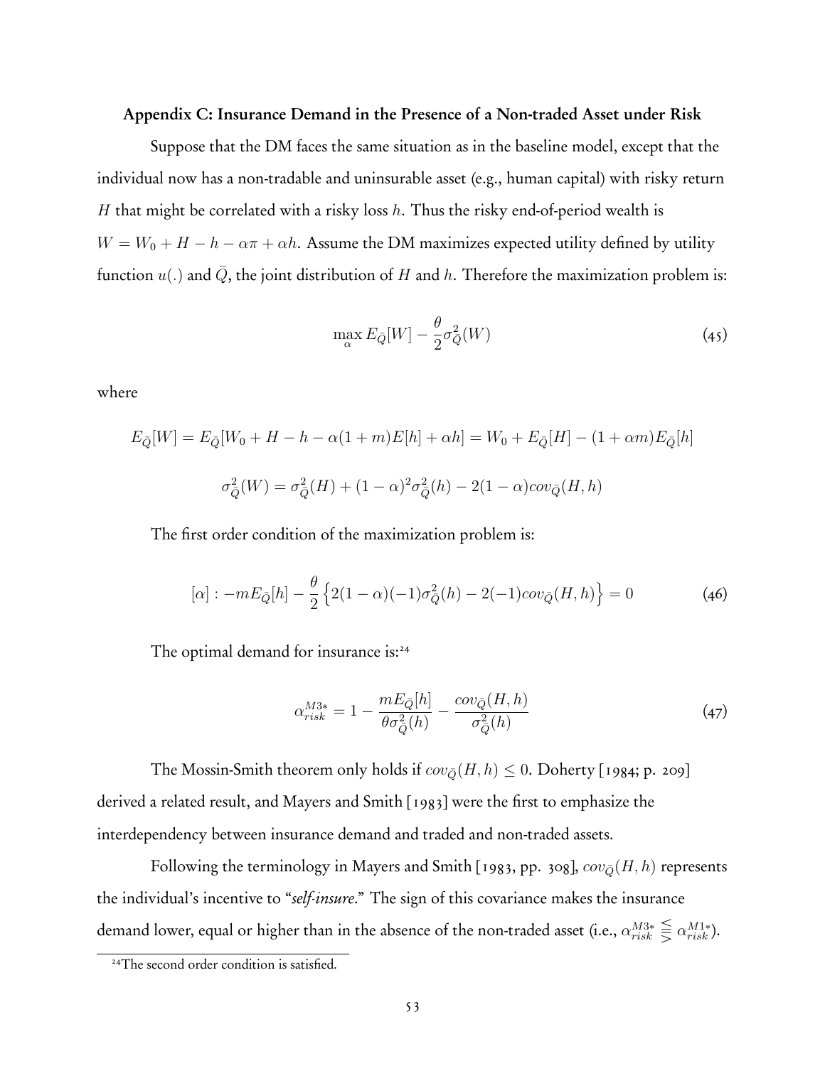**Appendix C: Insurance Demand in the Presence of a Non-traded Asset under Risk**

Suppose that the DM faces the same situation as in the baseline model, except that the individual now has a non-tradable and uninsurable asset (e.g., human capital) with risky return $H$ that might be correlated with a risky loss $h$. Thus the risky end-of-period wealth is $W = W_0 + H - h - \alpha\pi + \alpha h$. Assume the DM maximizes expected utility defined by utility function $u(.)$ and $\bar{Q}$, the joint distribution of $H$ and $h$. Therefore the maximization problem is:

$$\max_{\alpha} E_{\bar{Q}}[W] - \frac{\theta}{2}\sigma^2_{\bar{Q}}(W) \tag{45}$$

where

$$E_{\bar{Q}}[W] = E_{\bar{Q}}[W_0 + H - h - \alpha(1+m)E[h] + \alpha h] = W_0 + E_{\bar{Q}}[H] - (1+\alpha m)E_{\bar{Q}}[h]$$

$$\sigma^2_{\bar{Q}}(W) = \sigma^2_{\bar{Q}}(H) + (1-\alpha)^2\sigma^2_{\bar{Q}}(h) - 2(1-\alpha)cov_{\bar{Q}}(H,h)$$

The first order condition of the maximization problem is:

$$[\alpha] : -mE_{\bar{Q}}[h] - \frac{\theta}{2}\left\{2(1-\alpha)(-1)\sigma^2_{\bar{Q}}(h) - 2(-1)cov_{\bar{Q}}(H,h)\right\} = 0 \tag{46}$$

The optimal demand for insurance is:[24]

$$\alpha^{M3*}_{risk} = 1 - \frac{mE_{\bar{Q}}[h]}{\theta\sigma^2_{\bar{Q}}(h)} - \frac{cov_{\bar{Q}}(H,h)}{\sigma^2_{\bar{Q}}(h)} \tag{47}$$

The Mossin-Smith theorem only holds if $cov_{\bar{Q}}(H,h) \leq 0$. Doherty [1984; p. 209] derived a related result, and Mayers and Smith [1983] were the first to emphasize the interdependency between insurance demand and traded and non-traded assets.

Following the terminology in Mayers and Smith [1983, pp. 308], $cov_{\bar{Q}}(H,h)$ represents the individual's incentive to "*self-insure*." The sign of this covariance makes the insurance demand lower, equal or higher than in the absence of the non-traded asset (i.e., $\alpha^{M3*}_{risk} \lesseqgtr \alpha^{M1*}_{risk}$).

[24] The second order condition is satisfied.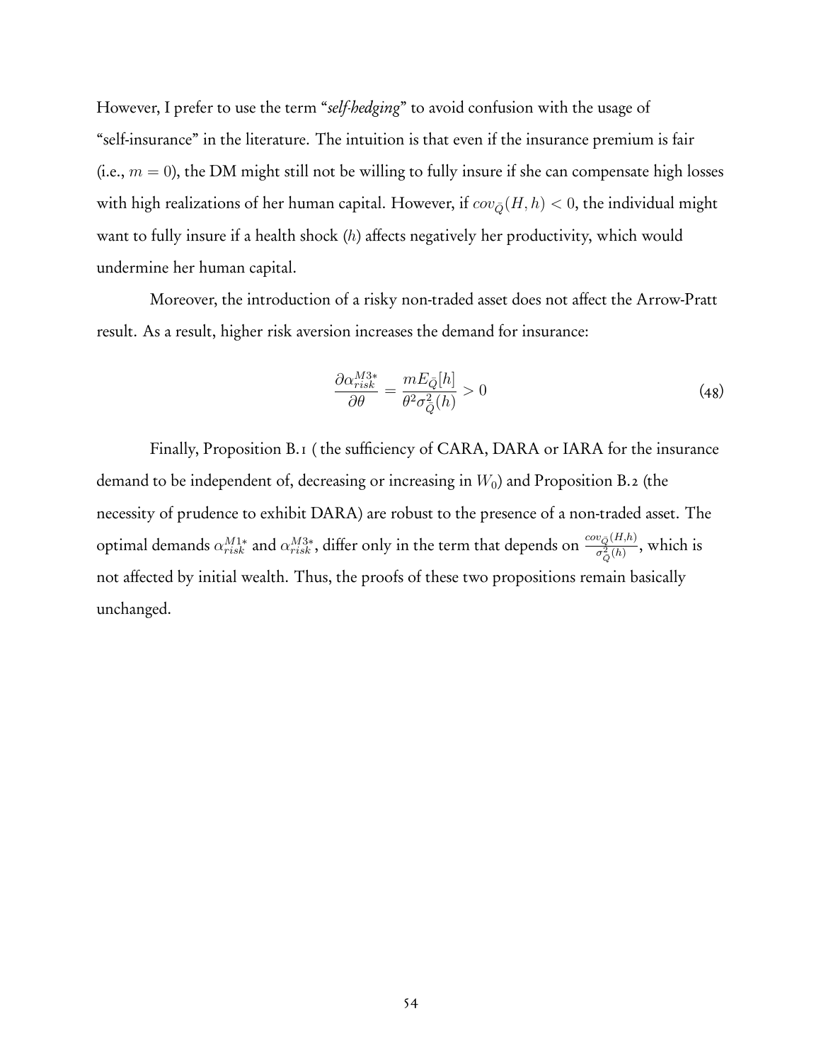However, I prefer to use the term "*self-hedging*" to avoid confusion with the usage of "self-insurance" in the literature. The intuition is that even if the insurance premium is fair (i.e., $m = 0$), the DM might still not be willing to fully insure if she can compensate high losses with high realizations of her human capital. However, if $cov_{\bar{Q}}(H, h) < 0$, the individual might want to fully insure if a health shock ($h$) affects negatively her productivity, which would undermine her human capital.

Moreover, the introduction of a risky non-traded asset does not affect the Arrow-Pratt result. As a result, higher risk aversion increases the demand for insurance:

$$\frac{\partial \alpha_{risk}^{M3*}}{\partial \theta} = \frac{m E_{\bar{Q}}[h]}{\theta^2 \sigma_{\bar{Q}}^2(h)} > 0 \tag{48}$$

Finally, Proposition B.1 ( the sufficiency of CARA, DARA or IARA for the insurance demand to be independent of, decreasing or increasing in $W_0$) and Proposition B.2 (the necessity of prudence to exhibit DARA) are robust to the presence of a non-traded asset. The optimal demands $\alpha_{risk}^{M1*}$ and $\alpha_{risk}^{M3*}$, differ only in the term that depends on $\frac{cov_{\bar{Q}}(H,h)}{\sigma_{\bar{Q}}^2(h)}$, which is not affected by initial wealth. Thus, the proofs of these two propositions remain basically unchanged.